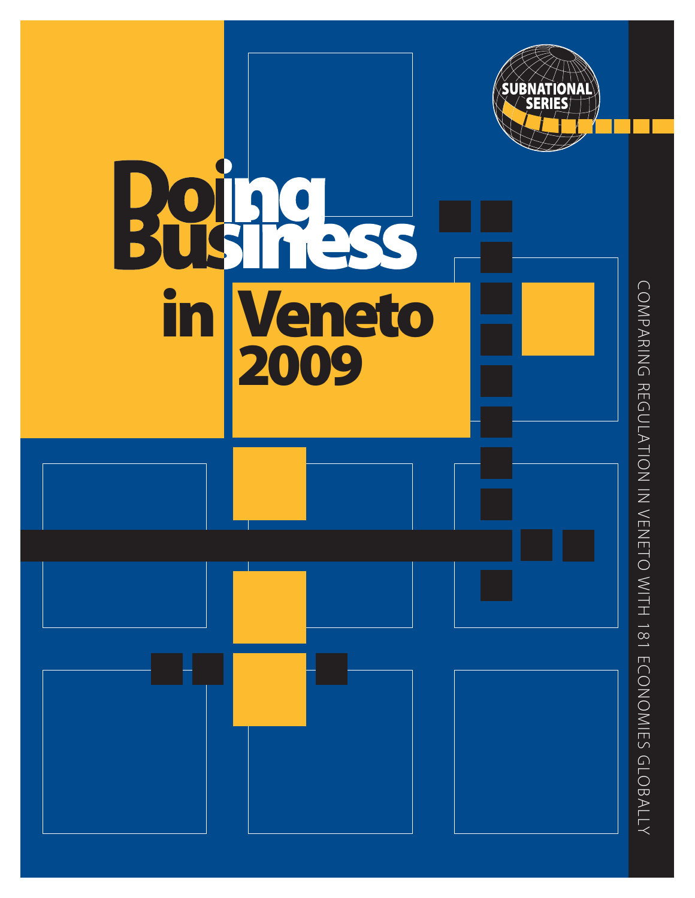SUBNATIONAL SERIES

# Doing Business in Veneto 2009

COMPARING REGULATION IN VENETO WITH 181 ECONOMIES GLOBALLY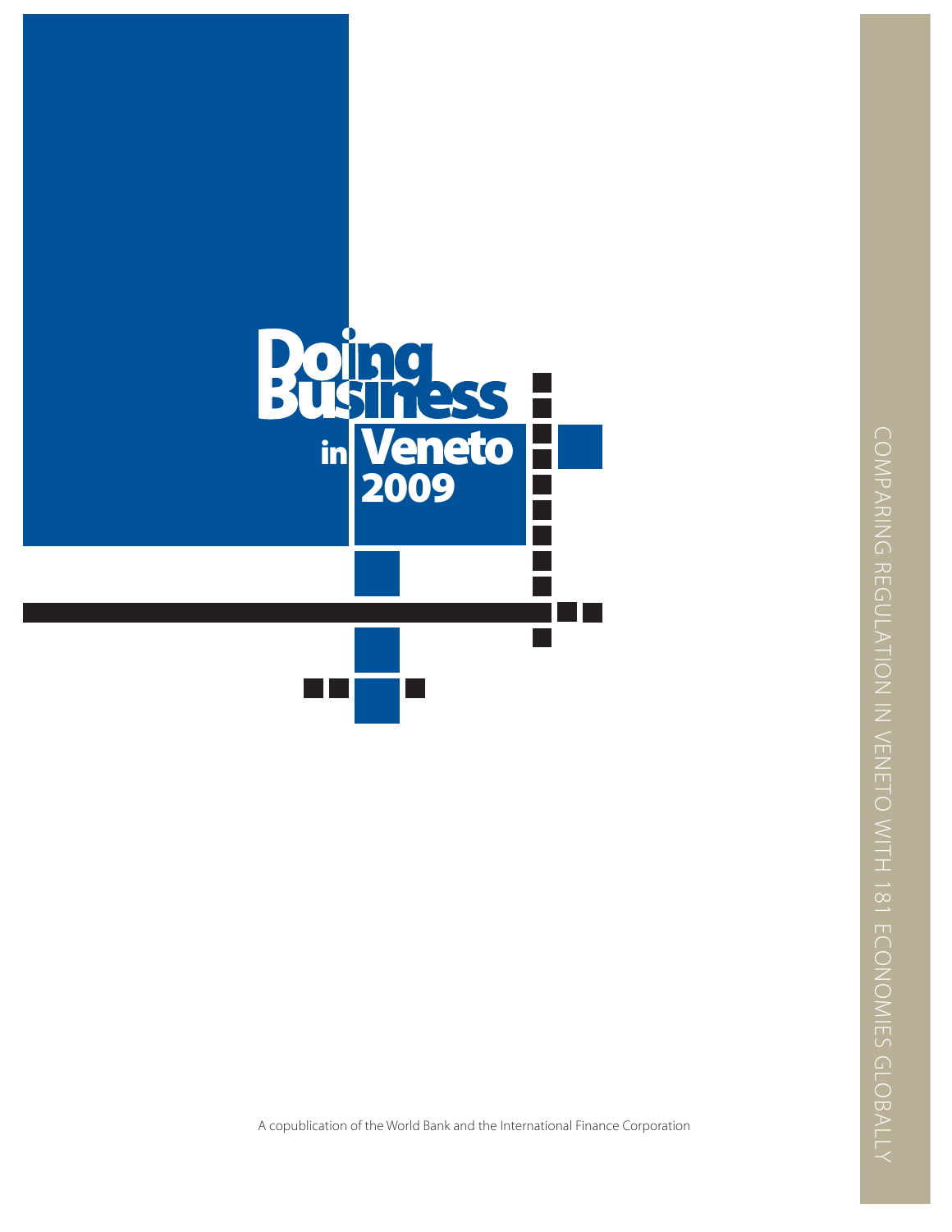# Doing Business in Veneto 2009

COMPARING REGULATION IN VENETO WITH 181 ECONOMIES GLOBALLY

A copublication of the World Bank and the International Finance Corporation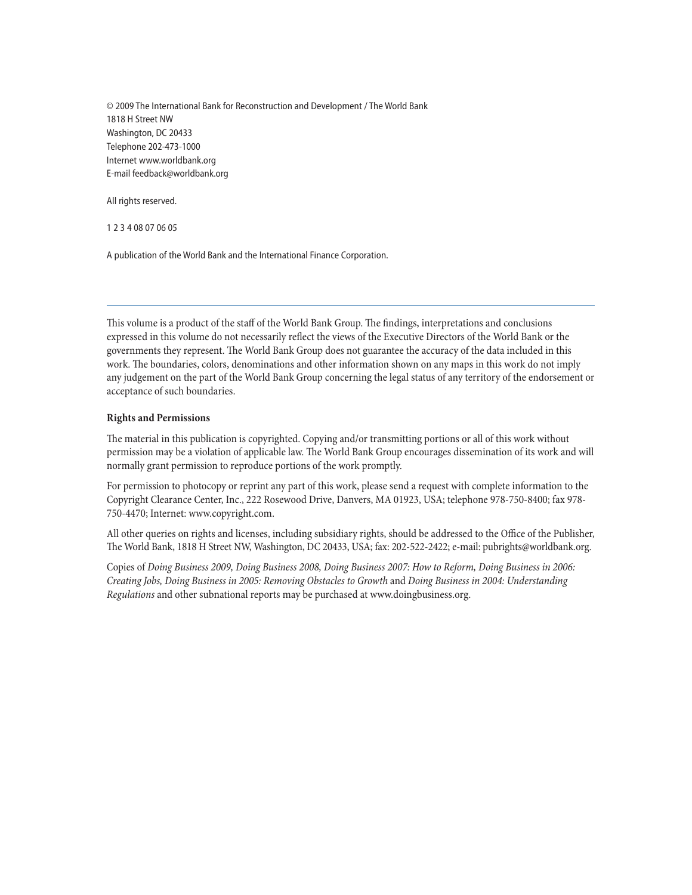© 2009 The International Bank for Reconstruction and Development / The World Bank
1818 H Street NW
Washington, DC 20433
Telephone 202-473-1000
Internet www.worldbank.org
E-mail feedback@worldbank.org

All rights reserved.

1 2 3 4 08 07 06 05

A publication of the World Bank and the International Finance Corporation.

---

This volume is a product of the staff of the World Bank Group. The findings, interpretations and conclusions expressed in this volume do not necessarily reflect the views of the Executive Directors of the World Bank or the governments they represent. The World Bank Group does not guarantee the accuracy of the data included in this work. The boundaries, colors, denominations and other information shown on any maps in this work do not imply any judgement on the part of the World Bank Group concerning the legal status of any territory of the endorsement or acceptance of such boundaries.

**Rights and Permissions**

The material in this publication is copyrighted. Copying and/or transmitting portions or all of this work without permission may be a violation of applicable law. The World Bank Group encourages dissemination of its work and will normally grant permission to reproduce portions of the work promptly.

For permission to photocopy or reprint any part of this work, please send a request with complete information to the Copyright Clearance Center, Inc., 222 Rosewood Drive, Danvers, MA 01923, USA; telephone 978-750-8400; fax 978-750-4470; Internet: www.copyright.com.

All other queries on rights and licenses, including subsidiary rights, should be addressed to the Office of the Publisher, The World Bank, 1818 H Street NW, Washington, DC 20433, USA; fax: 202-522-2422; e-mail: pubrights@worldbank.org.

Copies of *Doing Business 2009, Doing Business 2008, Doing Business 2007: How to Reform, Doing Business in 2006: Creating Jobs, Doing Business in 2005: Removing Obstacles to Growth* and *Doing Business in 2004: Understanding Regulations* and other subnational reports may be purchased at www.doingbusiness.org.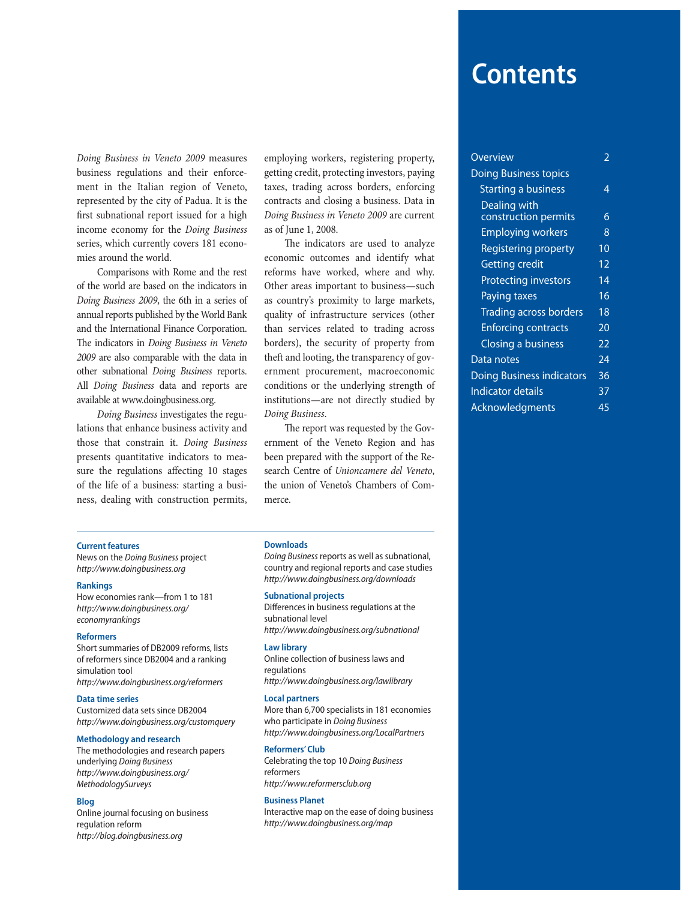*Doing Business in Veneto 2009* measures business regulations and their enforcement in the Italian region of Veneto, represented by the city of Padua. It is the first subnational report issued for a high income economy for the *Doing Business* series, which currently covers 181 economies around the world.

Comparisons with Rome and the rest of the world are based on the indicators in *Doing Business 2009*, the 6th in a series of annual reports published by the World Bank and the International Finance Corporation. The indicators in *Doing Business in Veneto 2009* are also comparable with the data in other subnational *Doing Business* reports. All *Doing Business* data and reports are available at www.doingbusiness.org.

*Doing Business* investigates the regulations that enhance business activity and those that constrain it. *Doing Business* presents quantitative indicators to measure the regulations affecting 10 stages of the life of a business: starting a business, dealing with construction permits, employing workers, registering property, getting credit, protecting investors, paying taxes, trading across borders, enforcing contracts and closing a business. Data in *Doing Business in Veneto 2009* are current as of June 1, 2008.

The indicators are used to analyze economic outcomes and identify what reforms have worked, where and why. Other areas important to business—such as country's proximity to large markets, quality of infrastructure services (other than services related to trading across borders), the security of property from theft and looting, the transparency of government procurement, macroeconomic conditions or the underlying strength of institutions—are not directly studied by *Doing Business*.

The report was requested by the Government of the Veneto Region and has been prepared with the support of the Research Centre of *Unioncamere del Veneto*, the union of Veneto's Chambers of Commerce.

**Current features**
News on the *Doing Business* project
*http://www.doingbusiness.org*

**Rankings**
How economies rank—from 1 to 181
*http://www.doingbusiness.org/economyrankings*

**Reformers**
Short summaries of DB2009 reforms, lists of reformers since DB2004 and a ranking simulation tool
*http://www.doingbusiness.org/reformers*

**Data time series**
Customized data sets since DB2004
*http://www.doingbusiness.org/customquery*

**Methodology and research**
The methodologies and research papers underlying *Doing Business*
*http://www.doingbusiness.org/MethodologySurveys*

**Blog**
Online journal focusing on business regulation reform
*http://blog.doingbusiness.org*

**Downloads**
*Doing Business* reports as well as subnational, country and regional reports and case studies
*http://www.doingbusiness.org/downloads*

**Subnational projects**
Differences in business regulations at the subnational level
*http://www.doingbusiness.org/subnational*

**Law library**
Online collection of business laws and regulations
*http://www.doingbusiness.org/lawlibrary*

**Local partners**
More than 6,700 specialists in 181 economies who participate in *Doing Business*
*http://www.doingbusiness.org/LocalPartners*

**Reformers' Club**
Celebrating the top 10 *Doing Business* reformers
*http://www.reformersclub.org*

**Business Planet**
Interactive map on the ease of doing business
*http://www.doingbusiness.org/map*

# Contents

| | |
|---|---|
| Overview | 2 |
| Doing Business topics | |
| Starting a business | 4 |
| Dealing with construction permits | 6 |
| Employing workers | 8 |
| Registering property | 10 |
| Getting credit | 12 |
| Protecting investors | 14 |
| Paying taxes | 16 |
| Trading across borders | 18 |
| Enforcing contracts | 20 |
| Closing a business | 22 |
| Data notes | 24 |
| Doing Business indicators | 36 |
| Indicator details | 37 |
| Acknowledgments | 45 |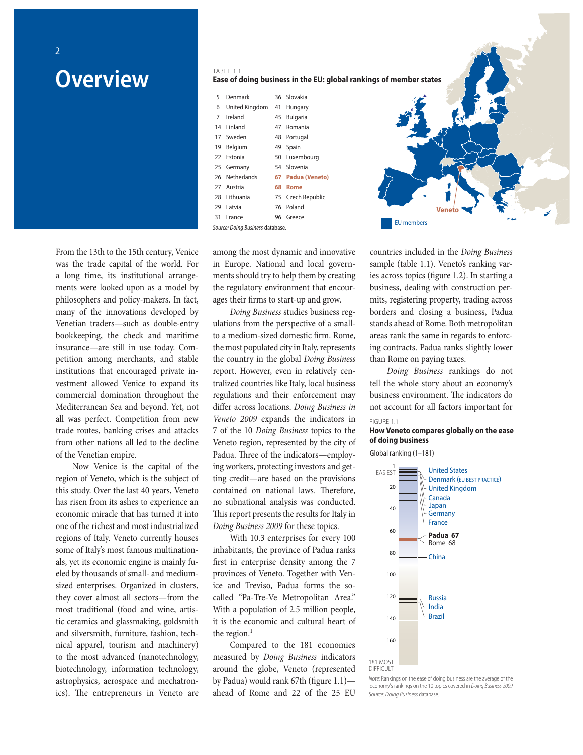# Overview

TABLE 1.1
**Ease of doing business in the EU: global rankings of member states**

| | | | |
|---|---|---|---|
| 5 | Denmark | 36 | Slovakia |
| 6 | United Kingdom | 41 | Hungary |
| 7 | Ireland | 45 | Bulgaria |
| 14 | Finland | 47 | Romania |
| 17 | Sweden | 48 | Portugal |
| 19 | Belgium | 49 | Spain |
| 22 | Estonia | 50 | Luxembourg |
| 25 | Germany | 54 | Slovenia |
| 26 | Netherlands | **67** | **Padua (Veneto)** |
| 27 | Austria | **68** | **Rome** |
| 28 | Lithuania | 75 | Czech Republic |
| 29 | Latvia | 76 | Poland |
| 31 | France | 96 | Greece |

*Source: Doing Business* database.

Veneto

EU members

From the 13th to the 15th century, Venice was the trade capital of the world. For a long time, its institutional arrangements were looked upon as a model by philosophers and policy-makers. In fact, many of the innovations developed by Venetian traders—such as double-entry bookkeeping, the check and maritime insurance—are still in use today. Competition among merchants, and stable institutions that encouraged private investment allowed Venice to expand its commercial domination throughout the Mediterranean Sea and beyond. Yet, not all was perfect. Competition from new trade routes, banking crises and attacks from other nations all led to the decline of the Venetian empire.

Now Venice is the capital of the region of Veneto, which is the subject of this study. Over the last 40 years, Veneto has risen from its ashes to experience an economic miracle that has turned it into one of the richest and most industrialized regions of Italy. Veneto currently houses some of Italy's most famous multinationals, yet its economic engine is mainly fueled by thousands of small- and medium-sized enterprises. Organized in clusters, they cover almost all sectors—from the most traditional (food and wine, artistic ceramics and glassmaking, goldsmith and silversmith, furniture, fashion, technical apparel, tourism and machinery) to the most advanced (nanotechnology, biotechnology, information technology, astrophysics, aerospace and mechatronics). The entrepreneurs in Veneto are among the most dynamic and innovative in Europe. National and local governments should try to help them by creating the regulatory environment that encourages their firms to start-up and grow.

*Doing Business* studies business regulations from the perspective of a small- to a medium-sized domestic firm. Rome, the most populated city in Italy, represents the country in the global *Doing Business* report. However, even in relatively centralized countries like Italy, local business regulations and their enforcement may differ across locations. *Doing Business in Veneto 2009* expands the indicators in 7 of the 10 *Doing Business* topics to the Veneto region, represented by the city of Padua. Three of the indicators—employing workers, protecting investors and getting credit—are based on the provisions contained on national laws. Therefore, no subnational analysis was conducted. This report presents the results for Italy in *Doing Business 2009* for these topics.

With 10.3 enterprises for every 100 inhabitants, the province of Padua ranks first in enterprise density among the 7 provinces of Veneto. Together with Venice and Treviso, Padua forms the so-called "Pa-Tre-Ve Metropolitan Area." With a population of 2.5 million people, it is the economic and cultural heart of the region.[1]

Compared to the 181 economies measured by *Doing Business* indicators around the globe, Veneto (represented by Padua) would rank 67th (figure 1.1)—ahead of Rome and 22 of the 25 EU countries included in the *Doing Business* sample (table 1.1). Veneto's ranking varies across topics (figure 1.2). In starting a business, dealing with construction permits, registering property, trading across borders and closing a business, Padua stands ahead of Rome. Both metropolitan areas rank the same in regards to enforcing contracts. Padua ranks slightly lower than Rome on paying taxes.

*Doing Business* rankings do not tell the whole story about an economy's business environment. The indicators do not account for all factors important for

FIGURE 1.1
**How Veneto compares globally on the ease of doing business**

Global ranking (1–181)

1 EASIEST — United States, Denmark (EU BEST PRACTICE), United Kingdom, Canada, Japan, Germany, France (20–40); **Padua 67**, Rome 68; China (~80); Russia, India, Brazil (~120–125); 181 MOST DIFFICULT

*Note:* Rankings on the ease of doing business are the average of the economy's rankings on the 10 topics covered in *Doing Business 2009*.
*Source: Doing Business* database.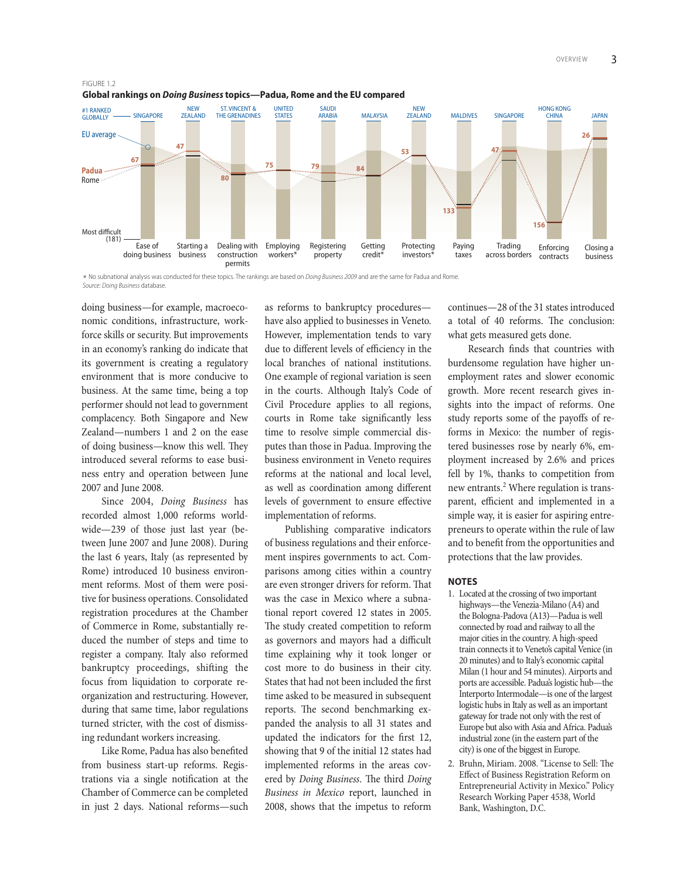FIGURE 1.2

**Global rankings on *Doing Business* topics—Padua, Rome and the EU compared**

| Topic | #1 ranked globally | Padua rank |
|---|---|---|
| Ease of doing business | Singapore | 67 |
| Starting a business | New Zealand | 47 |
| Dealing with construction permits | St. Vincent & the Grenadines | 80 |
| Employing workers* | United States | 75 |
| Registering property | Saudi Arabia | 79 |
| Getting credit* | Malaysia | 84 |
| Protecting investors* | New Zealand | 53 |
| Paying taxes | Maldives | 133 |
| Trading across borders | Singapore | 47 |
| Enforcing contracts | Hong Kong China | 156 |
| Closing a business | Japan | 26 |

\* No subnational analysis was conducted for these topics. The rankings are based on *Doing Business 2009* and are the same for Padua and Rome.

*Source: Doing Business* database.

doing business—for example, macroeconomic conditions, infrastructure, workforce skills or security. But improvements in an economy's ranking do indicate that its government is creating a regulatory environment that is more conducive to business. At the same time, being a top performer should not lead to government complacency. Both Singapore and New Zealand—numbers 1 and 2 on the ease of doing business—know this well. They introduced several reforms to ease business entry and operation between June 2007 and June 2008.

Since 2004, *Doing Business* has recorded almost 1,000 reforms worldwide—239 of those just last year (between June 2007 and June 2008). During the last 6 years, Italy (as represented by Rome) introduced 10 business environment reforms. Most of them were positive for business operations. Consolidated registration procedures at the Chamber of Commerce in Rome, substantially reduced the number of steps and time to register a company. Italy also reformed bankruptcy proceedings, shifting the focus from liquidation to corporate reorganization and restructuring. However, during that same time, labor regulations turned stricter, with the cost of dismissing redundant workers increasing.

Like Rome, Padua has also benefited from business start-up reforms. Registrations via a single notification at the Chamber of Commerce can be completed in just 2 days. National reforms—such as reforms to bankruptcy procedures—have also applied to businesses in Veneto. However, implementation tends to vary due to different levels of efficiency in the local branches of national institutions. One example of regional variation is seen in the courts. Although Italy's Code of Civil Procedure applies to all regions, courts in Rome take significantly less time to resolve simple commercial disputes than those in Padua. Improving the business environment in Veneto requires reforms at the national and local level, as well as coordination among different levels of government to ensure effective implementation of reforms.

Publishing comparative indicators of business regulations and their enforcement inspires governments to act. Comparisons among cities within a country are even stronger drivers for reform. That was the case in Mexico where a subnational report covered 12 states in 2005. The study created competition to reform as governors and mayors had a difficult time explaining why it took longer or cost more to do business in their city. States that had not been included the first time asked to be measured in subsequent reports. The second benchmarking expanded the analysis to all 31 states and updated the indicators for the first 12, showing that 9 of the initial 12 states had implemented reforms in the areas covered by *Doing Business*. The third *Doing Business in Mexico* report, launched in 2008, shows that the impetus to reform continues—28 of the 31 states introduced a total of 40 reforms. The conclusion: what gets measured gets done.

Research finds that countries with burdensome regulation have higher unemployment rates and slower economic growth. More recent research gives insights into the impact of reforms. One study reports some of the payoffs of reforms in Mexico: the number of registered businesses rose by nearly 6%, employment increased by 2.6% and prices fell by 1%, thanks to competition from new entrants.[2] Where regulation is transparent, efficient and implemented in a simple way, it is easier for aspiring entrepreneurs to operate within the rule of law and to benefit from the opportunities and protections that the law provides.

## NOTES

1. Located at the crossing of two important highways—the Venezia-Milano (A4) and the Bologna-Padova (A13)—Padua is well connected by road and railway to all the major cities in the country. A high-speed train connects it to Veneto's capital Venice (in 20 minutes) and to Italy's economic capital Milan (1 hour and 54 minutes). Airports and ports are accessible. Padua's logistic hub—the Interporto Intermodale—is one of the largest logistic hubs in Italy as well as an important gateway for trade not only with the rest of Europe but also with Asia and Africa. Padua's industrial zone (in the eastern part of the city) is one of the biggest in Europe.
2. Bruhn, Miriam. 2008. "License to Sell: The Effect of Business Registration Reform on Entrepreneurial Activity in Mexico." Policy Research Working Paper 4538, World Bank, Washington, D.C.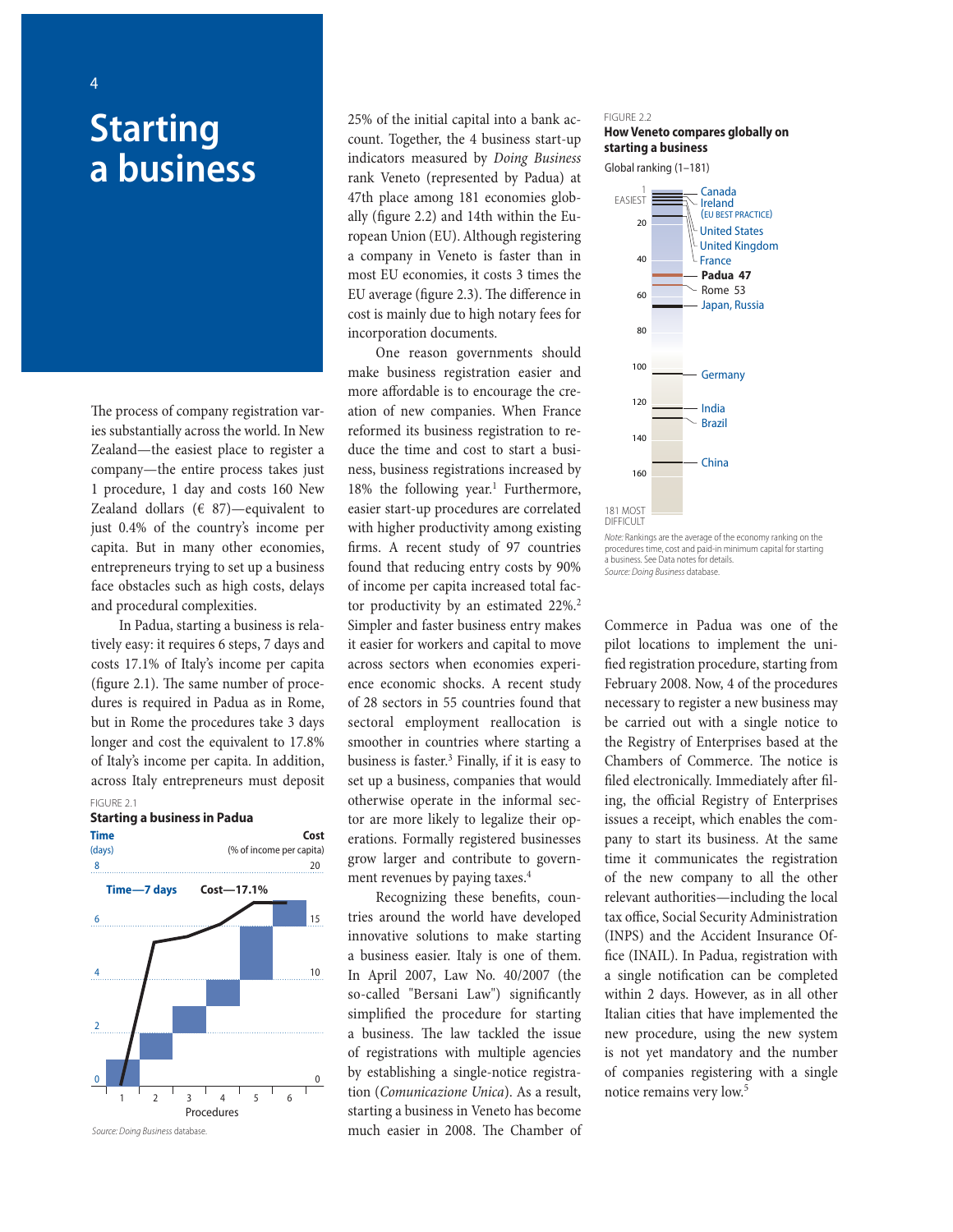# 4 Starting a business

The process of company registration varies substantially across the world. In New Zealand—the easiest place to register a company—the entire process takes just 1 procedure, 1 day and costs 160 New Zealand dollars (€ 87)—equivalent to just 0.4% of the country's income per capita. But in many other economies, entrepreneurs trying to set up a business face obstacles such as high costs, delays and procedural complexities.

In Padua, starting a business is relatively easy: it requires 6 steps, 7 days and costs 17.1% of Italy's income per capita (figure 2.1). The same number of procedures is required in Padua as in Rome, but in Rome the procedures take 3 days longer and cost the equivalent to 17.8% of Italy's income per capita. In addition, across Italy entrepreneurs must deposit 25% of the initial capital into a bank account. Together, the 4 business start-up indicators measured by *Doing Business* rank Veneto (represented by Padua) at 47th place among 181 economies globally (figure 2.2) and 14th within the European Union (EU). Although registering a company in Veneto is faster than in most EU economies, it costs 3 times the EU average (figure 2.3). The difference in cost is mainly due to high notary fees for incorporation documents.

FIGURE 2.1

**Starting a business in Padua**

**Time** (days) — **Cost** (% of income per capita)

Time—7 days    Cost—17.1%

Procedures: 1 2 3 4 5 6

*Source: Doing Business* database.

One reason governments should make business registration easier and more affordable is to encourage the creation of new companies. When France reformed its business registration to reduce the time and cost to start a business, business registrations increased by 18% the following year.[1] Furthermore, easier start-up procedures are correlated with higher productivity among existing firms. A recent study of 97 countries found that reducing entry costs by 90% of income per capita increased total factor productivity by an estimated 22%.[2] Simpler and faster business entry makes it easier for workers and capital to move across sectors when economies experience economic shocks. A recent study of 28 sectors in 55 countries found that sectoral employment reallocation is smoother in countries where starting a business is faster.[3] Finally, if it is easy to set up a business, companies that would otherwise operate in the informal sector are more likely to legalize their operations. Formally registered businesses grow larger and contribute to government revenues by paying taxes.[4]

Recognizing these benefits, countries around the world have developed innovative solutions to make starting a business easier. Italy is one of them. In April 2007, Law No. 40/2007 (the so-called "Bersani Law") significantly simplified the procedure for starting a business. The law tackled the issue of registrations with multiple agencies by establishing a single-notice registration (*Comunicazione Unica*). As a result, starting a business in Veneto has become much easier in 2008. The Chamber of Commerce in Padua was one of the pilot locations to implement the unified registration procedure, starting from February 2008. Now, 4 of the procedures necessary to register a new business may be carried out with a single notice to the Registry of Enterprises based at the Chambers of Commerce. The notice is filed electronically. Immediately after filing, the official Registry of Enterprises issues a receipt, which enables the company to start its business. At the same time it communicates the registration of the new company to all the other relevant authorities—including the local tax office, Social Security Administration (INPS) and the Accident Insurance Office (INAIL). In Padua, registration with a single notification can be completed within 2 days. However, as in all other Italian cities that have implemented the new procedure, using the new system is not yet mandatory and the number of companies registering with a single notice remains very low.[5]

FIGURE 2.2

**How Veneto compares globally on starting a business**

Global ranking (1–181)

| Rank | Economy |
|---|---|
| | Canada |
| | Ireland (EU best practice) |
| | United States |
| | United Kingdom |
| | France |
| 47 | **Padua** |
| 53 | Rome |
| | Japan, Russia |
| | Germany |
| | India |
| | Brazil |
| | China |

1 EASIEST — 181 MOST DIFFICULT

*Note:* Rankings are the average of the economy ranking on the procedures time, cost and paid-in minimum capital for starting a business. See Data notes for details.
*Source: Doing Business* database.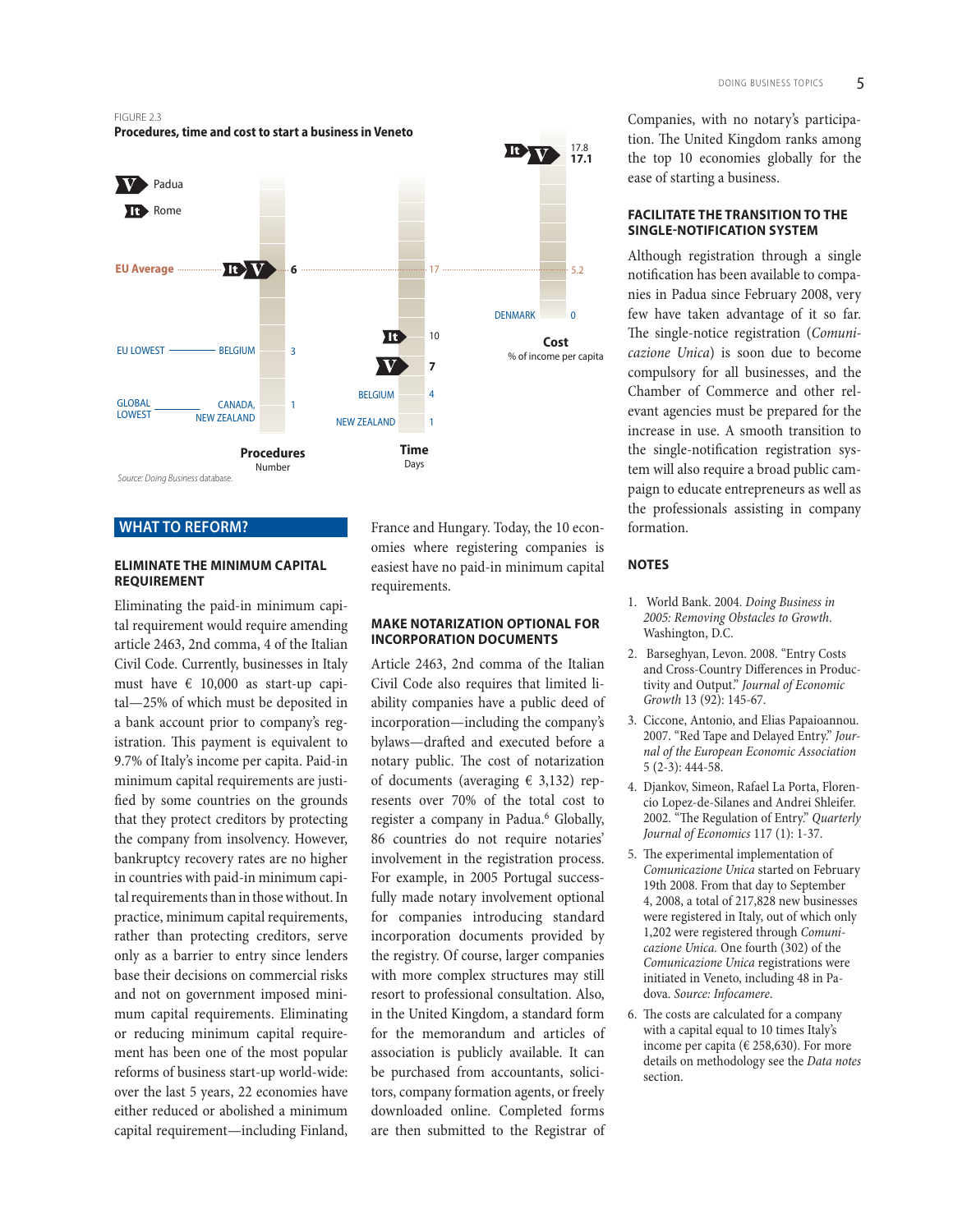FIGURE 2.3
**Procedures, time and cost to start a business in Veneto**

V Padua
It Rome

| | Procedures (Number) | Time (Days) | Cost (% of income per capita) |
|---|---|---|---|
| Padua (V) | 6 | 7 | 17.1 |
| Rome (It) | 6 | 10 | 17.8 |
| EU Average | 6 | 17 | 5.2 |
| EU lowest | Belgium 3 | Belgium 4 | Denmark 0 |
| Global lowest | Canada, New Zealand 1 | New Zealand 1 | |

*Source: Doing Business database.*

## WHAT TO REFORM?

### ELIMINATE THE MINIMUM CAPITAL REQUIREMENT

Eliminating the paid-in minimum capital requirement would require amending article 2463, 2nd comma, 4 of the Italian Civil Code. Currently, businesses in Italy must have € 10,000 as start-up capital—25% of which must be deposited in a bank account prior to company's registration. This payment is equivalent to 9.7% of Italy's income per capita. Paid-in minimum capital requirements are justified by some countries on the grounds that they protect creditors by protecting the company from insolvency. However, bankruptcy recovery rates are no higher in countries with paid-in minimum capital requirements than in those without. In practice, minimum capital requirements, rather than protecting creditors, serve only as a barrier to entry since lenders base their decisions on commercial risks and not on government imposed minimum capital requirements. Eliminating or reducing minimum capital requirement has been one of the most popular reforms of business start-up world-wide: over the last 5 years, 22 economies have either reduced or abolished a minimum capital requirement—including Finland, France and Hungary. Today, the 10 economies where registering companies is easiest have no paid-in minimum capital requirements.

### MAKE NOTARIZATION OPTIONAL FOR INCORPORATION DOCUMENTS

Article 2463, 2nd comma of the Italian Civil Code also requires that limited liability companies have a public deed of incorporation—including the company's bylaws—drafted and executed before a notary public. The cost of notarization of documents (averaging € 3,132) represents over 70% of the total cost to register a company in Padua.[6] Globally, 86 countries do not require notaries' involvement in the registration process. For example, in 2005 Portugal successfully made notary involvement optional for companies introducing standard incorporation documents provided by the registry. Of course, larger companies with more complex structures may still resort to professional consultation. Also, in the United Kingdom, a standard form for the memorandum and articles of association is publicly available. It can be purchased from accountants, solicitors, company formation agents, or freely downloaded online. Completed forms are then submitted to the Registrar of Companies, with no notary's participation. The United Kingdom ranks among the top 10 economies globally for the ease of starting a business.

### FACILITATE THE TRANSITION TO THE SINGLE-NOTIFICATION SYSTEM

Although registration through a single notification has been available to companies in Padua since February 2008, very few have taken advantage of it so far. The single-notice registration (*Comunicazione Unica*) is soon due to become compulsory for all businesses, and the Chamber of Commerce and other relevant agencies must be prepared for the increase in use. A smooth transition to the single-notification registration system will also require a broad public campaign to educate entrepreneurs as well as the professionals assisting in company formation.

## NOTES

1. World Bank. 2004. *Doing Business in 2005: Removing Obstacles to Growth*. Washington, D.C.
2. Barseghyan, Levon. 2008. "Entry Costs and Cross-Country Differences in Productivity and Output." *Journal of Economic Growth* 13 (92): 145-67.
3. Ciccone, Antonio, and Elias Papaioannou. 2007. "Red Tape and Delayed Entry." *Journal of the European Economic Association* 5 (2-3): 444-58.
4. Djankov, Simeon, Rafael La Porta, Florencio Lopez-de-Silanes and Andrei Shleifer. 2002. "The Regulation of Entry." *Quarterly Journal of Economics* 117 (1): 1-37.
5. The experimental implementation of *Comunicazione Unica* started on February 19th 2008. From that day to September 4, 2008, a total of 217,828 new businesses were registered in Italy, out of which only 1,202 were registered through *Comunicazione Unica*. One fourth (302) of the *Comunicazione Unica* registrations were initiated in Veneto, including 48 in Padova. *Source: Infocamere*.
6. The costs are calculated for a company with a capital equal to 10 times Italy's income per capita (€ 258,630). For more details on methodology see the *Data notes* section.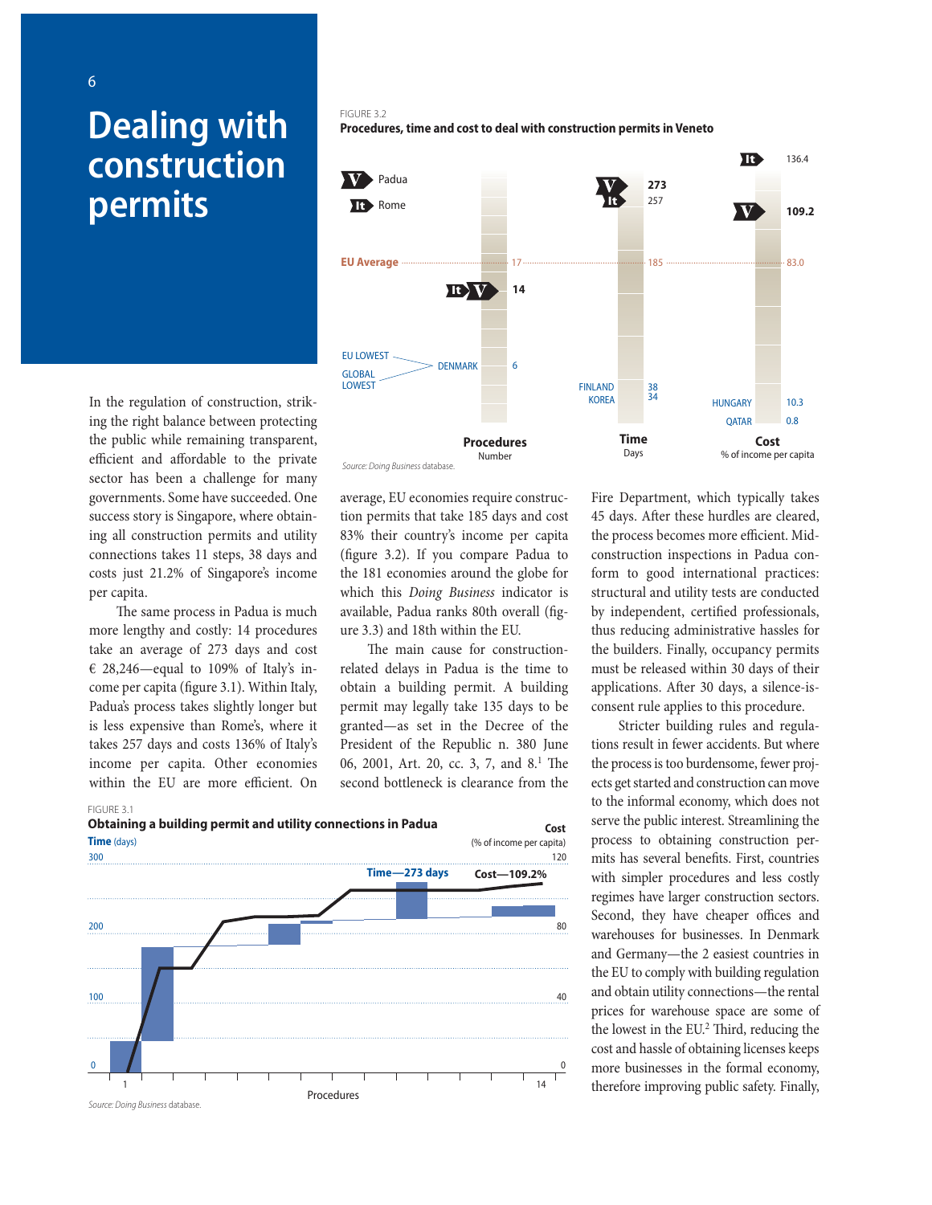# Dealing with construction permits

FIGURE 3.2
**Procedures, time and cost to deal with construction permits in Veneto**

| | Procedures (Number) | Time (Days) | Cost (% of income per capita) |
|---|---|---|---|
| Padua | 14 | 273 | 109.2 |
| Rome | 14 | 257 | 136.4 |
| EU Average | 17 | 185 | 83.0 |
| EU lowest | Denmark 6 | Finland 38 | Hungary 10.3 |
| Global lowest | Denmark 6 | Korea 34 | Qatar 0.8 |

*Source: Doing Business database.*

In the regulation of construction, striking the right balance between protecting the public while remaining transparent, efficient and affordable to the private sector has been a challenge for many governments. Some have succeeded. One success story is Singapore, where obtaining all construction permits and utility connections takes 11 steps, 38 days and costs just 21.2% of Singapore's income per capita.

The same process in Padua is much more lengthy and costly: 14 procedures take an average of 273 days and cost € 28,246—equal to 109% of Italy's income per capita (figure 3.1). Within Italy, Padua's process takes slightly longer but is less expensive than Rome's, where it takes 257 days and costs 136% of Italy's income per capita. Other economies within the EU are more efficient. On average, EU economies require construction permits that take 185 days and cost 83% their country's income per capita (figure 3.2). If you compare Padua to the 181 economies around the globe for which this *Doing Business* indicator is available, Padua ranks 80th overall (figure 3.3) and 18th within the EU.

The main cause for construction-related delays in Padua is the time to obtain a building permit. A building permit may legally take 135 days to be granted—as set in the Decree of the President of the Republic n. 380 June 06, 2001, Art. 20, cc. 3, 7, and 8.[1] The second bottleneck is clearance from the Fire Department, which typically takes 45 days. After these hurdles are cleared, the process becomes more efficient. Mid-construction inspections in Padua conform to good international practices: structural and utility tests are conducted by independent, certified professionals, thus reducing administrative hassles for the builders. Finally, occupancy permits must be released within 30 days of their applications. After 30 days, a silence-is-consent rule applies to this procedure.

Stricter building rules and regulations result in fewer accidents. But where the process is too burdensome, fewer projects get started and construction can move to the informal economy, which does not serve the public interest. Streamlining the process to obtaining construction permits has several benefits. First, countries with simpler procedures and less costly regimes have larger construction sectors. Second, they have cheaper offices and warehouses for businesses. In Denmark and Germany—the 2 easiest countries in the EU to comply with building regulation and obtain utility connections—the rental prices for warehouse space are some of the lowest in the EU.[2] Third, reducing the cost and hassle of obtaining licenses keeps more businesses in the formal economy, therefore improving public safety. Finally,

FIGURE 3.1
**Obtaining a building permit and utility connections in Padua**

Time (days) — Time—273 days; Cost (% of income per capita) — Cost—109.2%; Procedures 1–14

*Source: Doing Business database.*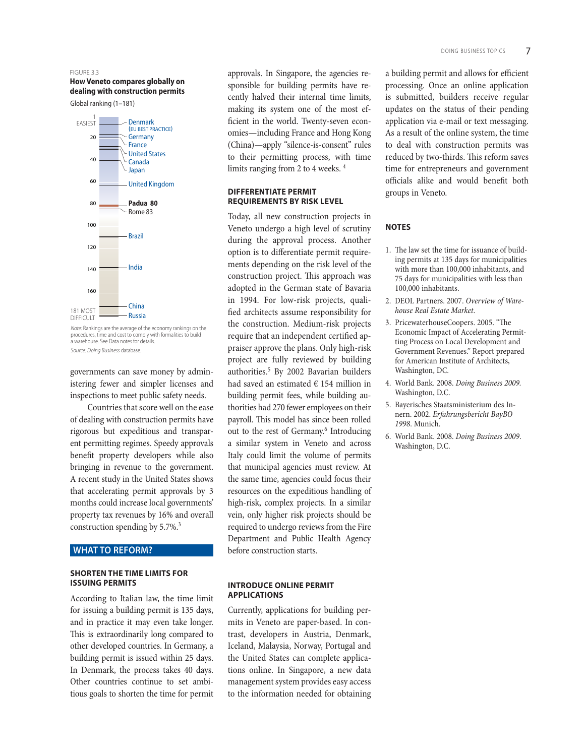FIGURE 3.3

**How Veneto compares globally on dealing with construction permits**

Global ranking (1–181)

| Rank | Economy |
|---|---|
| 1 EASIEST | Denmark (EU BEST PRACTICE) |
| | Germany |
| | France |
| | United States |
| | Canada |
| | Japan |
| | United Kingdom |
| 80 | **Padua 80** |
| 83 | Rome 83 |
| | Brazil |
| | India |
| | China |
| 181 MOST DIFFICULT | Russia |

*Note:* Rankings are the average of the economy rankings on the procedures, time and cost to comply with formalities to build a warehouse. See Data notes for details.

*Source: Doing Business* database.

governments can save money by administering fewer and simpler licenses and inspections to meet public safety needs.

Countries that score well on the ease of dealing with construction permits have rigorous but expeditious and transparent permitting regimes. Speedy approvals benefit property developers while also bringing in revenue to the government. A recent study in the United States shows that accelerating permit approvals by 3 months could increase local governments' property tax revenues by 16% and overall construction spending by 5.7%.[3]

## WHAT TO REFORM?

### SHORTEN THE TIME LIMITS FOR ISSUING PERMITS

According to Italian law, the time limit for issuing a building permit is 135 days, and in practice it may even take longer. This is extraordinarily long compared to other developed countries. In Germany, a building permit is issued within 25 days. In Denmark, the process takes 40 days. Other countries continue to set ambitious goals to shorten the time for permit approvals. In Singapore, the agencies responsible for building permits have recently halved their internal time limits, making its system one of the most efficient in the world. Twenty-seven economies—including France and Hong Kong (China)—apply "silence-is-consent" rules to their permitting process, with time limits ranging from 2 to 4 weeks. [4]

### DIFFERENTIATE PERMIT REQUIREMENTS BY RISK LEVEL

Today, all new construction projects in Veneto undergo a high level of scrutiny during the approval process. Another option is to differentiate permit requirements depending on the risk level of the construction project. This approach was adopted in the German state of Bavaria in 1994. For low-risk projects, qualified architects assume responsibility for the construction. Medium-risk projects require that an independent certified appraiser approve the plans. Only high-risk project are fully reviewed by building authorities.[5] By 2002 Bavarian builders had saved an estimated € 154 million in building permit fees, while building authorities had 270 fewer employees on their payroll. This model has since been rolled out to the rest of Germany.[6] Introducing a similar system in Veneto and across Italy could limit the volume of permits that municipal agencies must review. At the same time, agencies could focus their resources on the expeditious handling of high-risk, complex projects. In a similar vein, only higher risk projects should be required to undergo reviews from the Fire Department and Public Health Agency before construction starts.

### INTRODUCE ONLINE PERMIT APPLICATIONS

Currently, applications for building permits in Veneto are paper-based. In contrast, developers in Austria, Denmark, Iceland, Malaysia, Norway, Portugal and the United States can complete applications online. In Singapore, a new data management system provides easy access to the information needed for obtaining a building permit and allows for efficient processing. Once an online application is submitted, builders receive regular updates on the status of their pending application via e-mail or text messaging. As a result of the online system, the time to deal with construction permits was reduced by two-thirds. This reform saves time for entrepreneurs and government officials alike and would benefit both groups in Veneto.

## NOTES

1. The law set the time for issuance of building permits at 135 days for municipalities with more than 100,000 inhabitants, and 75 days for municipalities with less than 100,000 inhabitants.
2. DEOL Partners. 2007. *Overview of Warehouse Real Estate Market.*
3. PricewaterhouseCoopers. 2005. "The Economic Impact of Accelerating Permitting Process on Local Development and Government Revenues." Report prepared for American Institute of Architects, Washington, DC.
4. World Bank. 2008. *Doing Business 2009.* Washington, D.C.
5. Bayerisches Staatsministerium des Innern. 2002. *Erfahrungsbericht BayBO 1998.* Munich.
6. World Bank. 2008. *Doing Business 2009.* Washington, D.C.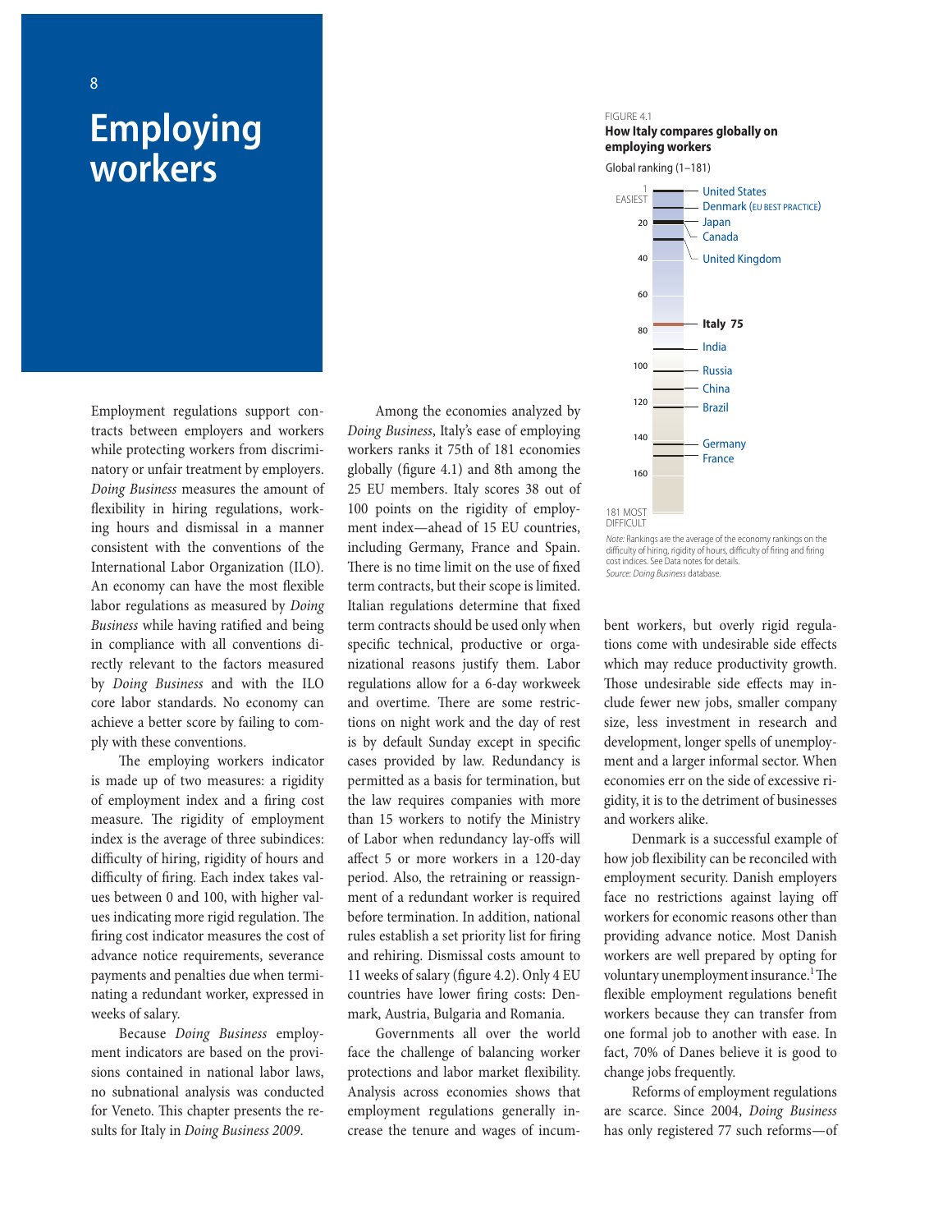# 8 Employing workers

Employment regulations support contracts between employers and workers while protecting workers from discriminatory or unfair treatment by employers. *Doing Business* measures the amount of flexibility in hiring regulations, working hours and dismissal in a manner consistent with the conventions of the International Labor Organization (ILO). An economy can have the most flexible labor regulations as measured by *Doing Business* while having ratified and being in compliance with all conventions directly relevant to the factors measured by *Doing Business* and with the ILO core labor standards. No economy can achieve a better score by failing to comply with these conventions.

The employing workers indicator is made up of two measures: a rigidity of employment index and a firing cost measure. The rigidity of employment index is the average of three subindices: difficulty of hiring, rigidity of hours and difficulty of firing. Each index takes values between 0 and 100, with higher values indicating more rigid regulation. The firing cost indicator measures the cost of advance notice requirements, severance payments and penalties due when terminating a redundant worker, expressed in weeks of salary.

Because *Doing Business* employment indicators are based on the provisions contained in national labor laws, no subnational analysis was conducted for Veneto. This chapter presents the results for Italy in *Doing Business 2009*.

Among the economies analyzed by *Doing Business*, Italy's ease of employing workers ranks it 75th of 181 economies globally (figure 4.1) and 8th among the 25 EU members. Italy scores 38 out of 100 points on the rigidity of employment index—ahead of 15 EU countries, including Germany, France and Spain. There is no time limit on the use of fixed term contracts, but their scope is limited. Italian regulations determine that fixed term contracts should be used only when specific technical, productive or organizational reasons justify them. Labor regulations allow for a 6-day workweek and overtime. There are some restrictions on night work and the day of rest is by default Sunday except in specific cases provided by law. Redundancy is permitted as a basis for termination, but the law requires companies with more than 15 workers to notify the Ministry of Labor when redundancy lay-offs will affect 5 or more workers in a 120-day period. Also, the retraining or reassignment of a redundant worker is required before termination. In addition, national rules establish a set priority list for firing and rehiring. Dismissal costs amount to 11 weeks of salary (figure 4.2). Only 4 EU countries have lower firing costs: Denmark, Austria, Bulgaria and Romania.

Governments all over the world face the challenge of balancing worker protections and labor market flexibility. Analysis across economies shows that employment regulations generally increase the tenure and wages of incumbent workers, but overly rigid regulations come with undesirable side effects which may reduce productivity growth. Those undesirable side effects may include fewer new jobs, smaller company size, less investment in research and development, longer spells of unemployment and a larger informal sector. When economies err on the side of excessive rigidity, it is to the detriment of businesses and workers alike.

Denmark is a successful example of how job flexibility can be reconciled with employment security. Danish employers face no restrictions against laying off workers for economic reasons other than providing advance notice. Most Danish workers are well prepared by opting for voluntary unemployment insurance.[1] The flexible employment regulations benefit workers because they can transfer from one formal job to another with ease. In fact, 70% of Danes believe it is good to change jobs frequently.

Reforms of employment regulations are scarce. Since 2004, *Doing Business* has only registered 77 such reforms—of

FIGURE 4.1
**How Italy compares globally on employing workers**

Global ranking (1–181)

1 EASIEST — United States; Denmark (EU BEST PRACTICE); Japan; Canada; United Kingdom; **Italy 75**; India; Russia; China; Brazil; Germany; France — 181 MOST DIFFICULT

*Note:* Rankings are the average of the economy rankings on the difficulty of hiring, rigidity of hours, difficulty of firing and firing cost indices. See Data notes for details.
*Source: Doing Business* database.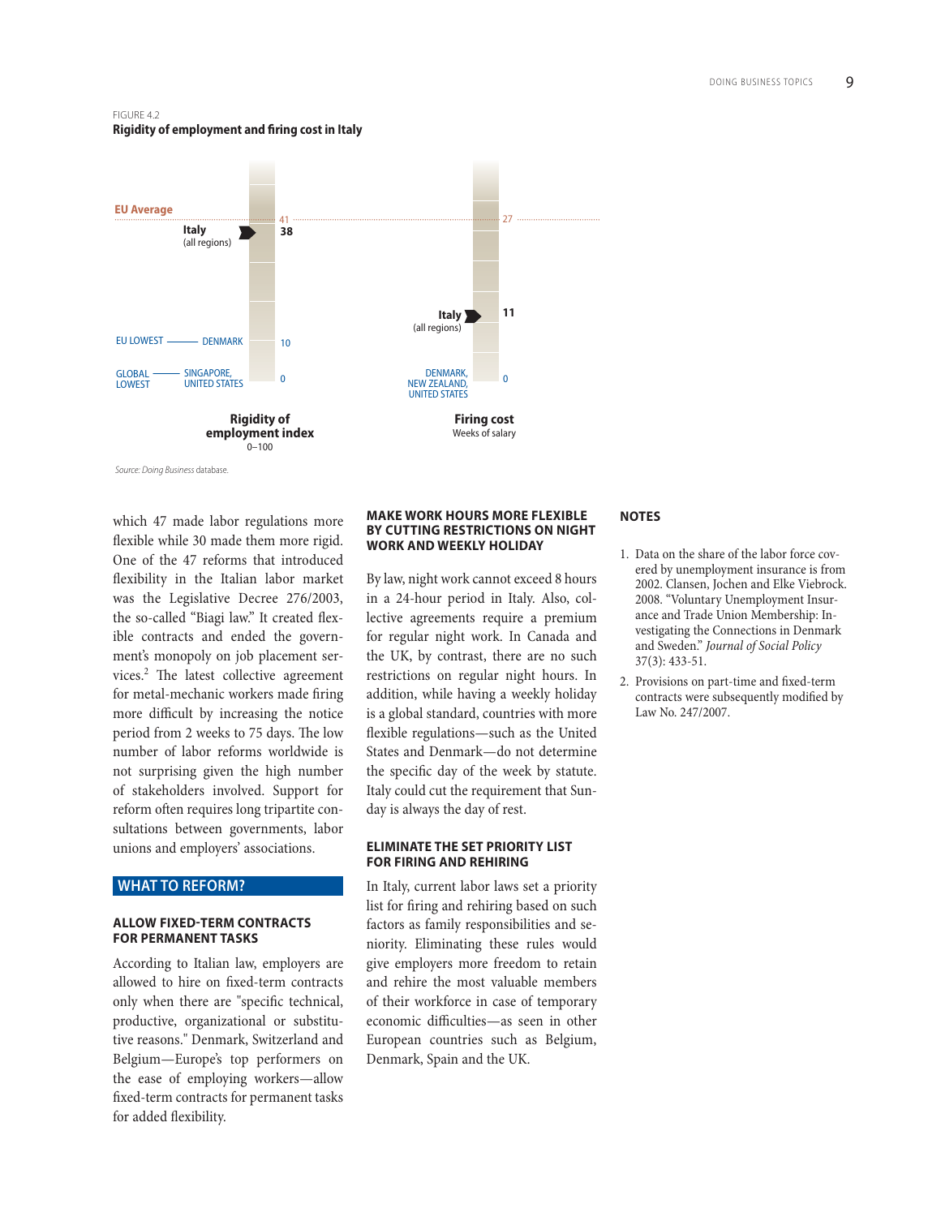FIGURE 4.2
**Rigidity of employment and firing cost in Italy**

EU Average — 41 (Rigidity of employment index); 27 (Firing cost)

Italy (all regions) — 38 (Rigidity of employment index); 11 (Firing cost)

EU LOWEST — DENMARK — 10

GLOBAL LOWEST — SINGAPORE, UNITED STATES — 0

DENMARK, NEW ZEALAND, UNITED STATES — 0

**Rigidity of employment index**
0–100

**Firing cost**
Weeks of salary

*Source: Doing Business* database.

which 47 made labor regulations more flexible while 30 made them more rigid. One of the 47 reforms that introduced flexibility in the Italian labor market was the Legislative Decree 276/2003, the so-called "Biagi law." It created flexible contracts and ended the government's monopoly on job placement services.[2] The latest collective agreement for metal-mechanic workers made firing more difficult by increasing the notice period from 2 weeks to 75 days. The low number of labor reforms worldwide is not surprising given the high number of stakeholders involved. Support for reform often requires long tripartite consultations between governments, labor unions and employers' associations.

## WHAT TO REFORM?

### ALLOW FIXED-TERM CONTRACTS FOR PERMANENT TASKS

According to Italian law, employers are allowed to hire on fixed-term contracts only when there are "specific technical, productive, organizational or substitutive reasons." Denmark, Switzerland and Belgium—Europe's top performers on the ease of employing workers—allow fixed-term contracts for permanent tasks for added flexibility.

### MAKE WORK HOURS MORE FLEXIBLE BY CUTTING RESTRICTIONS ON NIGHT WORK AND WEEKLY HOLIDAY

By law, night work cannot exceed 8 hours in a 24-hour period in Italy. Also, collective agreements require a premium for regular night work. In Canada and the UK, by contrast, there are no such restrictions on regular night hours. In addition, while having a weekly holiday is a global standard, countries with more flexible regulations—such as the United States and Denmark—do not determine the specific day of the week by statute. Italy could cut the requirement that Sunday is always the day of rest.

### ELIMINATE THE SET PRIORITY LIST FOR FIRING AND REHIRING

In Italy, current labor laws set a priority list for firing and rehiring based on such factors as family responsibilities and seniority. Eliminating these rules would give employers more freedom to retain and rehire the most valuable members of their workforce in case of temporary economic difficulties—as seen in other European countries such as Belgium, Denmark, Spain and the UK.

### NOTES

1. Data on the share of the labor force covered by unemployment insurance is from 2002. Clansen, Jochen and Elke Viebrock. 2008. "Voluntary Unemployment Insurance and Trade Union Membership: Investigating the Connections in Denmark and Sweden." *Journal of Social Policy* 37(3): 433-51.
2. Provisions on part-time and fixed-term contracts were subsequently modified by Law No. 247/2007.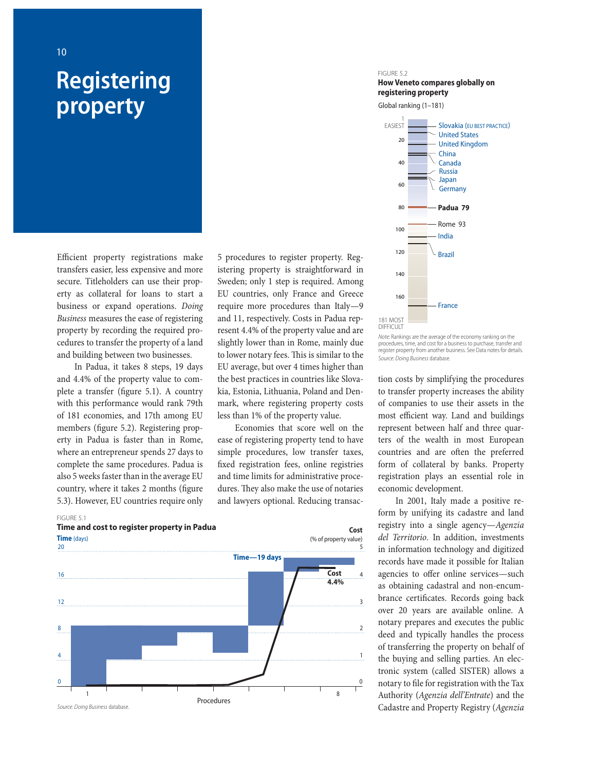# 10 Registering property

Efficient property registrations make transfers easier, less expensive and more secure. Titleholders can use their property as collateral for loans to start a business or expand operations. *Doing Business* measures the ease of registering property by recording the required procedures to transfer the property of a land and building between two businesses.

In Padua, it takes 8 steps, 19 days and 4.4% of the property value to complete a transfer (figure 5.1). A country with this performance would rank 79th of 181 economies, and 17th among EU members (figure 5.2). Registering property in Padua is faster than in Rome, where an entrepreneur spends 27 days to complete the same procedures. Padua is also 5 weeks faster than in the average EU country, where it takes 2 months (figure 5.3). However, EU countries require only 5 procedures to register property. Registering property is straightforward in Sweden; only 1 step is required. Among EU countries, only France and Greece require more procedures than Italy—9 and 11, respectively. Costs in Padua represent 4.4% of the property value and are slightly lower than in Rome, mainly due to lower notary fees. This is similar to the EU average, but over 4 times higher than the best practices in countries like Slovakia, Estonia, Lithuania, Poland and Denmark, where registering property costs less than 1% of the property value.

Economies that score well on the ease of registering property tend to have simple procedures, low transfer taxes, fixed registration fees, online registries and time limits for administrative procedures. They also make the use of notaries and lawyers optional. Reducing transaction costs by simplifying the procedures to transfer property increases the ability of companies to use their assets in the most efficient way. Land and buildings represent between half and three quarters of the wealth in most European countries and are often the preferred form of collateral by banks. Property registration plays an essential role in economic development.

In 2001, Italy made a positive reform by unifying its cadastre and land registry into a single agency—*Agenzia del Territorio*. In addition, investments in information technology and digitized records have made it possible for Italian agencies to offer online services—such as obtaining cadastral and non-encumbrance certificates. Records going back over 20 years are available online. A notary prepares and executes the public deed and typically handles the process of transferring the property on behalf of the buying and selling parties. An electronic system (called SISTER) allows a notary to file for registration with the Tax Authority (*Agenzia dell'Entrate*) and the Cadastre and Property Registry (*Agenzia*

FIGURE 5.1
**Time and cost to register property in Padua**

Source: *Doing Business* database.

FIGURE 5.2
**How Veneto compares globally on registering property**

Global ranking (1–181)

Note: Rankings are the average of the economy ranking on the procedures, time, and cost for a business to purchase, transfer and register property from another business. See Data notes for details.
Source: *Doing Business* database.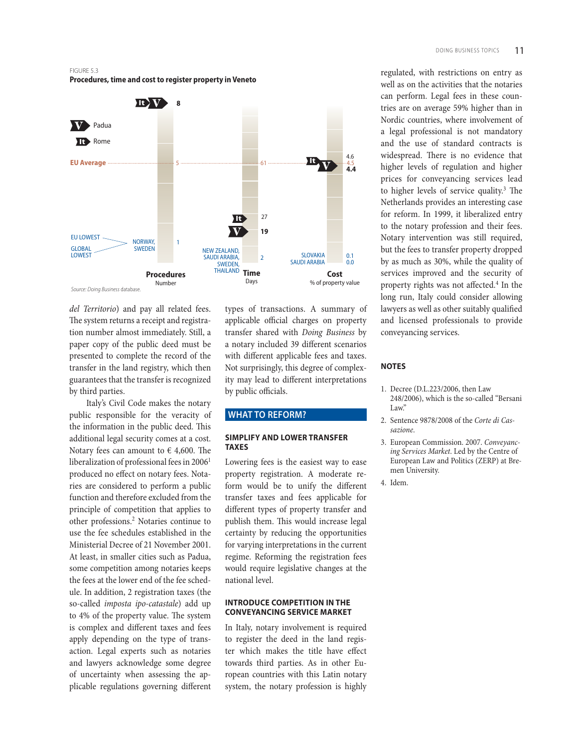FIGURE 5.3
**Procedures, time and cost to register property in Veneto**

| | Procedures (Number) | Time (Days) | Cost (% of property value) |
|---|---|---|---|
| Padua (V) | 8 | 19 | 4.4 |
| Rome (It) | 8 | 27 | 4.6 |
| EU Average | 5 | 61 | 4.5 |
| EU lowest / Global lowest | 1 (Norway, Sweden) | 2 (New Zealand, Saudi Arabia, Sweden, Thailand) | 0.1 (Slovakia) / 0.0 (Saudi Arabia) |

*Source: Doing Business* database.

*del Territorio*) and pay all related fees. The system returns a receipt and registration number almost immediately. Still, a paper copy of the public deed must be presented to complete the record of the transfer in the land registry, which then guarantees that the transfer is recognized by third parties.

Italy's Civil Code makes the notary public responsible for the veracity of the information in the public deed. This additional legal security comes at a cost. Notary fees can amount to € 4,600. The liberalization of professional fees in 2006[1] produced no effect on notary fees. Notaries are considered to perform a public function and therefore excluded from the principle of competition that applies to other professions.[2] Notaries continue to use the fee schedules established in the Ministerial Decree of 21 November 2001. At least, in smaller cities such as Padua, some competition among notaries keeps the fees at the lower end of the fee schedule. In addition, 2 registration taxes (the so-called *imposta ipo-catastale*) add up to 4% of the property value. The system is complex and different taxes and fees apply depending on the type of transaction. Legal experts such as notaries and lawyers acknowledge some degree of uncertainty when assessing the applicable regulations governing different types of transactions. A summary of applicable official charges on property transfer shared with *Doing Business* by a notary included 39 different scenarios with different applicable fees and taxes. Not surprisingly, this degree of complexity may lead to different interpretations by public officials.

## WHAT TO REFORM?

### SIMPLIFY AND LOWER TRANSFER TAXES

Lowering fees is the easiest way to ease property registration. A moderate reform would be to unify the different transfer taxes and fees applicable for different types of property transfer and publish them. This would increase legal certainty by reducing the opportunities for varying interpretations in the current regime. Reforming the registration fees would require legislative changes at the national level.

### INTRODUCE COMPETITION IN THE CONVEYANCING SERVICE MARKET

In Italy, notary involvement is required to register the deed in the land register which makes the title have effect towards third parties. As in other European countries with this Latin notary system, the notary profession is highly regulated, with restrictions on entry as well as on the activities that the notaries can perform. Legal fees in these countries are on average 59% higher than in Nordic countries, where involvement of a legal professional is not mandatory and the use of standard contracts is widespread. There is no evidence that higher levels of regulation and higher prices for conveyancing services lead to higher levels of service quality.[3] The Netherlands provides an interesting case for reform. In 1999, it liberalized entry to the notary profession and their fees. Notary intervention was still required, but the fees to transfer property dropped by as much as 30%, while the quality of services improved and the security of property rights was not affected.[4] In the long run, Italy could consider allowing lawyers as well as other suitably qualified and licensed professionals to provide conveyancing services.

## NOTES

1. Decree (D.L.223/2006, then Law 248/2006), which is the so-called "Bersani Law."
2. Sentence 9878/2008 of the *Corte di Cassazione*.
3. European Commission. 2007. *Conveyancing Services Market*. Led by the Centre of European Law and Politics (ZERP) at Bremen University.
4. Idem.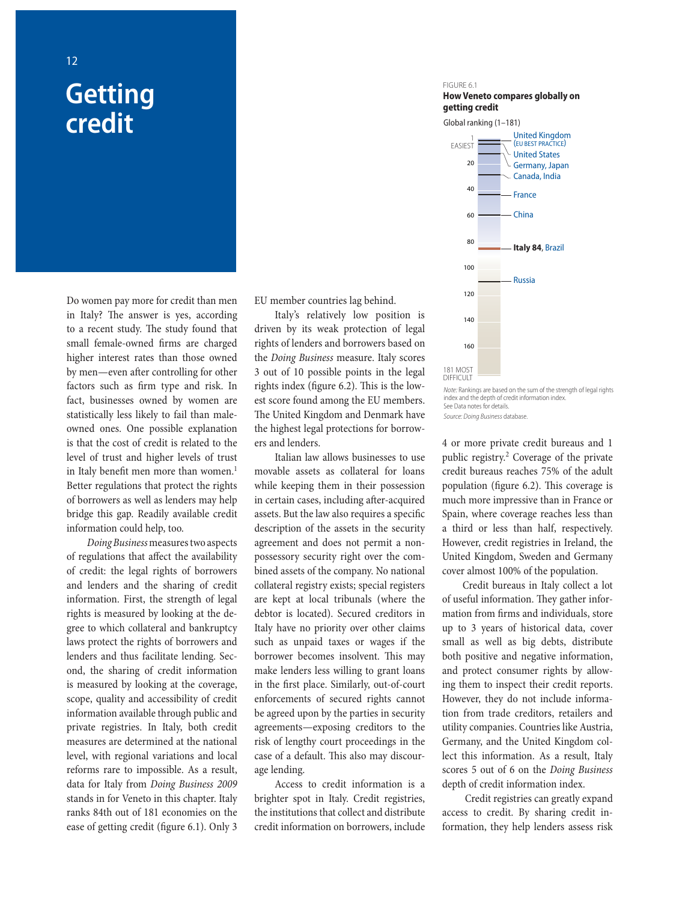# 12 Getting credit

Do women pay more for credit than men in Italy? The answer is yes, according to a recent study. The study found that small female-owned firms are charged higher interest rates than those owned by men—even after controlling for other factors such as firm type and risk. In fact, businesses owned by women are statistically less likely to fail than male-owned ones. One possible explanation is that the cost of credit is related to the level of trust and higher levels of trust in Italy benefit men more than women.[1] Better regulations that protect the rights of borrowers as well as lenders may help bridge this gap. Readily available credit information could help, too.

*Doing Business* measures two aspects of regulations that affect the availability of credit: the legal rights of borrowers and lenders and the sharing of credit information. First, the strength of legal rights is measured by looking at the degree to which collateral and bankruptcy laws protect the rights of borrowers and lenders and thus facilitate lending. Second, the sharing of credit information is measured by looking at the coverage, scope, quality and accessibility of credit information available through public and private registries. In Italy, both credit measures are determined at the national level, with regional variations and local reforms rare to impossible. As a result, data for Italy from *Doing Business 2009* stands in for Veneto in this chapter. Italy ranks 84th out of 181 economies on the ease of getting credit (figure 6.1). Only 3 EU member countries lag behind.

Italy's relatively low position is driven by its weak protection of legal rights of lenders and borrowers based on the *Doing Business* measure. Italy scores 3 out of 10 possible points in the legal rights index (figure 6.2). This is the lowest score found among the EU members. The United Kingdom and Denmark have the highest legal protections for borrowers and lenders.

Italian law allows businesses to use movable assets as collateral for loans while keeping them in their possession in certain cases, including after-acquired assets. But the law also requires a specific description of the assets in the security agreement and does not permit a non-possessory security right over the combined assets of the company. No national collateral registry exists; special registers are kept at local tribunals (where the debtor is located). Secured creditors in Italy have no priority over other claims such as unpaid taxes or wages if the borrower becomes insolvent. This may make lenders less willing to grant loans in the first place. Similarly, out-of-court enforcements of secured rights cannot be agreed upon by the parties in security agreements—exposing creditors to the risk of lengthy court proceedings in the case of a default. This also may discourage lending.

Access to credit information is a brighter spot in Italy. Credit registries, the institutions that collect and distribute credit information on borrowers, include 4 or more private credit bureaus and 1 public registry.[2] Coverage of the private credit bureaus reaches 75% of the adult population (figure 6.2). This coverage is much more impressive than in France or Spain, where coverage reaches less than a third or less than half, respectively. However, credit registries in Ireland, the United Kingdom, Sweden and Germany cover almost 100% of the population.

Credit bureaus in Italy collect a lot of useful information. They gather information from firms and individuals, store up to 3 years of historical data, cover small as well as big debts, distribute both positive and negative information, and protect consumer rights by allowing them to inspect their credit reports. However, they do not include information from trade creditors, retailers and utility companies. Countries like Austria, Germany, and the United Kingdom collect this information. As a result, Italy scores 5 out of 6 on the *Doing Business* depth of credit information index.

Credit registries can greatly expand access to credit. By sharing credit information, they help lenders assess risk

FIGURE 6.1
**How Veneto compares globally on getting credit**

Global ranking (1–181)

| Rank | Economy |
|---|---|
| 1 (Easiest) | United Kingdom (EU best practice) |
| | United States |
| | Germany, Japan |
| | Canada, India |
| | France |
| | China |
| 84 | **Italy 84**, Brazil |
| | Russia |
| 181 (Most difficult) | |

*Note:* Rankings are based on the sum of the strength of legal rights index and the depth of credit information index. See Data notes for details.

*Source: Doing Business* database.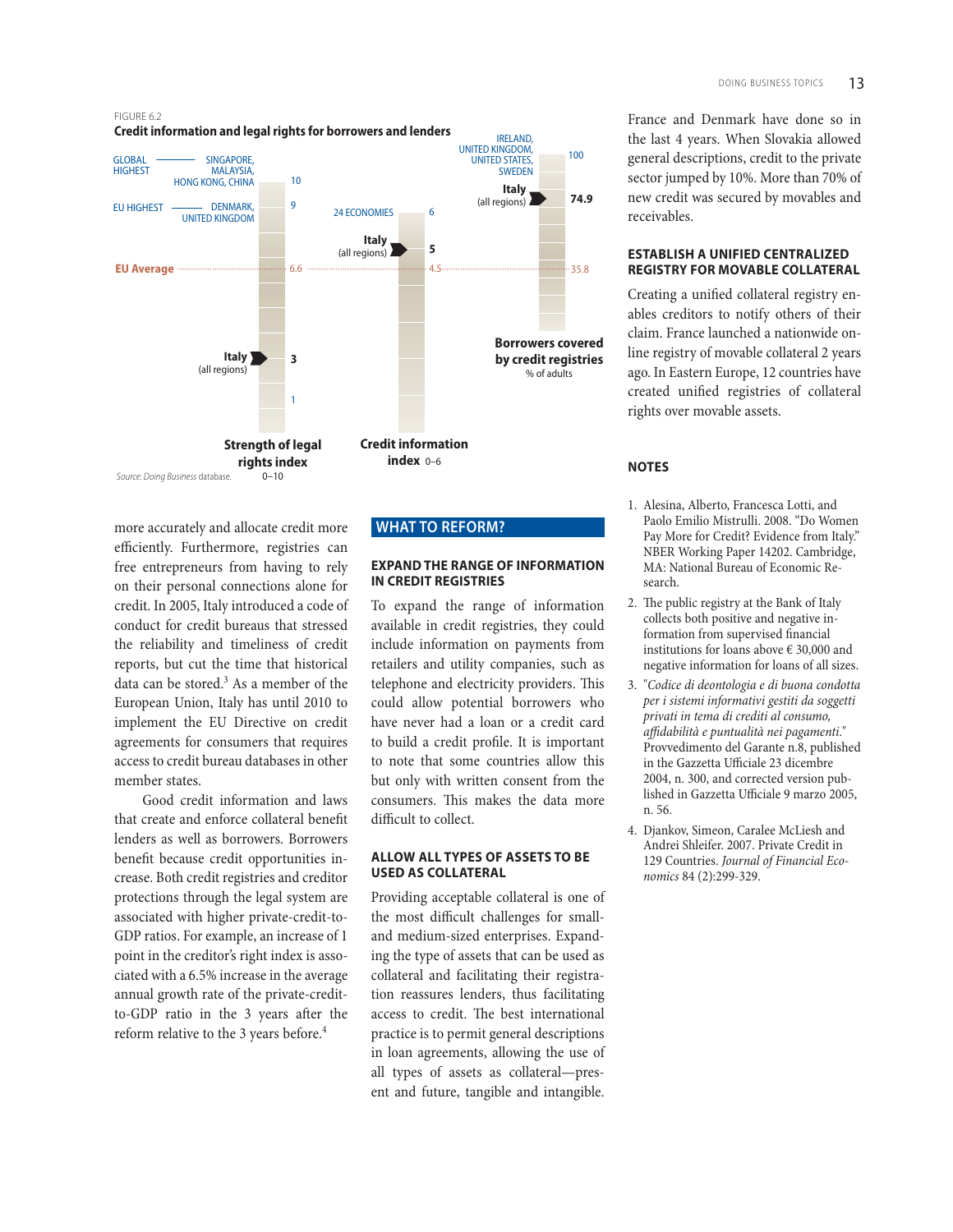FIGURE 6.2

**Credit information and legal rights for borrowers and lenders**

| | Strength of legal rights index 0–10 | Credit information index 0–6 | Borrowers covered by credit registries % of adults |
|---|---|---|---|
| Global highest | 10 (Singapore, Malaysia, Hong Kong, China) | 6 (24 economies) | 100 (Ireland, United Kingdom, United States, Sweden) |
| EU highest | 9 (Denmark, United Kingdom) | | |
| EU Average | 6.6 | 4.5 | 35.8 |
| Italy (all regions) | 3 | 5 | 74.9 |
| Lowest | 1 | | |

*Source: Doing Business database.*

more accurately and allocate credit more efficiently. Furthermore, registries can free entrepreneurs from having to rely on their personal connections alone for credit. In 2005, Italy introduced a code of conduct for credit bureaus that stressed the reliability and timeliness of credit reports, but cut the time that historical data can be stored.[3] As a member of the European Union, Italy has until 2010 to implement the EU Directive on credit agreements for consumers that requires access to credit bureau databases in other member states.

Good credit information and laws that create and enforce collateral benefit lenders as well as borrowers. Borrowers benefit because credit opportunities increase. Both credit registries and creditor protections through the legal system are associated with higher private-credit-to-GDP ratios. For example, an increase of 1 point in the creditor's right index is associated with a 6.5% increase in the average annual growth rate of the private-credit-to-GDP ratio in the 3 years after the reform relative to the 3 years before.[4]

## WHAT TO REFORM?

### EXPAND THE RANGE OF INFORMATION IN CREDIT REGISTRIES

To expand the range of information available in credit registries, they could include information on payments from retailers and utility companies, such as telephone and electricity providers. This could allow potential borrowers who have never had a loan or a credit card to build a credit profile. It is important to note that some countries allow this but only with written consent from the consumers. This makes the data more difficult to collect.

### ALLOW ALL TYPES OF ASSETS TO BE USED AS COLLATERAL

Providing acceptable collateral is one of the most difficult challenges for small- and medium-sized enterprises. Expanding the type of assets that can be used as collateral and facilitating their registration reassures lenders, thus facilitating access to credit. The best international practice is to permit general descriptions in loan agreements, allowing the use of all types of assets as collateral—present and future, tangible and intangible. France and Denmark have done so in the last 4 years. When Slovakia allowed general descriptions, credit to the private sector jumped by 10%. More than 70% of new credit was secured by movables and receivables.

### ESTABLISH A UNIFIED CENTRALIZED REGISTRY FOR MOVABLE COLLATERAL

Creating a unified collateral registry enables creditors to notify others of their claim. France launched a nationwide online registry of movable collateral 2 years ago. In Eastern Europe, 12 countries have created unified registries of collateral rights over movable assets.

### NOTES

1. Alesina, Alberto, Francesca Lotti, and Paolo Emilio Mistrulli. 2008. "Do Women Pay More for Credit? Evidence from Italy." NBER Working Paper 14202. Cambridge, MA: National Bureau of Economic Research.
2. The public registry at the Bank of Italy collects both positive and negative information from supervised financial institutions for loans above € 30,000 and negative information for loans of all sizes.
3. "*Codice di deontologia e di buona condotta per i sistemi informativi gestiti da soggetti privati in tema di crediti al consumo, affidabilità e puntualità nei pagamenti*." Provvedimento del Garante n.8, published in the Gazzetta Ufficiale 23 dicembre 2004, n. 300, and corrected version published in Gazzetta Ufficiale 9 marzo 2005, n. 56.
4. Djankov, Simeon, Caralee McLiesh and Andrei Shleifer. 2007. Private Credit in 129 Countries. *Journal of Financial Economics* 84 (2):299-329.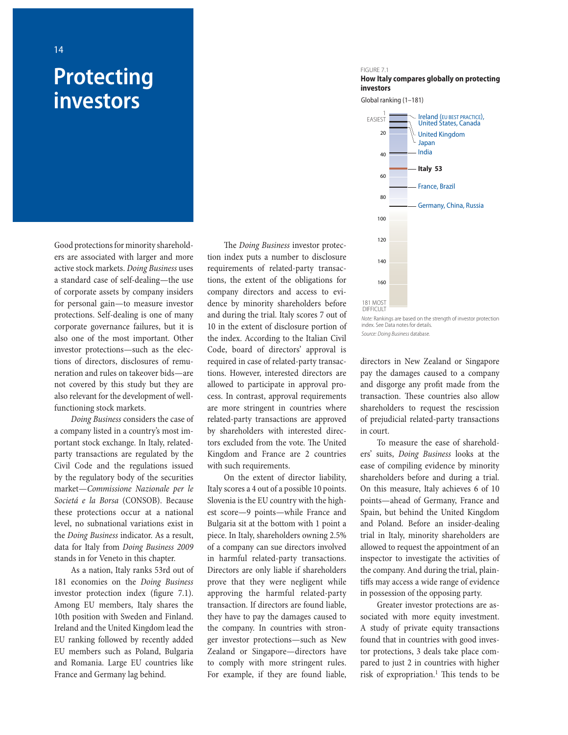# Protecting investors

Good protections for minority shareholders are associated with larger and more active stock markets. *Doing Business* uses a standard case of self-dealing—the use of corporate assets by company insiders for personal gain—to measure investor protections. Self-dealing is one of many corporate governance failures, but it is also one of the most important. Other investor protections—such as the elections of directors, disclosures of remuneration and rules on takeover bids—are not covered by this study but they are also relevant for the development of well-functioning stock markets.

*Doing Business* considers the case of a company listed in a country's most important stock exchange. In Italy, related-party transactions are regulated by the Civil Code and the regulations issued by the regulatory body of the securities market—*Commissione Nazionale per le Societá e la Borsa* (CONSOB). Because these protections occur at a national level, no subnational variations exist in the *Doing Business* indicator. As a result, data for Italy from *Doing Business 2009* stands in for Veneto in this chapter.

As a nation, Italy ranks 53rd out of 181 economies on the *Doing Business* investor protection index (figure 7.1). Among EU members, Italy shares the 10th position with Sweden and Finland. Ireland and the United Kingdom lead the EU ranking followed by recently added EU members such as Poland, Bulgaria and Romania. Large EU countries like France and Germany lag behind.

The *Doing Business* investor protection index puts a number to disclosure requirements of related-party transactions, the extent of the obligations for company directors and access to evidence by minority shareholders before and during the trial. Italy scores 7 out of 10 in the extent of disclosure portion of the index. According to the Italian Civil Code, board of directors' approval is required in case of related-party transactions. However, interested directors are allowed to participate in approval process. In contrast, approval requirements are more stringent in countries where related-party transactions are approved by shareholders with interested directors excluded from the vote. The United Kingdom and France are 2 countries with such requirements.

On the extent of director liability, Italy scores a 4 out of a possible 10 points. Slovenia is the EU country with the highest score—9 points—while France and Bulgaria sit at the bottom with 1 point a piece. In Italy, shareholders owning 2.5% of a company can sue directors involved in harmful related-party transactions. Directors are only liable if shareholders prove that they were negligent while approving the harmful related-party transaction. If directors are found liable, they have to pay the damages caused to the company. In countries with stronger investor protections—such as New Zealand or Singapore—directors have to comply with more stringent rules. For example, if they are found liable, directors in New Zealand or Singapore pay the damages caused to a company and disgorge any profit made from the transaction. These countries also allow shareholders to request the rescission of prejudicial related-party transactions in court.

FIGURE 7.1
**How Italy compares globally on protecting investors**

Global ranking (1–181)

| Rank | Economies |
|---|---|
| 1 (Easiest) | Ireland (EU best practice), United States, Canada |
| | United Kingdom |
| | Japan |
| | India |
| 53 | **Italy** |
| | France, Brazil |
| | Germany, China, Russia |
| 181 (Most difficult) | |

*Note:* Rankings are based on the strength of investor protection index. See Data notes for details.
*Source: Doing Business* database.

To measure the ease of shareholders' suits, *Doing Business* looks at the ease of compiling evidence by minority shareholders before and during a trial. On this measure, Italy achieves 6 of 10 points—ahead of Germany, France and Spain, but behind the United Kingdom and Poland. Before an insider-dealing trial in Italy, minority shareholders are allowed to request the appointment of an inspector to investigate the activities of the company. And during the trial, plaintiffs may access a wide range of evidence in possession of the opposing party.

Greater investor protections are associated with more equity investment. A study of private equity transactions found that in countries with good investor protections, 3 deals take place compared to just 2 in countries with higher risk of expropriation.[1] This tends to be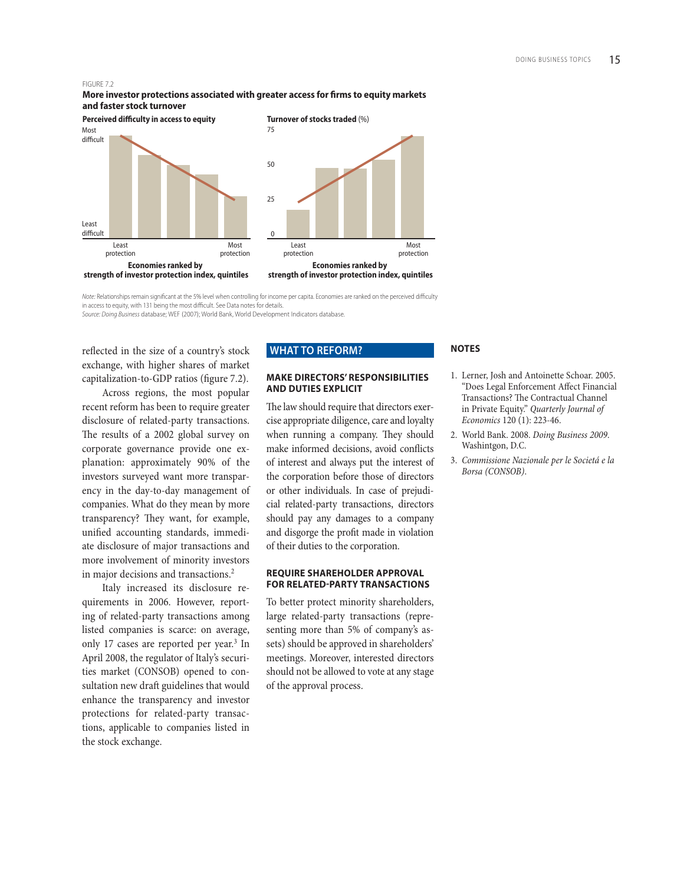FIGURE 7.2

**More investor protections associated with greater access for firms to equity markets and faster stock turnover**

**Perceived difficulty in access to equity**

Most difficult

Least difficult

Least protection — Most protection

**Economies ranked by strength of investor protection index, quintiles**

**Turnover of stocks traded** (%)

75, 50, 25, 0

Least protection — Most protection

**Economies ranked by strength of investor protection index, quintiles**

*Note:* Relationships remain significant at the 5% level when controlling for income per capita. Economies are ranked on the perceived difficulty in access to equity, with 131 being the most difficult. See Data notes for details.
*Source: Doing Business* database; WEF (2007); World Bank, World Development Indicators database.

reflected in the size of a country's stock exchange, with higher shares of market capitalization-to-GDP ratios (figure 7.2).

Across regions, the most popular recent reform has been to require greater disclosure of related-party transactions. The results of a 2002 global survey on corporate governance provide one explanation: approximately 90% of the investors surveyed want more transparency in the day-to-day management of companies. What do they mean by more transparency? They want, for example, unified accounting standards, immediate disclosure of major transactions and more involvement of minority investors in major decisions and transactions.[2]

Italy increased its disclosure requirements in 2006. However, reporting of related-party transactions among listed companies is scarce: on average, only 17 cases are reported per year.[3] In April 2008, the regulator of Italy's securities market (CONSOB) opened to consultation new draft guidelines that would enhance the transparency and investor protections for related-party transactions, applicable to companies listed in the stock exchange.

## WHAT TO REFORM?

### MAKE DIRECTORS' RESPONSIBILITIES AND DUTIES EXPLICIT

The law should require that directors exercise appropriate diligence, care and loyalty when running a company. They should make informed decisions, avoid conflicts of interest and always put the interest of the corporation before those of directors or other individuals. In case of prejudicial related-party transactions, directors should pay any damages to a company and disgorge the profit made in violation of their duties to the corporation.

### REQUIRE SHAREHOLDER APPROVAL FOR RELATED-PARTY TRANSACTIONS

To better protect minority shareholders, large related-party transactions (representing more than 5% of company's assets) should be approved in shareholders' meetings. Moreover, interested directors should not be allowed to vote at any stage of the approval process.

## NOTES

1. Lerner, Josh and Antoinette Schoar. 2005. "Does Legal Enforcement Affect Financial Transactions? The Contractual Channel in Private Equity." *Quarterly Journal of Economics* 120 (1): 223-46.
2. World Bank. 2008. *Doing Business 2009*. Washintgon, D.C.
3. *Commissione Nazionale per le Societá e la Borsa (CONSOB).*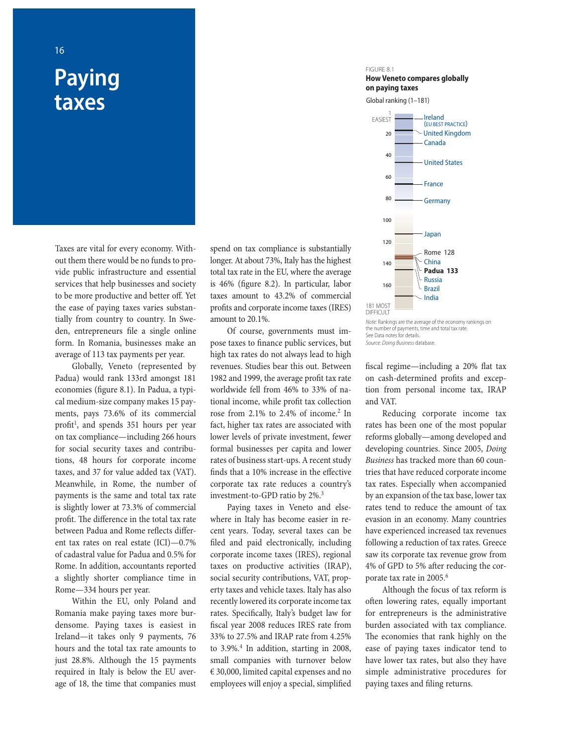# Paying taxes

Taxes are vital for every economy. Without them there would be no funds to provide public infrastructure and essential services that help businesses and society to be more productive and better off. Yet the ease of paying taxes varies substantially from country to country. In Sweden, entrepreneurs file a single online form. In Romania, businesses make an average of 113 tax payments per year.

Globally, Veneto (represented by Padua) would rank 133rd amongst 181 economies (figure 8.1). In Padua, a typical medium-size company makes 15 payments, pays 73.6% of its commercial profit[1], and spends 351 hours per year on tax compliance—including 266 hours for social security taxes and contributions, 48 hours for corporate income taxes, and 37 for value added tax (VAT). Meanwhile, in Rome, the number of payments is the same and total tax rate is slightly lower at 73.3% of commercial profit. The difference in the total tax rate between Padua and Rome reflects different tax rates on real estate (ICI)—0.7% of cadastral value for Padua and 0.5% for Rome. In addition, accountants reported a slightly shorter compliance time in Rome—334 hours per year.

Within the EU, only Poland and Romania make paying taxes more burdensome. Paying taxes is easiest in Ireland—it takes only 9 payments, 76 hours and the total tax rate amounts to just 28.8%. Although the 15 payments required in Italy is below the EU average of 18, the time that companies must spend on tax compliance is substantially longer. At about 73%, Italy has the highest total tax rate in the EU, where the average is 46% (figure 8.2). In particular, labor taxes amount to 43.2% of commercial profits and corporate income taxes (IRES) amount to 20.1%.

Of course, governments must impose taxes to finance public services, but high tax rates do not always lead to high revenues. Studies bear this out. Between 1982 and 1999, the average profit tax rate worldwide fell from 46% to 33% of national income, while profit tax collection rose from 2.1% to 2.4% of income.[2] In fact, higher tax rates are associated with lower levels of private investment, fewer formal businesses per capita and lower rates of business start-ups. A recent study finds that a 10% increase in the effective corporate tax rate reduces a country's investment-to-GPD ratio by 2%.[3]

Paying taxes in Veneto and elsewhere in Italy has become easier in recent years. Today, several taxes can be filed and paid electronically, including corporate income taxes (IRES), regional taxes on productive activities (IRAP), social security contributions, VAT, property taxes and vehicle taxes. Italy has also recently lowered its corporate income tax rates. Specifically, Italy's budget law for fiscal year 2008 reduces IRES rate from 33% to 27.5% and IRAP rate from 4.25% to 3.9%.[4] In addition, starting in 2008, small companies with turnover below € 30,000, limited capital expenses and no employees will enjoy a special, simplified fiscal regime—including a 20% flat tax on cash-determined profits and exception from personal income tax, IRAP and VAT.

FIGURE 8.1
**How Veneto compares globally on paying taxes**
Global ranking (1–181)

| Ranking | Economy |
|---|---|
| 1 (Easiest) | Ireland (EU best practice) |
| ~20 | United Kingdom |
| ~25 | Canada |
| ~40 | United States |
| ~60 | France |
| ~80 | Germany |
| ~110 | Japan |
| 128 | Rome |
| ~130 | China |
| 133 | **Padua** |
| ~140 | Russia |
| ~150 | Brazil |
| ~165 | India |
| 181 (Most difficult) | |

*Note:* Rankings are the average of the economy rankings on the number of payments, time and total tax rate. See Data notes for details.
*Source: Doing Business* database.

Reducing corporate income tax rates has been one of the most popular reforms globally—among developed and developing countries. Since 2005, *Doing Business* has tracked more than 60 countries that have reduced corporate income tax rates. Especially when accompanied by an expansion of the tax base, lower tax rates tend to reduce the amount of tax evasion in an economy. Many countries have experienced increased tax revenues following a reduction of tax rates. Greece saw its corporate tax revenue grow from 4% of GPD to 5% after reducing the corporate tax rate in 2005.[6]

Although the focus of tax reform is often lowering rates, equally important for entrepreneurs is the administrative burden associated with tax compliance. The economies that rank highly on the ease of paying taxes indicator tend to have lower tax rates, but also they have simple administrative procedures for paying taxes and filing returns.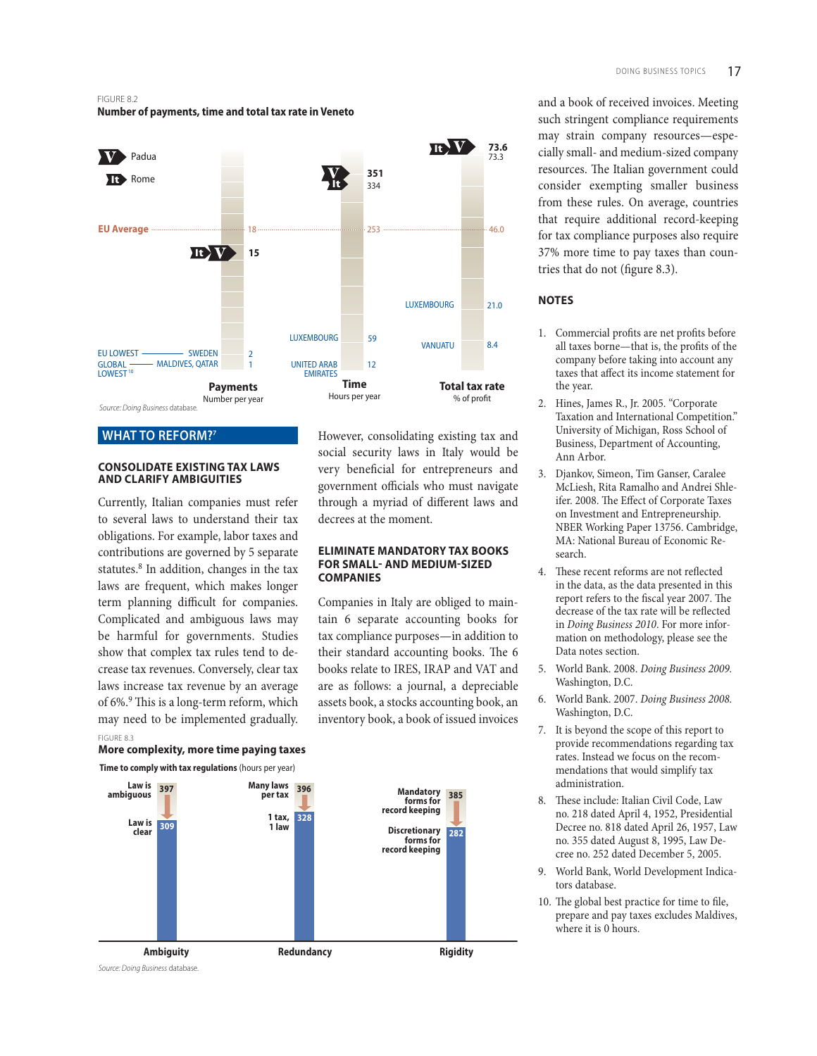FIGURE 8.2
**Number of payments, time and total tax rate in Veneto**

| | Payments (Number per year) | Time (Hours per year) | Total tax rate (% of profit) |
|---|---|---|---|
| Padua (V) | 15 | 351 | 73.6 |
| Rome (It) | 15 | 334 | 73.3 |
| EU Average | 18 | 253 | 46.0 |
| EU lowest | 2 (Sweden) | 59 (Luxembourg) | 21.0 (Luxembourg) |
| Global lowest[10] | 1 (Maldives, Qatar) | 12 (United Arab Emirates) | 8.4 (Vanuatu) |

*Source: Doing Business database.*

## WHAT TO REFORM?[7]

### CONSOLIDATE EXISTING TAX LAWS AND CLARIFY AMBIGUITIES

Currently, Italian companies must refer to several laws to understand their tax obligations. For example, labor taxes and contributions are governed by 5 separate statutes.[8] In addition, changes in the tax laws are frequent, which makes longer term planning difficult for companies. Complicated and ambiguous laws may be harmful for governments. Studies show that complex tax rules tend to decrease tax revenues. Conversely, clear tax laws increase tax revenue by an average of 6%.[9] This is a long-term reform, which may need to be implemented gradually.

However, consolidating existing tax and social security laws in Italy would be very beneficial for entrepreneurs and government officials who must navigate through a myriad of different laws and decrees at the moment.

### ELIMINATE MANDATORY TAX BOOKS FOR SMALL- AND MEDIUM-SIZED COMPANIES

Companies in Italy are obliged to maintain 6 separate accounting books for tax compliance purposes—in addition to their standard accounting books. The 6 books relate to IRES, IRAP and VAT and are as follows: a journal, a depreciable assets book, a stocks accounting book, an inventory book, a book of issued invoices and a book of received invoices. Meeting such stringent compliance requirements may strain company resources—especially small- and medium-sized company resources. The Italian government could consider exempting smaller business from these rules. On average, countries that require additional record-keeping for tax compliance purposes also require 37% more time to pay taxes than countries that do not (figure 8.3).

FIGURE 8.3
**More complexity, more time paying taxes**

**Time to comply with tax regulations** (hours per year)

| | | |
|---|---|---|
| **Ambiguity** | Law is ambiguous: 397 | Law is clear: 309 |
| **Redundancy** | Many laws per tax: 396 | 1 tax, 1 law: 328 |
| **Rigidity** | Mandatory forms for record keeping: 385 | Discretionary forms for record keeping: 282 |

*Source: Doing Business database.*

## NOTES

1. Commercial profits are net profits before all taxes borne—that is, the profits of the company before taking into account any taxes that affect its income statement for the year.
2. Hines, James R., Jr. 2005. "Corporate Taxation and International Competition." University of Michigan, Ross School of Business, Department of Accounting, Ann Arbor.
3. Djankov, Simeon, Tim Ganser, Caralee McLiesh, Rita Ramalho and Andrei Shleifer. 2008. The Effect of Corporate Taxes on Investment and Entrepreneurship. NBER Working Paper 13756. Cambridge, MA: National Bureau of Economic Research.
4. These recent reforms are not reflected in the data, as the data presented in this report refers to the fiscal year 2007. The decrease of the tax rate will be reflected in *Doing Business 2010*. For more information on methodology, please see the Data notes section.
5. World Bank. 2008. *Doing Business 2009.* Washington, D.C.
6. World Bank. 2007. *Doing Business 2008.* Washington, D.C.
7. It is beyond the scope of this report to provide recommendations regarding tax rates. Instead we focus on the recommendations that would simplify tax administration.
8. These include: Italian Civil Code, Law no. 218 dated April 4, 1952, Presidential Decree no. 818 dated April 26, 1957, Law no. 355 dated August 8, 1995, Law Decree no. 252 dated December 5, 2005.
9. World Bank, World Development Indicators database.
10. The global best practice for time to file, prepare and pay taxes excludes Maldives, where it is 0 hours.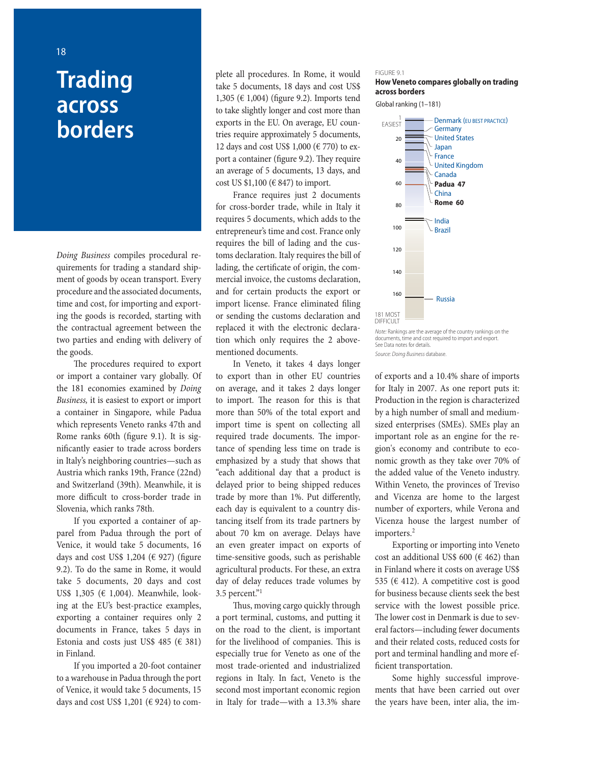# Trading across borders

*Doing Business* compiles procedural requirements for trading a standard shipment of goods by ocean transport. Every procedure and the associated documents, time and cost, for importing and exporting the goods is recorded, starting with the contractual agreement between the two parties and ending with delivery of the goods.

The procedures required to export or import a container vary globally. Of the 181 economies examined by *Doing Business,* it is easiest to export or import a container in Singapore, while Padua which represents Veneto ranks 47th and Rome ranks 60th (figure 9.1). It is significantly easier to trade across borders in Italy's neighboring countries—such as Austria which ranks 19th, France (22nd) and Switzerland (39th). Meanwhile, it is more difficult to cross-border trade in Slovenia, which ranks 78th.

If you exported a container of apparel from Padua through the port of Venice, it would take 5 documents, 16 days and cost US$ 1,204 (€ 927) (figure 9.2). To do the same in Rome, it would take 5 documents, 20 days and cost US$ 1,305 (€ 1,004). Meanwhile, looking at the EU's best-practice examples, exporting a container requires only 2 documents in France, takes 5 days in Estonia and costs just US$ 485 (€ 381) in Finland.

If you imported a 20-foot container to a warehouse in Padua through the port of Venice, it would take 5 documents, 15 days and cost US$ 1,201 (€ 924) to complete all procedures. In Rome, it would take 5 documents, 18 days and cost US$ 1,305 (€ 1,004) (figure 9.2). Imports tend to take slightly longer and cost more than exports in the EU. On average, EU countries require approximately 5 documents, 12 days and cost US$ 1,000 (€ 770) to export a container (figure 9.2). They require an average of 5 documents, 13 days, and cost US $1,100 (€ 847) to import.

France requires just 2 documents for cross-border trade, while in Italy it requires 5 documents, which adds to the entrepreneur's time and cost. France only requires the bill of lading and the customs declaration. Italy requires the bill of lading, the certificate of origin, the commercial invoice, the customs declaration, and for certain products the export or import license. France eliminated filing or sending the customs declaration and replaced it with the electronic declaration which only requires the 2 above-mentioned documents.

In Veneto, it takes 4 days longer to export than in other EU countries on average, and it takes 2 days longer to import. The reason for this is that more than 50% of the total export and import time is spent on collecting all required trade documents. The importance of spending less time on trade is emphasized by a study that shows that "each additional day that a product is delayed prior to being shipped reduces trade by more than 1%. Put differently, each day is equivalent to a country distancing itself from its trade partners by about 70 km on average. Delays have an even greater impact on exports of time-sensitive goods, such as perishable agricultural products. For these, an extra day of delay reduces trade volumes by 3.5 percent."[1]

Thus, moving cargo quickly through a port terminal, customs, and putting it on the road to the client, is important for the livelihood of companies. This is especially true for Veneto as one of the most trade-oriented and industrialized regions in Italy. In fact, Veneto is the second most important economic region in Italy for trade—with a 13.3% share of exports and a 10.4% share of imports for Italy in 2007. As one report puts it: Production in the region is characterized by a high number of small and medium-sized enterprises (SMEs). SMEs play an important role as an engine for the region's economy and contribute to economic growth as they take over 70% of the added value of the Veneto industry. Within Veneto, the provinces of Treviso and Vicenza are home to the largest number of exporters, while Verona and Vicenza house the largest number of importers.[2]

Exporting or importing into Veneto cost an additional US$ 600 (€ 462) than in Finland where it costs on average US$ 535 (€ 412). A competitive cost is good for business because clients seek the best service with the lowest possible price. The lower cost in Denmark is due to several factors—including fewer documents and their related costs, reduced costs for port and terminal handling and more efficient transportation.

Some highly successful improvements that have been carried out over the years have been, inter alia, the im-

FIGURE 9.1
**How Veneto compares globally on trading across borders**
Global ranking (1–181)

| Rank | Economy |
|---|---|
| 1 (EASIEST) | Denmark (EU BEST PRACTICE) |
| | Germany |
| | United States |
| | Japan |
| | France |
| | United Kingdom |
| | Canada |
| 47 | **Padua** |
| | China |
| 60 | **Rome** |
| | India |
| | Brazil |
| | Russia |
| 181 (MOST DIFFICULT) | |

*Note:* Rankings are the average of the country rankings on the documents, time and cost required to import and export. See Data notes for details.

*Source: Doing Business* database.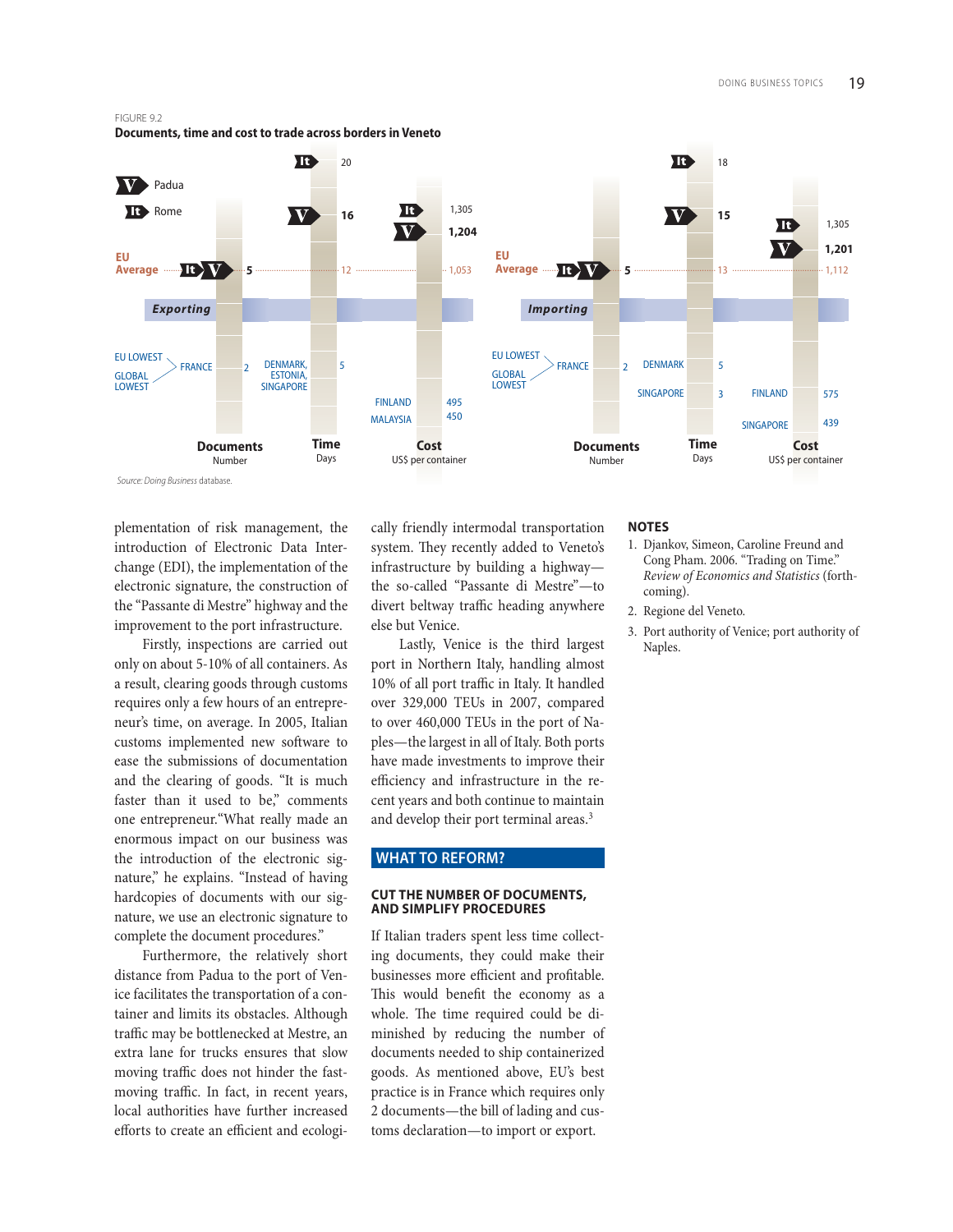FIGURE 9.2

**Documents, time and cost to trade across borders in Veneto**

V Padua
It Rome

**Exporting**

| | Documents (Number) | Time (Days) | Cost (US$ per container) |
|---|---|---|---|
| Rome (It) | 5 | 20 | 1,305 |
| Padua (V) | 5 | 16 | 1,204 |
| EU Average | 5 | 12 | 1,053 |
| EU lowest | France 2 | Denmark, Estonia, Singapore 5 | Finland 495 |
| Global lowest | France 2 | Denmark, Estonia, Singapore 5 | Malaysia 450 |

**Importing**

| | Documents (Number) | Time (Days) | Cost (US$ per container) |
|---|---|---|---|
| Rome (It) | 5 | 18 | 1,305 |
| Padua (V) | 5 | 15 | 1,201 |
| EU Average | 5 | 13 | 1,112 |
| EU lowest | France 2 | Denmark 5 | Finland 575 |
| Global lowest | France 2 | Singapore 3 | Singapore 439 |

*Source: Doing Business* database.

plementation of risk management, the introduction of Electronic Data Interchange (EDI), the implementation of the electronic signature, the construction of the "Passante di Mestre" highway and the improvement to the port infrastructure.

Firstly, inspections are carried out only on about 5-10% of all containers. As a result, clearing goods through customs requires only a few hours of an entrepreneur's time, on average. In 2005, Italian customs implemented new software to ease the submissions of documentation and the clearing of goods. "It is much faster than it used to be," comments one entrepreneur."What really made an enormous impact on our business was the introduction of the electronic signature," he explains. "Instead of having hardcopies of documents with our signature, we use an electronic signature to complete the document procedures."

Furthermore, the relatively short distance from Padua to the port of Venice facilitates the transportation of a container and limits its obstacles. Although traffic may be bottlenecked at Mestre, an extra lane for trucks ensures that slow moving traffic does not hinder the fast-moving traffic. In fact, in recent years, local authorities have further increased efforts to create an efficient and ecologically friendly intermodal transportation system. They recently added to Veneto's infrastructure by building a highway—the so-called "Passante di Mestre"—to divert beltway traffic heading anywhere else but Venice.

Lastly, Venice is the third largest port in Northern Italy, handling almost 10% of all port traffic in Italy. It handled over 329,000 TEUs in 2007, compared to over 460,000 TEUs in the port of Naples—the largest in all of Italy. Both ports have made investments to improve their efficiency and infrastructure in the recent years and both continue to maintain and develop their port terminal areas.[3]

## WHAT TO REFORM?

### CUT THE NUMBER OF DOCUMENTS, AND SIMPLIFY PROCEDURES

If Italian traders spent less time collecting documents, they could make their businesses more efficient and profitable. This would benefit the economy as a whole. The time required could be diminished by reducing the number of documents needed to ship containerized goods. As mentioned above, EU's best practice is in France which requires only 2 documents—the bill of lading and customs declaration—to import or export.

## NOTES

1. Djankov, Simeon, Caroline Freund and Cong Pham. 2006. "Trading on Time." *Review of Economics and Statistics* (forthcoming).
2. Regione del Veneto.
3. Port authority of Venice; port authority of Naples.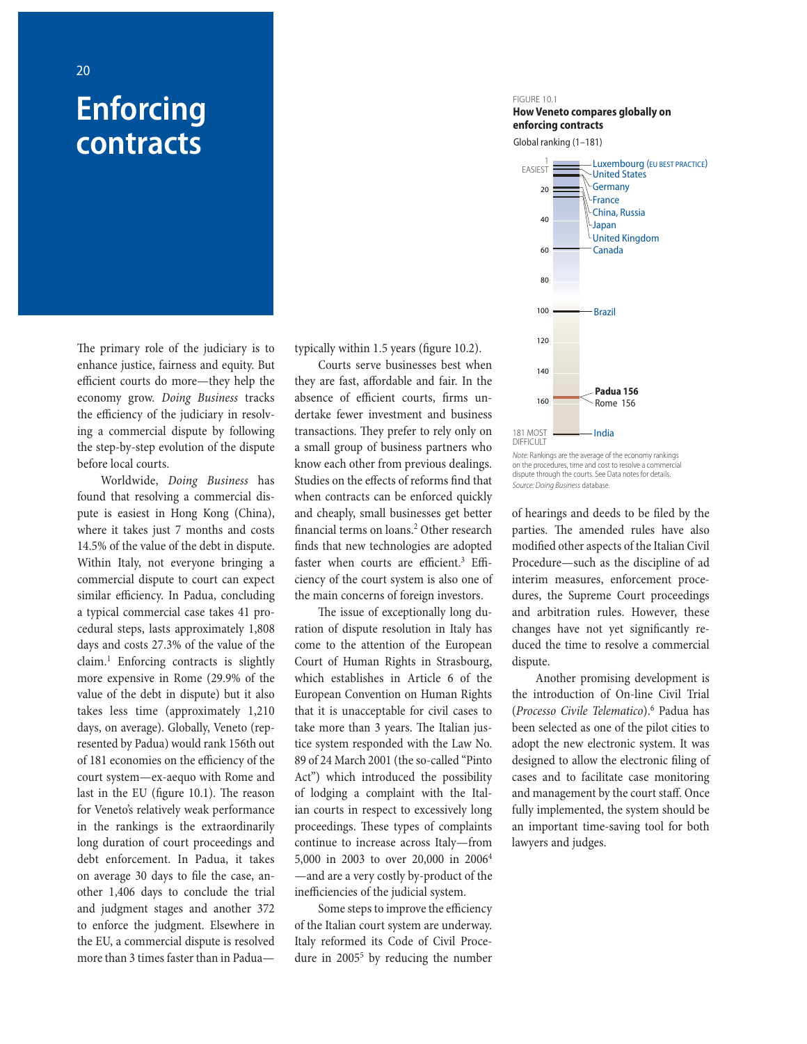# Enforcing contracts

FIGURE 10.1

**How Veneto compares globally on enforcing contracts**

Global ranking (1–181)

| Ranking | Economy |
|---|---|
| 1 EASIEST | Luxembourg (EU BEST PRACTICE) |
| | United States |
| | Germany |
| | France |
| | China, Russia |
| | Japan |
| | United Kingdom |
| 60 | Canada |
| 100 | Brazil |
| 156 | **Padua 156** |
| 156 | Rome 156 |
| 181 MOST DIFFICULT | India |

*Note:* Rankings are the average of the economy rankings on the procedures, time and cost to resolve a commercial dispute through the courts. See Data notes for details.
*Source: Doing Business* database.

The primary role of the judiciary is to enhance justice, fairness and equity. But efficient courts do more—they help the economy grow. *Doing Business* tracks the efficiency of the judiciary in resolving a commercial dispute by following the step-by-step evolution of the dispute before local courts.

Worldwide, *Doing Business* has found that resolving a commercial dispute is easiest in Hong Kong (China), where it takes just 7 months and costs 14.5% of the value of the debt in dispute. Within Italy, not everyone bringing a commercial dispute to court can expect similar efficiency. In Padua, concluding a typical commercial case takes 41 procedural steps, lasts approximately 1,808 days and costs 27.3% of the value of the claim.[1] Enforcing contracts is slightly more expensive in Rome (29.9% of the value of the debt in dispute) but it also takes less time (approximately 1,210 days, on average). Globally, Veneto (represented by Padua) would rank 156th out of 181 economies on the efficiency of the court system—ex-aequo with Rome and last in the EU (figure 10.1). The reason for Veneto's relatively weak performance in the rankings is the extraordinarily long duration of court proceedings and debt enforcement. In Padua, it takes on average 30 days to file the case, another 1,406 days to conclude the trial and judgment stages and another 372 to enforce the judgment. Elsewhere in the EU, a commercial dispute is resolved more than 3 times faster than in Padua—typically within 1.5 years (figure 10.2).

Courts serve businesses best when they are fast, affordable and fair. In the absence of efficient courts, firms undertake fewer investment and business transactions. They prefer to rely only on a small group of business partners who know each other from previous dealings. Studies on the effects of reforms find that when contracts can be enforced quickly and cheaply, small businesses get better financial terms on loans.[2] Other research finds that new technologies are adopted faster when courts are efficient.[3] Efficiency of the court system is also one of the main concerns of foreign investors.

The issue of exceptionally long duration of dispute resolution in Italy has come to the attention of the European Court of Human Rights in Strasbourg, which establishes in Article 6 of the European Convention on Human Rights that it is unacceptable for civil cases to take more than 3 years. The Italian justice system responded with the Law No. 89 of 24 March 2001 (the so-called "Pinto Act") which introduced the possibility of lodging a complaint with the Italian courts in respect to excessively long proceedings. These types of complaints continue to increase across Italy—from 5,000 in 2003 to over 20,000 in 2006[4]—and are a very costly by-product of the inefficiencies of the judicial system.

Some steps to improve the efficiency of the Italian court system are underway. Italy reformed its Code of Civil Procedure in 2005[5] by reducing the number of hearings and deeds to be filed by the parties. The amended rules have also modified other aspects of the Italian Civil Procedure—such as the discipline of ad interim measures, enforcement procedures, the Supreme Court proceedings and arbitration rules. However, these changes have not yet significantly reduced the time to resolve a commercial dispute.

Another promising development is the introduction of On-line Civil Trial (*Processo Civile Telematico*).[6] Padua has been selected as one of the pilot cities to adopt the new electronic system. It was designed to allow the electronic filing of cases and to facilitate case monitoring and management by the court staff. Once fully implemented, the system should be an important time-saving tool for both lawyers and judges.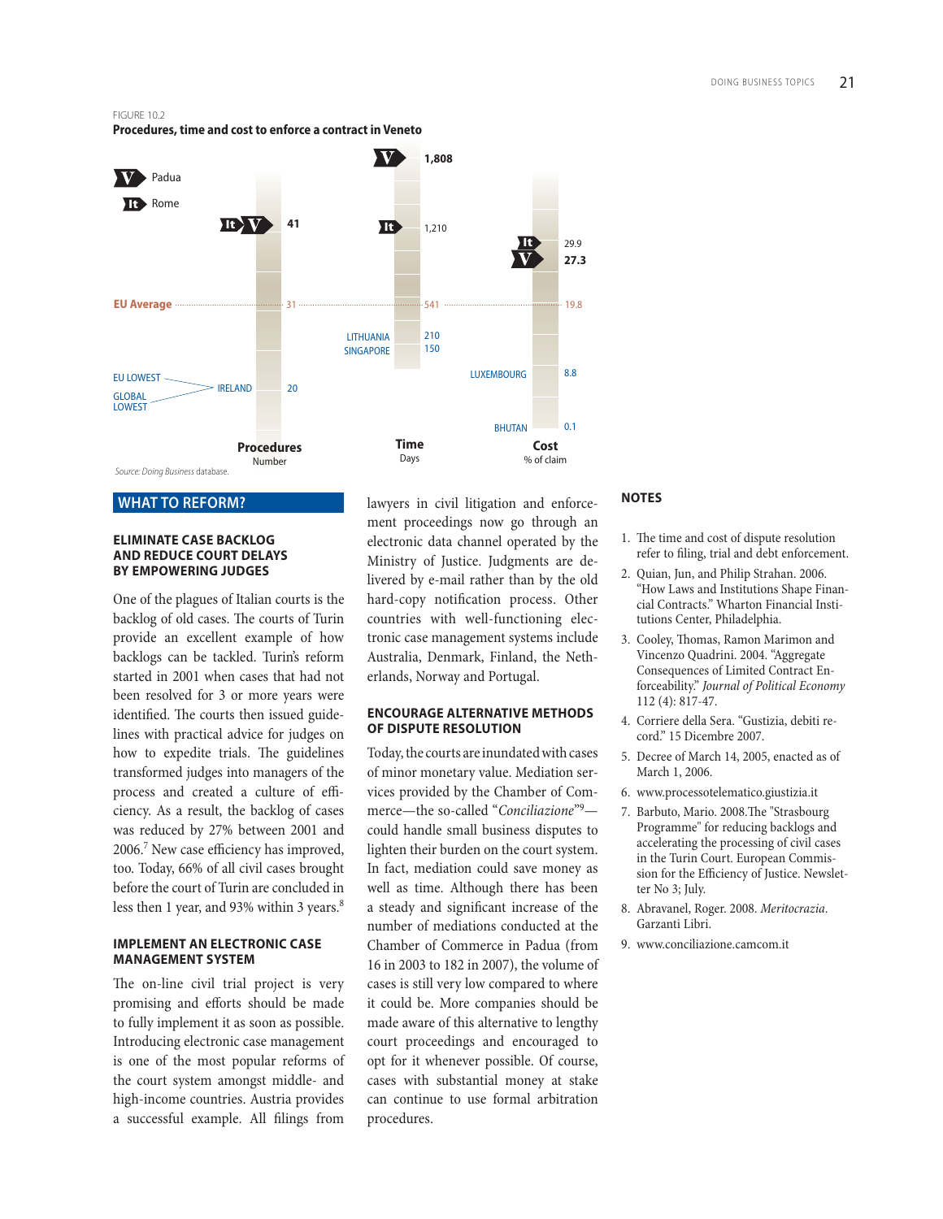FIGURE 10.2
**Procedures, time and cost to enforce a contract in Veneto**

| | Procedures (Number) | Time (Days) | Cost (% of claim) |
|---|---|---|---|
| Padua (V) | 41 | 1,808 | 27.3 |
| Rome (It) | 41 | 1,210 | 29.9 |
| EU Average | 31 | 541 | 19.8 |
| EU lowest | Ireland 20 | Lithuania 210 | Luxembourg 8.8 |
| Global lowest | Ireland 20 | Singapore 150 | Bhutan 0.1 |

*Source: Doing Business database.*

## WHAT TO REFORM?

### ELIMINATE CASE BACKLOG AND REDUCE COURT DELAYS BY EMPOWERING JUDGES

One of the plagues of Italian courts is the backlog of old cases. The courts of Turin provide an excellent example of how backlogs can be tackled. Turin's reform started in 2001 when cases that had not been resolved for 3 or more years were identified. The courts then issued guidelines with practical advice for judges on how to expedite trials. The guidelines transformed judges into managers of the process and created a culture of efficiency. As a result, the backlog of cases was reduced by 27% between 2001 and 2006.[7] New case efficiency has improved, too. Today, 66% of all civil cases brought before the court of Turin are concluded in less then 1 year, and 93% within 3 years.[8]

### IMPLEMENT AN ELECTRONIC CASE MANAGEMENT SYSTEM

The on-line civil trial project is very promising and efforts should be made to fully implement it as soon as possible. Introducing electronic case management is one of the most popular reforms of the court system amongst middle- and high-income countries. Austria provides a successful example. All filings from lawyers in civil litigation and enforcement proceedings now go through an electronic data channel operated by the Ministry of Justice. Judgments are delivered by e-mail rather than by the old hard-copy notification process. Other countries with well-functioning electronic case management systems include Australia, Denmark, Finland, the Netherlands, Norway and Portugal.

### ENCOURAGE ALTERNATIVE METHODS OF DISPUTE RESOLUTION

Today, the courts are inundated with cases of minor monetary value. Mediation services provided by the Chamber of Commerce—the so-called "*Conciliazione*"[9]—could handle small business disputes to lighten their burden on the court system. In fact, mediation could save money as well as time. Although there has been a steady and significant increase of the number of mediations conducted at the Chamber of Commerce in Padua (from 16 in 2003 to 182 in 2007), the volume of cases is still very low compared to where it could be. More companies should be made aware of this alternative to lengthy court proceedings and encouraged to opt for it whenever possible. Of course, cases with substantial money at stake can continue to use formal arbitration procedures.

## NOTES

1. The time and cost of dispute resolution refer to filing, trial and debt enforcement.
2. Quian, Jun, and Philip Strahan. 2006. "How Laws and Institutions Shape Financial Contracts." Wharton Financial Institutions Center, Philadelphia.
3. Cooley, Thomas, Ramon Marimon and Vincenzo Quadrini. 2004. "Aggregate Consequences of Limited Contract Enforceability." *Journal of Political Economy* 112 (4): 817-47.
4. Corriere della Sera. "Gustizia, debiti record." 15 Dicembre 2007.
5. Decree of March 14, 2005, enacted as of March 1, 2006.
6. www.processotelematico.giustizia.it
7. Barbuto, Mario. 2008.The "Strasbourg Programme" for reducing backlogs and accelerating the processing of civil cases in the Turin Court. European Commission for the Efficiency of Justice. Newsletter No 3; July.
8. Abravanel, Roger. 2008. *Meritocrazia*. Garzanti Libri.
9. www.conciliazione.camcom.it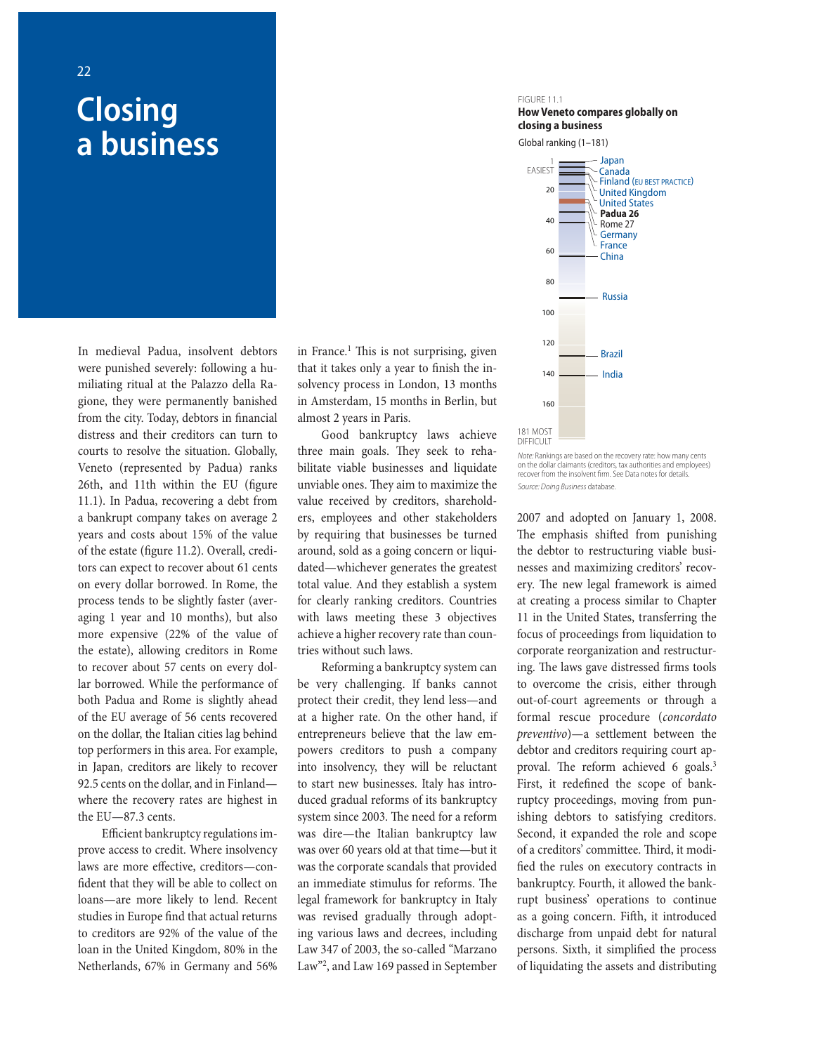# Closing a business

In medieval Padua, insolvent debtors were punished severely: following a humiliating ritual at the Palazzo della Ragione, they were permanently banished from the city. Today, debtors in financial distress and their creditors can turn to courts to resolve the situation. Globally, Veneto (represented by Padua) ranks 26th, and 11th within the EU (figure 11.1). In Padua, recovering a debt from a bankrupt company takes on average 2 years and costs about 15% of the value of the estate (figure 11.2). Overall, creditors can expect to recover about 61 cents on every dollar borrowed. In Rome, the process tends to be slightly faster (averaging 1 year and 10 months), but also more expensive (22% of the value of the estate), allowing creditors in Rome to recover about 57 cents on every dollar borrowed. While the performance of both Padua and Rome is slightly ahead of the EU average of 56 cents recovered on the dollar, the Italian cities lag behind top performers in this area. For example, in Japan, creditors are likely to recover 92.5 cents on the dollar, and in Finland—where the recovery rates are highest in the EU—87.3 cents.

Efficient bankruptcy regulations improve access to credit. Where insolvency laws are more effective, creditors—confident that they will be able to collect on loans—are more likely to lend. Recent studies in Europe find that actual returns to creditors are 92% of the value of the loan in the United Kingdom, 80% in the Netherlands, 67% in Germany and 56% in France.[1] This is not surprising, given that it takes only a year to finish the insolvency process in London, 13 months in Amsterdam, 15 months in Berlin, but almost 2 years in Paris.

Good bankruptcy laws achieve three main goals. They seek to rehabilitate viable businesses and liquidate unviable ones. They aim to maximize the value received by creditors, shareholders, employees and other stakeholders by requiring that businesses be turned around, sold as a going concern or liquidated—whichever generates the greatest total value. And they establish a system for clearly ranking creditors. Countries with laws meeting these 3 objectives achieve a higher recovery rate than countries without such laws.

Reforming a bankruptcy system can be very challenging. If banks cannot protect their credit, they lend less—and at a higher rate. On the other hand, if entrepreneurs believe that the law empowers creditors to push a company into insolvency, they will be reluctant to start new businesses. Italy has introduced gradual reforms of its bankruptcy system since 2003. The need for a reform was dire—the Italian bankruptcy law was over 60 years old at that time—but it was the corporate scandals that provided an immediate stimulus for reforms. The legal framework for bankruptcy in Italy was revised gradually through adopting various laws and decrees, including Law 347 of 2003, the so-called "Marzano Law"[2], and Law 169 passed in September 2007 and adopted on January 1, 2008. The emphasis shifted from punishing the debtor to restructuring viable businesses and maximizing creditors' recovery. The new legal framework is aimed at creating a process similar to Chapter 11 in the United States, transferring the focus of proceedings from liquidation to corporate reorganization and restructuring. The laws gave distressed firms tools to overcome the crisis, either through out-of-court agreements or through a formal rescue procedure (*concordato preventivo*)—a settlement between the debtor and creditors requiring court approval. The reform achieved 6 goals.[3] First, it redefined the scope of bankruptcy proceedings, moving from punishing debtors to satisfying creditors. Second, it expanded the role and scope of a creditors' committee. Third, it modified the rules on executory contracts in bankruptcy. Fourth, it allowed the bankrupt business' operations to continue as a going concern. Fifth, it introduced discharge from unpaid debt for natural persons. Sixth, it simplified the process of liquidating the assets and distributing

FIGURE 11.1
**How Veneto compares globally on closing a business**

Global ranking (1–181)

1 EASIEST — Japan, Canada, Finland (EU BEST PRACTICE), United Kingdom, United States, **Padua 26**, Rome 27, Germany, France, China, Russia, Brazil, India — 181 MOST DIFFICULT

*Note:* Rankings are based on the recovery rate: how many cents on the dollar claimants (creditors, tax authorities and employees) recover from the insolvent firm. See Data notes for details.

*Source: Doing Business* database.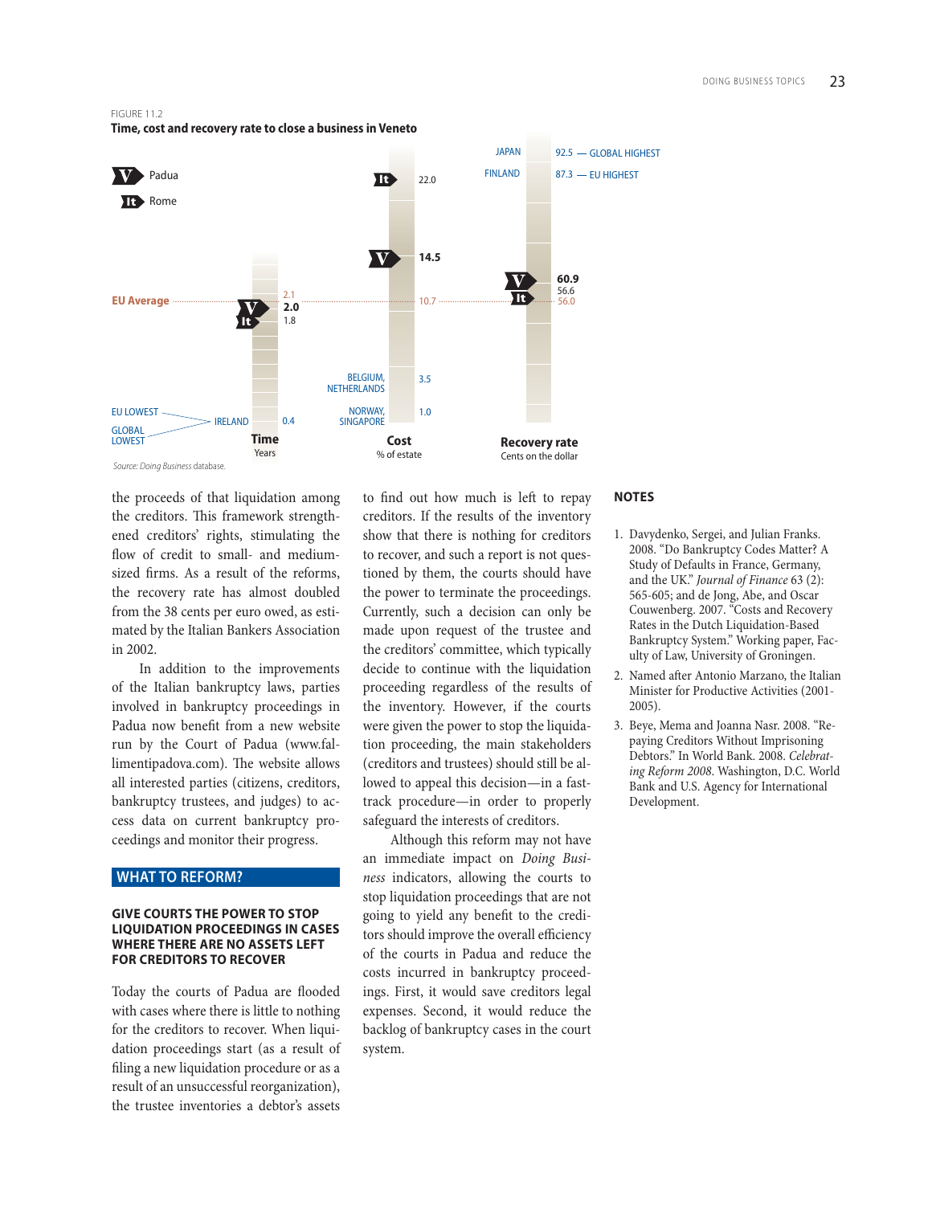FIGURE 11.2

**Time, cost and recovery rate to close a business in Veneto**

| | Time (Years) | Cost (% of estate) | Recovery rate (Cents on the dollar) |
|---|---|---|---|
| Padua (V) | 2.0 | 14.5 | 60.9 |
| Rome (It) | 1.8 | 22.0 | 56.6 |
| EU Average | 2.1 | 10.7 | 56.0 |
| EU lowest / EU highest | 0.4 (Ireland) | 3.5 (Belgium, Netherlands) | 87.3 — EU highest (Finland) |
| Global lowest / Global highest | 0.4 (Ireland) | 1.0 (Norway, Singapore) | 92.5 — Global highest (Japan) |

*Source: Doing Business database.*

the proceeds of that liquidation among the creditors. This framework strengthened creditors' rights, stimulating the flow of credit to small- and medium-sized firms. As a result of the reforms, the recovery rate has almost doubled from the 38 cents per euro owed, as estimated by the Italian Bankers Association in 2002.

In addition to the improvements of the Italian bankruptcy laws, parties involved in bankruptcy proceedings in Padua now benefit from a new website run by the Court of Padua (www.fallimentipadova.com). The website allows all interested parties (citizens, creditors, bankruptcy trustees, and judges) to access data on current bankruptcy proceedings and monitor their progress.

## WHAT TO REFORM?

### GIVE COURTS THE POWER TO STOP LIQUIDATION PROCEEDINGS IN CASES WHERE THERE ARE NO ASSETS LEFT FOR CREDITORS TO RECOVER

Today the courts of Padua are flooded with cases where there is little to nothing for the creditors to recover. When liquidation proceedings start (as a result of filing a new liquidation procedure or as a result of an unsuccessful reorganization), the trustee inventories a debtor's assets to find out how much is left to repay creditors. If the results of the inventory show that there is nothing for creditors to recover, and such a report is not questioned by them, the courts should have the power to terminate the proceedings. Currently, such a decision can only be made upon request of the trustee and the creditors' committee, which typically decide to continue with the liquidation proceeding regardless of the results of the inventory. However, if the courts were given the power to stop the liquidation proceeding, the main stakeholders (creditors and trustees) should still be allowed to appeal this decision—in a fast-track procedure—in order to properly safeguard the interests of creditors.

Although this reform may not have an immediate impact on *Doing Business* indicators, allowing the courts to stop liquidation proceedings that are not going to yield any benefit to the creditors should improve the overall efficiency of the courts in Padua and reduce the costs incurred in bankruptcy proceedings. First, it would save creditors legal expenses. Second, it would reduce the backlog of bankruptcy cases in the court system.

## NOTES

1. Davydenko, Sergei, and Julian Franks. 2008. "Do Bankruptcy Codes Matter? A Study of Defaults in France, Germany, and the UK." *Journal of Finance* 63 (2): 565-605; and de Jong, Abe, and Oscar Couwenberg. 2007. "Costs and Recovery Rates in the Dutch Liquidation-Based Bankruptcy System." Working paper, Faculty of Law, University of Groningen.
2. Named after Antonio Marzano, the Italian Minister for Productive Activities (2001-2005).
3. Beye, Mema and Joanna Nasr. 2008. "Repaying Creditors Without Imprisoning Debtors." In World Bank. 2008. *Celebrating Reform 2008.* Washington, D.C. World Bank and U.S. Agency for International Development.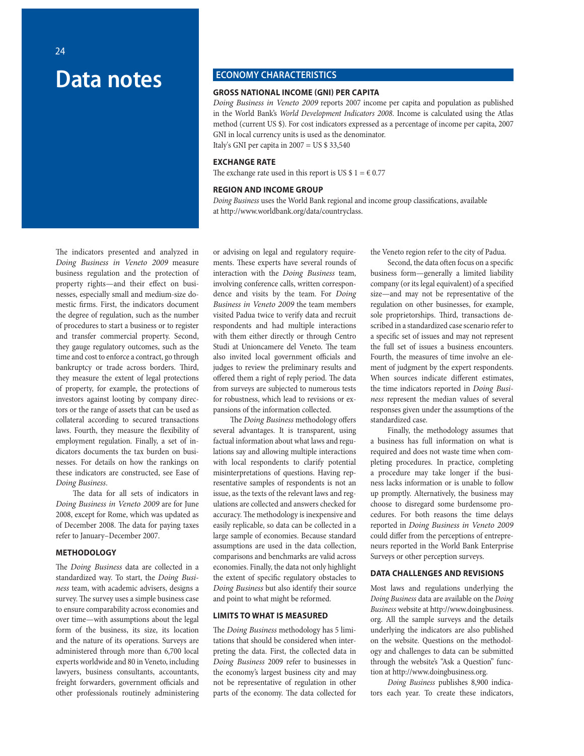# Data notes

## ECONOMY CHARACTERISTICS

### GROSS NATIONAL INCOME (GNI) PER CAPITA

*Doing Business in Veneto 2009* reports 2007 income per capita and population as published in the World Bank's *World Development Indicators 2008*. Income is calculated using the Atlas method (current US $). For cost indicators expressed as a percentage of income per capita, 2007 GNI in local currency units is used as the denominator.
Italy's GNI per capita in 2007 = US $ 33,540

### EXCHANGE RATE

The exchange rate used in this report is US $ 1 = € 0.77

### REGION AND INCOME GROUP

*Doing Business* uses the World Bank regional and income group classifications, available at http://www.worldbank.org/data/countryclass.

The indicators presented and analyzed in *Doing Business in Veneto 2009* measure business regulation and the protection of property rights—and their effect on businesses, especially small and medium-size domestic firms. First, the indicators document the degree of regulation, such as the number of procedures to start a business or to register and transfer commercial property. Second, they gauge regulatory outcomes, such as the time and cost to enforce a contract, go through bankruptcy or trade across borders. Third, they measure the extent of legal protections of property, for example, the protections of investors against looting by company directors or the range of assets that can be used as collateral according to secured transactions laws. Fourth, they measure the flexibility of employment regulation. Finally, a set of indicators documents the tax burden on businesses. For details on how the rankings on these indicators are constructed, see Ease of *Doing Business*.

The data for all sets of indicators in *Doing Business in Veneto 2009* are for June 2008, except for Rome, which was updated as of December 2008. The data for paying taxes refer to January–December 2007.

### METHODOLOGY

The *Doing Business* data are collected in a standardized way. To start, the *Doing Business* team, with academic advisers, designs a survey. The survey uses a simple business case to ensure comparability across economies and over time—with assumptions about the legal form of the business, its size, its location and the nature of its operations. Surveys are administered through more than 6,700 local experts worldwide and 80 in Veneto, including lawyers, business consultants, accountants, freight forwarders, government officials and other professionals routinely administering or advising on legal and regulatory requirements. These experts have several rounds of interaction with the *Doing Business* team, involving conference calls, written correspondence and visits by the team. For *Doing Business in Veneto 2009* the team members visited Padua twice to verify data and recruit respondents and had multiple interactions with them either directly or through Centro Studi at Unioncamere del Veneto. The team also invited local government officials and judges to review the preliminary results and offered them a right of reply period. The data from surveys are subjected to numerous tests for robustness, which lead to revisions or expansions of the information collected.

The *Doing Business* methodology offers several advantages. It is transparent, using factual information about what laws and regulations say and allowing multiple interactions with local respondents to clarify potential misinterpretations of questions. Having representative samples of respondents is not an issue, as the texts of the relevant laws and regulations are collected and answers checked for accuracy. The methodology is inexpensive and easily replicable, so data can be collected in a large sample of economies. Because standard assumptions are used in the data collection, comparisons and benchmarks are valid across economies. Finally, the data not only highlight the extent of specific regulatory obstacles to *Doing Business* but also identify their source and point to what might be reformed.

### LIMITS TO WHAT IS MEASURED

The *Doing Business* methodology has 5 limitations that should be considered when interpreting the data. First, the collected data in *Doing Business* 2009 refer to businesses in the economy's largest business city and may not be representative of regulation in other parts of the economy. The data collected for the Veneto region refer to the city of Padua.

Second, the data often focus on a specific business form—generally a limited liability company (or its legal equivalent) of a specified size—and may not be representative of the regulation on other businesses, for example, sole proprietorships. Third, transactions described in a standardized case scenario refer to a specific set of issues and may not represent the full set of issues a business encounters. Fourth, the measures of time involve an element of judgment by the expert respondents. When sources indicate different estimates, the time indicators reported in *Doing Business* represent the median values of several responses given under the assumptions of the standardized case.

Finally, the methodology assumes that a business has full information on what is required and does not waste time when completing procedures. In practice, completing a procedure may take longer if the business lacks information or is unable to follow up promptly. Alternatively, the business may choose to disregard some burdensome procedures. For both reasons the time delays reported in *Doing Business in Veneto 2009* could differ from the perceptions of entrepreneurs reported in the World Bank Enterprise Surveys or other perception surveys.

### DATA CHALLENGES AND REVISIONS

Most laws and regulations underlying the *Doing Business* data are available on the *Doing Business* website at http://www.doingbusiness.org. All the sample surveys and the details underlying the indicators are also published on the website. Questions on the methodology and challenges to data can be submitted through the website's "Ask a Question" function at http://www.doingbusiness.org.

*Doing Business* publishes 8,900 indicators each year. To create these indicators,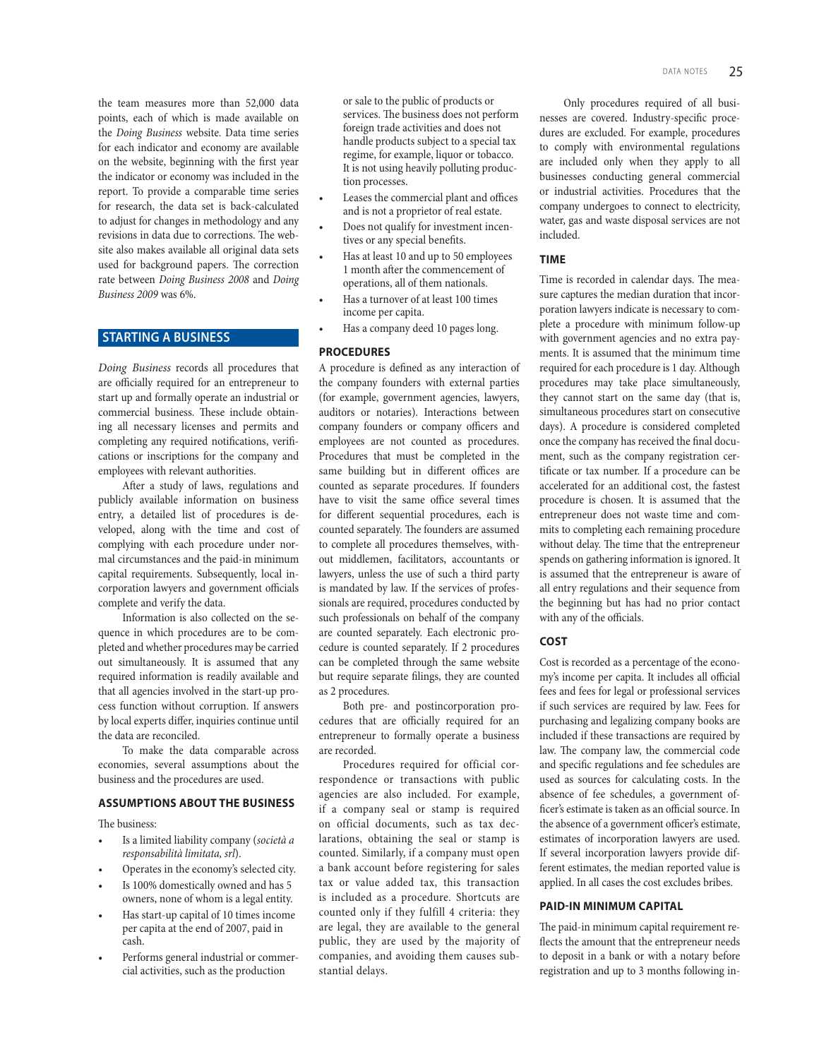the team measures more than 52,000 data points, each of which is made available on the *Doing Business* website. Data time series for each indicator and economy are available on the website, beginning with the first year the indicator or economy was included in the report. To provide a comparable time series for research, the data set is back-calculated to adjust for changes in methodology and any revisions in data due to corrections. The website also makes available all original data sets used for background papers. The correction rate between *Doing Business 2008* and *Doing Business 2009* was 6%.

## STARTING A BUSINESS

*Doing Business* records all procedures that are officially required for an entrepreneur to start up and formally operate an industrial or commercial business. These include obtaining all necessary licenses and permits and completing any required notifications, verifications or inscriptions for the company and employees with relevant authorities.

After a study of laws, regulations and publicly available information on business entry, a detailed list of procedures is developed, along with the time and cost of complying with each procedure under normal circumstances and the paid-in minimum capital requirements. Subsequently, local incorporation lawyers and government officials complete and verify the data.

Information is also collected on the sequence in which procedures are to be completed and whether procedures may be carried out simultaneously. It is assumed that any required information is readily available and that all agencies involved in the start-up process function without corruption. If answers by local experts differ, inquiries continue until the data are reconciled.

To make the data comparable across economies, several assumptions about the business and the procedures are used.

### ASSUMPTIONS ABOUT THE BUSINESS

The business:

- Is a limited liability company (*società a responsabilità limitata, srl*).
- Operates in the economy's selected city.
- Is 100% domestically owned and has 5 owners, none of whom is a legal entity.
- Has start-up capital of 10 times income per capita at the end of 2007, paid in cash.
- Performs general industrial or commercial activities, such as the production or sale to the public of products or services. The business does not perform foreign trade activities and does not handle products subject to a special tax regime, for example, liquor or tobacco. It is not using heavily polluting production processes.
- Leases the commercial plant and offices and is not a proprietor of real estate.
- Does not qualify for investment incentives or any special benefits.
- Has at least 10 and up to 50 employees 1 month after the commencement of operations, all of them nationals.
- Has a turnover of at least 100 times income per capita.
- Has a company deed 10 pages long.

### PROCEDURES

A procedure is defined as any interaction of the company founders with external parties (for example, government agencies, lawyers, auditors or notaries). Interactions between company founders or company officers and employees are not counted as procedures. Procedures that must be completed in the same building but in different offices are counted as separate procedures. If founders have to visit the same office several times for different sequential procedures, each is counted separately. The founders are assumed to complete all procedures themselves, without middlemen, facilitators, accountants or lawyers, unless the use of such a third party is mandated by law. If the services of professionals are required, procedures conducted by such professionals on behalf of the company are counted separately. Each electronic procedure is counted separately. If 2 procedures can be completed through the same website but require separate filings, they are counted as 2 procedures.

Both pre- and postincorporation procedures that are officially required for an entrepreneur to formally operate a business are recorded.

Procedures required for official correspondence or transactions with public agencies are also included. For example, if a company seal or stamp is required on official documents, such as tax declarations, obtaining the seal or stamp is counted. Similarly, if a company must open a bank account before registering for sales tax or value added tax, this transaction is included as a procedure. Shortcuts are counted only if they fulfill 4 criteria: they are legal, they are available to the general public, they are used by the majority of companies, and avoiding them causes substantial delays.

Only procedures required of all businesses are covered. Industry-specific procedures are excluded. For example, procedures to comply with environmental regulations are included only when they apply to all businesses conducting general commercial or industrial activities. Procedures that the company undergoes to connect to electricity, water, gas and waste disposal services are not included.

### TIME

Time is recorded in calendar days. The measure captures the median duration that incorporation lawyers indicate is necessary to complete a procedure with minimum follow-up with government agencies and no extra payments. It is assumed that the minimum time required for each procedure is 1 day. Although procedures may take place simultaneously, they cannot start on the same day (that is, simultaneous procedures start on consecutive days). A procedure is considered completed once the company has received the final document, such as the company registration certificate or tax number. If a procedure can be accelerated for an additional cost, the fastest procedure is chosen. It is assumed that the entrepreneur does not waste time and commits to completing each remaining procedure without delay. The time that the entrepreneur spends on gathering information is ignored. It is assumed that the entrepreneur is aware of all entry regulations and their sequence from the beginning but has had no prior contact with any of the officials.

### COST

Cost is recorded as a percentage of the economy's income per capita. It includes all official fees and fees for legal or professional services if such services are required by law. Fees for purchasing and legalizing company books are included if these transactions are required by law. The company law, the commercial code and specific regulations and fee schedules are used as sources for calculating costs. In the absence of fee schedules, a government officer's estimate is taken as an official source. In the absence of a government officer's estimate, estimates of incorporation lawyers are used. If several incorporation lawyers provide different estimates, the median reported value is applied. In all cases the cost excludes bribes.

### PAID-IN MINIMUM CAPITAL

The paid-in minimum capital requirement reflects the amount that the entrepreneur needs to deposit in a bank or with a notary before registration and up to 3 months following in-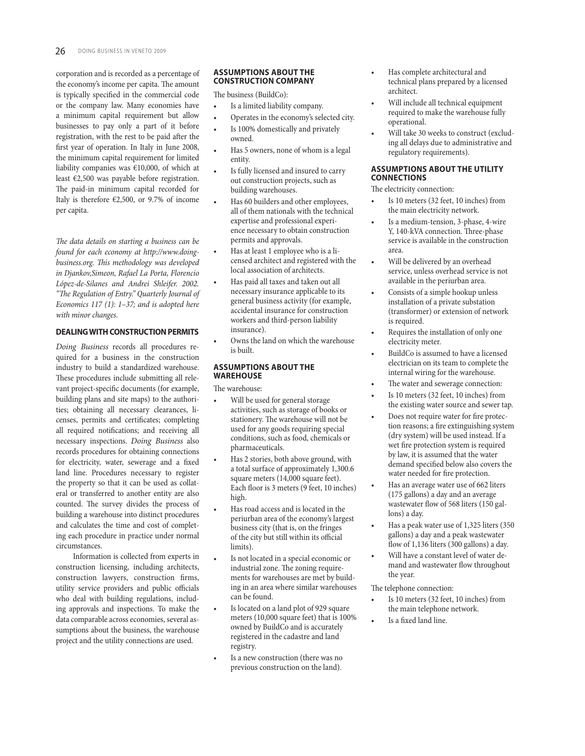corporation and is recorded as a percentage of the economy's income per capita. The amount is typically specified in the commercial code or the company law. Many economies have a minimum capital requirement but allow businesses to pay only a part of it before registration, with the rest to be paid after the first year of operation. In Italy in June 2008, the minimum capital requirement for limited liability companies was €10,000, of which at least €2,500 was payable before registration. The paid-in minimum capital recorded for Italy is therefore €2,500, or 9.7% of income per capita.

*The data details on starting a business can be found for each economy at http://www.doingbusiness.org. This methodology was developed in Djankov,Simeon, Rafael La Porta, Florencio López-de-Silanes and Andrei Shleifer. 2002. "The Regulation of Entry." Quarterly Journal of Economics 117 (1): 1–37; and is adopted here with minor changes.*

### DEALING WITH CONSTRUCTION PERMITS

*Doing Business* records all procedures required for a business in the construction industry to build a standardized warehouse. These procedures include submitting all relevant project-specific documents (for example, building plans and site maps) to the authorities; obtaining all necessary clearances, licenses, permits and certificates; completing all required notifications; and receiving all necessary inspections. *Doing Business* also records procedures for obtaining connections for electricity, water, sewerage and a fixed land line. Procedures necessary to register the property so that it can be used as collateral or transferred to another entity are also counted. The survey divides the process of building a warehouse into distinct procedures and calculates the time and cost of completing each procedure in practice under normal circumstances.

Information is collected from experts in construction licensing, including architects, construction lawyers, construction firms, utility service providers and public officials who deal with building regulations, including approvals and inspections. To make the data comparable across economies, several assumptions about the business, the warehouse project and the utility connections are used.

#### ASSUMPTIONS ABOUT THE CONSTRUCTION COMPANY

The business (BuildCo):

- Is a limited liability company.
- Operates in the economy's selected city.
- Is 100% domestically and privately owned.
- Has 5 owners, none of whom is a legal entity.
- Is fully licensed and insured to carry out construction projects, such as building warehouses.
- Has 60 builders and other employees, all of them nationals with the technical expertise and professional experience necessary to obtain construction permits and approvals.
- Has at least 1 employee who is a licensed architect and registered with the local association of architects.
- Has paid all taxes and taken out all necessary insurance applicable to its general business activity (for example, accidental insurance for construction workers and third-person liability insurance).
- Owns the land on which the warehouse is built.

#### ASSUMPTIONS ABOUT THE WAREHOUSE

The warehouse:

- Will be used for general storage activities, such as storage of books or stationery. The warehouse will not be used for any goods requiring special conditions, such as food, chemicals or pharmaceuticals.
- Has 2 stories, both above ground, with a total surface of approximately 1,300.6 square meters (14,000 square feet). Each floor is 3 meters (9 feet, 10 inches) high.
- Has road access and is located in the periurban area of the economy's largest business city (that is, on the fringes of the city but still within its official limits).
- Is not located in a special economic or industrial zone. The zoning requirements for warehouses are met by building in an area where similar warehouses can be found.
- Is located on a land plot of 929 square meters (10,000 square feet) that is 100% owned by BuildCo and is accurately registered in the cadastre and land registry.
- Is a new construction (there was no previous construction on the land).
- Has complete architectural and technical plans prepared by a licensed architect.
- Will include all technical equipment required to make the warehouse fully operational.
- Will take 30 weeks to construct (excluding all delays due to administrative and regulatory requirements).

#### ASSUMPTIONS ABOUT THE UTILITY CONNECTIONS

The electricity connection:

- Is 10 meters (32 feet, 10 inches) from the main electricity network.
- Is a medium-tension, 3-phase, 4-wire Y, 140-kVA connection. Three-phase service is available in the construction area.
- Will be delivered by an overhead service, unless overhead service is not available in the periurban area.
- Consists of a simple hookup unless installation of a private substation (transformer) or extension of network is required.
- Requires the installation of only one electricity meter.
- BuildCo is assumed to have a licensed electrician on its team to complete the internal wiring for the warehouse.
- The water and sewerage connection:
- Is 10 meters (32 feet, 10 inches) from the existing water source and sewer tap.
- Does not require water for fire protection reasons; a fire extinguishing system (dry system) will be used instead. If a wet fire protection system is required by law, it is assumed that the water demand specified below also covers the water needed for fire protection.
- Has an average water use of 662 liters (175 gallons) a day and an average wastewater flow of 568 liters (150 gallons) a day.
- Has a peak water use of 1,325 liters (350 gallons) a day and a peak wastewater flow of 1,136 liters (300 gallons) a day.
- Will have a constant level of water demand and wastewater flow throughout the year.

The telephone connection:

- Is 10 meters (32 feet, 10 inches) from the main telephone network.
- Is a fixed land line.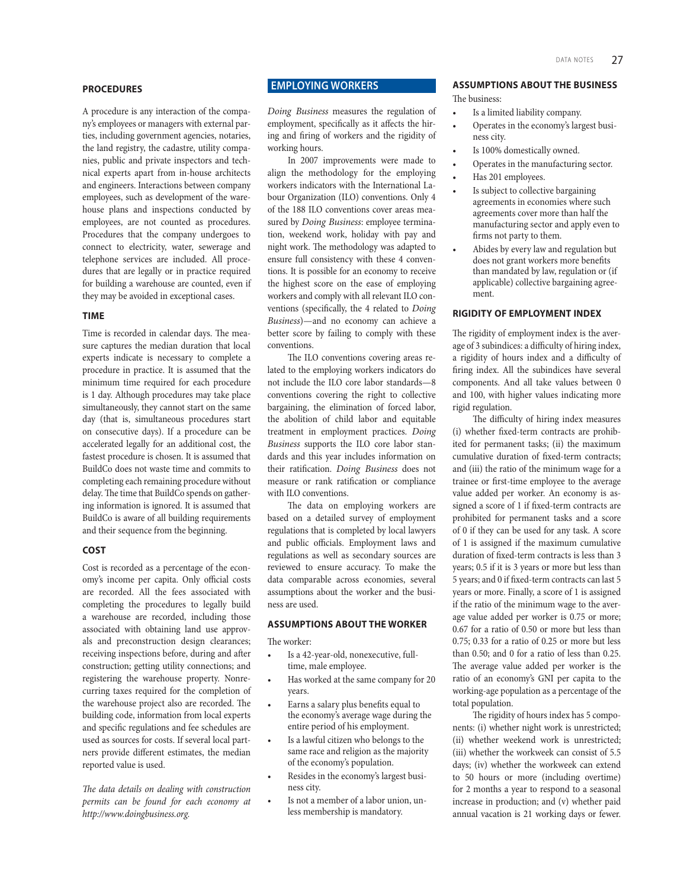### PROCEDURES

A procedure is any interaction of the company's employees or managers with external parties, including government agencies, notaries, the land registry, the cadastre, utility companies, public and private inspectors and technical experts apart from in-house architects and engineers. Interactions between company employees, such as development of the warehouse plans and inspections conducted by employees, are not counted as procedures. Procedures that the company undergoes to connect to electricity, water, sewerage and telephone services are included. All procedures that are legally or in practice required for building a warehouse are counted, even if they may be avoided in exceptional cases.

### TIME

Time is recorded in calendar days. The measure captures the median duration that local experts indicate is necessary to complete a procedure in practice. It is assumed that the minimum time required for each procedure is 1 day. Although procedures may take place simultaneously, they cannot start on the same day (that is, simultaneous procedures start on consecutive days). If a procedure can be accelerated legally for an additional cost, the fastest procedure is chosen. It is assumed that BuildCo does not waste time and commits to completing each remaining procedure without delay. The time that BuildCo spends on gathering information is ignored. It is assumed that BuildCo is aware of all building requirements and their sequence from the beginning.

### COST

Cost is recorded as a percentage of the economy's income per capita. Only official costs are recorded. All the fees associated with completing the procedures to legally build a warehouse are recorded, including those associated with obtaining land use approvals and preconstruction design clearances; receiving inspections before, during and after construction; getting utility connections; and registering the warehouse property. Nonrecurring taxes required for the completion of the warehouse project also are recorded. The building code, information from local experts and specific regulations and fee schedules are used as sources for costs. If several local partners provide different estimates, the median reported value is used.

*The data details on dealing with construction permits can be found for each economy at http://www.doingbusiness.org.*

## EMPLOYING WORKERS

*Doing Business* measures the regulation of employment, specifically as it affects the hiring and firing of workers and the rigidity of working hours.

In 2007 improvements were made to align the methodology for the employing workers indicators with the International Labour Organization (ILO) conventions. Only 4 of the 188 ILO conventions cover areas measured by *Doing Business*: employee termination, weekend work, holiday with pay and night work. The methodology was adapted to ensure full consistency with these 4 conventions. It is possible for an economy to receive the highest score on the ease of employing workers and comply with all relevant ILO conventions (specifically, the 4 related to *Doing Business*)—and no economy can achieve a better score by failing to comply with these conventions.

The ILO conventions covering areas related to the employing workers indicators do not include the ILO core labor standards—8 conventions covering the right to collective bargaining, the elimination of forced labor, the abolition of child labor and equitable treatment in employment practices. *Doing Business* supports the ILO core labor standards and this year includes information on their ratification. *Doing Business* does not measure or rank ratification or compliance with ILO conventions.

The data on employing workers are based on a detailed survey of employment regulations that is completed by local lawyers and public officials. Employment laws and regulations as well as secondary sources are reviewed to ensure accuracy. To make the data comparable across economies, several assumptions about the worker and the business are used.

### ASSUMPTIONS ABOUT THE WORKER

The worker:

- Is a 42-year-old, nonexecutive, full-time, male employee.
- Has worked at the same company for 20 years.
- Earns a salary plus benefits equal to the economy's average wage during the entire period of his employment.
- Is a lawful citizen who belongs to the same race and religion as the majority of the economy's population.
- Resides in the economy's largest business city.
- Is not a member of a labor union, unless membership is mandatory.

### ASSUMPTIONS ABOUT THE BUSINESS

The business:

- Is a limited liability company.
- Operates in the economy's largest business city.
- Is 100% domestically owned.
- Operates in the manufacturing sector.
- Has 201 employees.
- Is subject to collective bargaining agreements in economies where such agreements cover more than half the manufacturing sector and apply even to firms not party to them.
- Abides by every law and regulation but does not grant workers more benefits than mandated by law, regulation or (if applicable) collective bargaining agreement.

### RIGIDITY OF EMPLOYMENT INDEX

The rigidity of employment index is the average of 3 subindices: a difficulty of hiring index, a rigidity of hours index and a difficulty of firing index. All the subindices have several components. And all take values between 0 and 100, with higher values indicating more rigid regulation.

The difficulty of hiring index measures (i) whether fixed-term contracts are prohibited for permanent tasks; (ii) the maximum cumulative duration of fixed-term contracts; and (iii) the ratio of the minimum wage for a trainee or first-time employee to the average value added per worker. An economy is assigned a score of 1 if fixed-term contracts are prohibited for permanent tasks and a score of 0 if they can be used for any task. A score of 1 is assigned if the maximum cumulative duration of fixed-term contracts is less than 3 years; 0.5 if it is 3 years or more but less than 5 years; and 0 if fixed-term contracts can last 5 years or more. Finally, a score of 1 is assigned if the ratio of the minimum wage to the average value added per worker is 0.75 or more; 0.67 for a ratio of 0.50 or more but less than 0.75; 0.33 for a ratio of 0.25 or more but less than 0.50; and 0 for a ratio of less than 0.25. The average value added per worker is the ratio of an economy's GNI per capita to the working-age population as a percentage of the total population.

The rigidity of hours index has 5 components: (i) whether night work is unrestricted; (ii) whether weekend work is unrestricted; (iii) whether the workweek can consist of 5.5 days; (iv) whether the workweek can extend to 50 hours or more (including overtime) for 2 months a year to respond to a seasonal increase in production; and (v) whether paid annual vacation is 21 working days or fewer.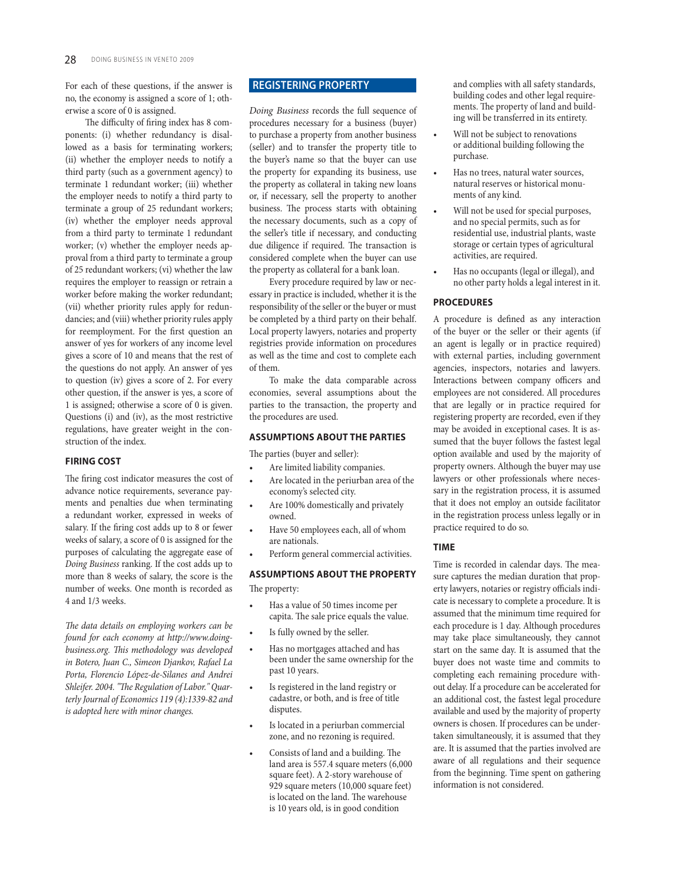For each of these questions, if the answer is no, the economy is assigned a score of 1; otherwise a score of 0 is assigned.

The difficulty of firing index has 8 components: (i) whether redundancy is disallowed as a basis for terminating workers; (ii) whether the employer needs to notify a third party (such as a government agency) to terminate 1 redundant worker; (iii) whether the employer needs to notify a third party to terminate a group of 25 redundant workers; (iv) whether the employer needs approval from a third party to terminate 1 redundant worker; (v) whether the employer needs approval from a third party to terminate a group of 25 redundant workers; (vi) whether the law requires the employer to reassign or retrain a worker before making the worker redundant; (vii) whether priority rules apply for redundancies; and (viii) whether priority rules apply for reemployment. For the first question an answer of yes for workers of any income level gives a score of 10 and means that the rest of the questions do not apply. An answer of yes to question (iv) gives a score of 2. For every other question, if the answer is yes, a score of 1 is assigned; otherwise a score of 0 is given. Questions (i) and (iv), as the most restrictive regulations, have greater weight in the construction of the index.

### FIRING COST

The firing cost indicator measures the cost of advance notice requirements, severance payments and penalties due when terminating a redundant worker, expressed in weeks of salary. If the firing cost adds up to 8 or fewer weeks of salary, a score of 0 is assigned for the purposes of calculating the aggregate ease of *Doing Business* ranking. If the cost adds up to more than 8 weeks of salary, the score is the number of weeks. One month is recorded as 4 and 1/3 weeks.

*The data details on employing workers can be found for each economy at http://www.doingbusiness.org. This methodology was developed in Botero, Juan C., Simeon Djankov, Rafael La Porta, Florencio López-de-Silanes and Andrei Shleifer. 2004. "The Regulation of Labor." Quarterly Journal of Economics 119 (4):1339-82 and is adopted here with minor changes.*

## REGISTERING PROPERTY

*Doing Business* records the full sequence of procedures necessary for a business (buyer) to purchase a property from another business (seller) and to transfer the property title to the buyer's name so that the buyer can use the property for expanding its business, use the property as collateral in taking new loans or, if necessary, sell the property to another business. The process starts with obtaining the necessary documents, such as a copy of the seller's title if necessary, and conducting due diligence if required. The transaction is considered complete when the buyer can use the property as collateral for a bank loan.

Every procedure required by law or necessary in practice is included, whether it is the responsibility of the seller or the buyer or must be completed by a third party on their behalf. Local property lawyers, notaries and property registries provide information on procedures as well as the time and cost to complete each of them.

To make the data comparable across economies, several assumptions about the parties to the transaction, the property and the procedures are used.

### ASSUMPTIONS ABOUT THE PARTIES

The parties (buyer and seller):

- Are limited liability companies.
- Are located in the periurban area of the economy's selected city.
- Are 100% domestically and privately owned.
- Have 50 employees each, all of whom are nationals.
- Perform general commercial activities.

### ASSUMPTIONS ABOUT THE PROPERTY

The property:

- Has a value of 50 times income per capita. The sale price equals the value.
- Is fully owned by the seller.
- Has no mortgages attached and has been under the same ownership for the past 10 years.
- Is registered in the land registry or cadastre, or both, and is free of title disputes.
- Is located in a periurban commercial zone, and no rezoning is required.
- Consists of land and a building. The land area is 557.4 square meters (6,000 square feet). A 2-story warehouse of 929 square meters (10,000 square feet) is located on the land. The warehouse is 10 years old, is in good condition and complies with all safety standards, building codes and other legal requirements. The property of land and building will be transferred in its entirety.
- Will not be subject to renovations or additional building following the purchase.
- Has no trees, natural water sources, natural reserves or historical monuments of any kind.
- Will not be used for special purposes, and no special permits, such as for residential use, industrial plants, waste storage or certain types of agricultural activities, are required.
- Has no occupants (legal or illegal), and no other party holds a legal interest in it.

### PROCEDURES

A procedure is defined as any interaction of the buyer or the seller or their agents (if an agent is legally or in practice required) with external parties, including government agencies, inspectors, notaries and lawyers. Interactions between company officers and employees are not considered. All procedures that are legally or in practice required for registering property are recorded, even if they may be avoided in exceptional cases. It is assumed that the buyer follows the fastest legal option available and used by the majority of property owners. Although the buyer may use lawyers or other professionals where necessary in the registration process, it is assumed that it does not employ an outside facilitator in the registration process unless legally or in practice required to do so.

### TIME

Time is recorded in calendar days. The measure captures the median duration that property lawyers, notaries or registry officials indicate is necessary to complete a procedure. It is assumed that the minimum time required for each procedure is 1 day. Although procedures may take place simultaneously, they cannot start on the same day. It is assumed that the buyer does not waste time and commits to completing each remaining procedure without delay. If a procedure can be accelerated for an additional cost, the fastest legal procedure available and used by the majority of property owners is chosen. If procedures can be undertaken simultaneously, it is assumed that they are. It is assumed that the parties involved are aware of all regulations and their sequence from the beginning. Time spent on gathering information is not considered.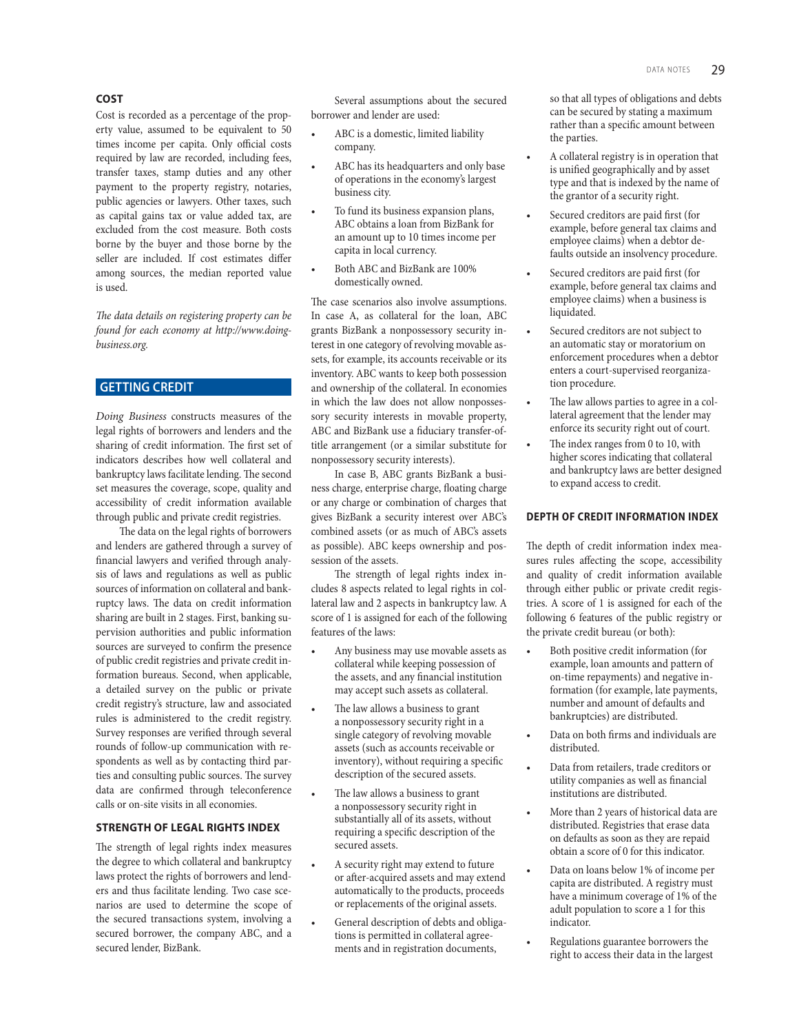### COST

Cost is recorded as a percentage of the property value, assumed to be equivalent to 50 times income per capita. Only official costs required by law are recorded, including fees, transfer taxes, stamp duties and any other payment to the property registry, notaries, public agencies or lawyers. Other taxes, such as capital gains tax or value added tax, are excluded from the cost measure. Both costs borne by the buyer and those borne by the seller are included. If cost estimates differ among sources, the median reported value is used.

*The data details on registering property can be found for each economy at http://www.doingbusiness.org.*

## GETTING CREDIT

*Doing Business* constructs measures of the legal rights of borrowers and lenders and the sharing of credit information. The first set of indicators describes how well collateral and bankruptcy laws facilitate lending. The second set measures the coverage, scope, quality and accessibility of credit information available through public and private credit registries.

The data on the legal rights of borrowers and lenders are gathered through a survey of financial lawyers and verified through analysis of laws and regulations as well as public sources of information on collateral and bankruptcy laws. The data on credit information sharing are built in 2 stages. First, banking supervision authorities and public information sources are surveyed to confirm the presence of public credit registries and private credit information bureaus. Second, when applicable, a detailed survey on the public or private credit registry's structure, law and associated rules is administered to the credit registry. Survey responses are verified through several rounds of follow-up communication with respondents as well as by contacting third parties and consulting public sources. The survey data are confirmed through teleconference calls or on-site visits in all economies.

### STRENGTH OF LEGAL RIGHTS INDEX

The strength of legal rights index measures the degree to which collateral and bankruptcy laws protect the rights of borrowers and lenders and thus facilitate lending. Two case scenarios are used to determine the scope of the secured transactions system, involving a secured borrower, the company ABC, and a secured lender, BizBank.

Several assumptions about the secured borrower and lender are used:

- ABC is a domestic, limited liability company.
- ABC has its headquarters and only base of operations in the economy's largest business city.
- To fund its business expansion plans, ABC obtains a loan from BizBank for an amount up to 10 times income per capita in local currency.
- Both ABC and BizBank are 100% domestically owned.

The case scenarios also involve assumptions. In case A, as collateral for the loan, ABC grants BizBank a nonpossessory security interest in one category of revolving movable assets, for example, its accounts receivable or its inventory. ABC wants to keep both possession and ownership of the collateral. In economies in which the law does not allow nonpossessory security interests in movable property, ABC and BizBank use a fiduciary transfer-of-title arrangement (or a similar substitute for nonpossessory security interests).

In case B, ABC grants BizBank a business charge, enterprise charge, floating charge or any charge or combination of charges that gives BizBank a security interest over ABC's combined assets (or as much of ABC's assets as possible). ABC keeps ownership and possession of the assets.

The strength of legal rights index includes 8 aspects related to legal rights in collateral law and 2 aspects in bankruptcy law. A score of 1 is assigned for each of the following features of the laws:

- Any business may use movable assets as collateral while keeping possession of the assets, and any financial institution may accept such assets as collateral.
- The law allows a business to grant a nonpossessory security right in a single category of revolving movable assets (such as accounts receivable or inventory), without requiring a specific description of the secured assets.
- The law allows a business to grant a nonpossessory security right in substantially all of its assets, without requiring a specific description of the secured assets.
- A security right may extend to future or after-acquired assets and may extend automatically to the products, proceeds or replacements of the original assets.
- General description of debts and obligations is permitted in collateral agreements and in registration documents, so that all types of obligations and debts can be secured by stating a maximum rather than a specific amount between the parties.
- A collateral registry is in operation that is unified geographically and by asset type and that is indexed by the name of the grantor of a security right.
- Secured creditors are paid first (for example, before general tax claims and employee claims) when a debtor defaults outside an insolvency procedure.
- Secured creditors are paid first (for example, before general tax claims and employee claims) when a business is liquidated.
- Secured creditors are not subject to an automatic stay or moratorium on enforcement procedures when a debtor enters a court-supervised reorganization procedure.
- The law allows parties to agree in a collateral agreement that the lender may enforce its security right out of court.
- The index ranges from 0 to 10, with higher scores indicating that collateral and bankruptcy laws are better designed to expand access to credit.

### DEPTH OF CREDIT INFORMATION INDEX

The depth of credit information index measures rules affecting the scope, accessibility and quality of credit information available through either public or private credit registries. A score of 1 is assigned for each of the following 6 features of the public registry or the private credit bureau (or both):

- Both positive credit information (for example, loan amounts and pattern of on-time repayments) and negative information (for example, late payments, number and amount of defaults and bankruptcies) are distributed.
- Data on both firms and individuals are distributed.
- Data from retailers, trade creditors or utility companies as well as financial institutions are distributed.
- More than 2 years of historical data are distributed. Registries that erase data on defaults as soon as they are repaid obtain a score of 0 for this indicator.
- Data on loans below 1% of income per capita are distributed. A registry must have a minimum coverage of 1% of the adult population to score a 1 for this indicator.
- Regulations guarantee borrowers the right to access their data in the largest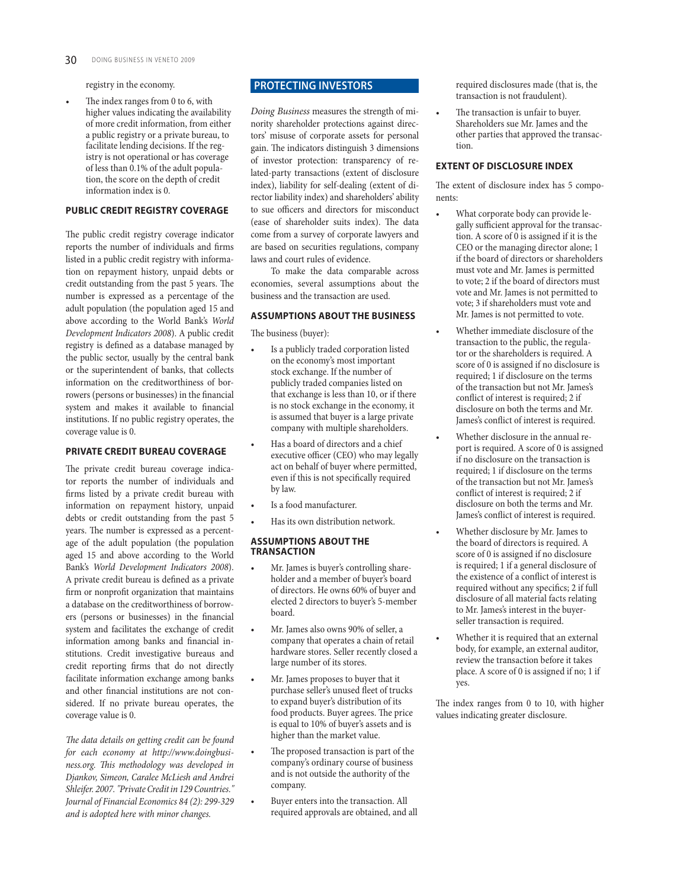registry in the economy.

- The index ranges from 0 to 6, with higher values indicating the availability of more credit information, from either a public registry or a private bureau, to facilitate lending decisions. If the registry is not operational or has coverage of less than 0.1% of the adult population, the score on the depth of credit information index is 0.

### PUBLIC CREDIT REGISTRY COVERAGE

The public credit registry coverage indicator reports the number of individuals and firms listed in a public credit registry with information on repayment history, unpaid debts or credit outstanding from the past 5 years. The number is expressed as a percentage of the adult population (the population aged 15 and above according to the World Bank's *World Development Indicators 2008*). A public credit registry is defined as a database managed by the public sector, usually by the central bank or the superintendent of banks, that collects information on the creditworthiness of borrowers (persons or businesses) in the financial system and makes it available to financial institutions. If no public registry operates, the coverage value is 0.

### PRIVATE CREDIT BUREAU COVERAGE

The private credit bureau coverage indicator reports the number of individuals and firms listed by a private credit bureau with information on repayment history, unpaid debts or credit outstanding from the past 5 years. The number is expressed as a percentage of the adult population (the population aged 15 and above according to the World Bank's *World Development Indicators 2008*). A private credit bureau is defined as a private firm or nonprofit organization that maintains a database on the creditworthiness of borrowers (persons or businesses) in the financial system and facilitates the exchange of credit information among banks and financial institutions. Credit investigative bureaus and credit reporting firms that do not directly facilitate information exchange among banks and other financial institutions are not considered. If no private bureau operates, the coverage value is 0.

*The data details on getting credit can be found for each economy at http://www.doingbusiness.org. This methodology was developed in Djankov, Simeon, Caralee McLiesh and Andrei Shleifer. 2007. "Private Credit in 129 Countries." Journal of Financial Economics 84 (2): 299-329 and is adopted here with minor changes.*

## PROTECTING INVESTORS

*Doing Business* measures the strength of minority shareholder protections against directors' misuse of corporate assets for personal gain. The indicators distinguish 3 dimensions of investor protection: transparency of related-party transactions (extent of disclosure index), liability for self-dealing (extent of director liability index) and shareholders' ability to sue officers and directors for misconduct (ease of shareholder suits index). The data come from a survey of corporate lawyers and are based on securities regulations, company laws and court rules of evidence.

To make the data comparable across economies, several assumptions about the business and the transaction are used.

### ASSUMPTIONS ABOUT THE BUSINESS

The business (buyer):

- Is a publicly traded corporation listed on the economy's most important stock exchange. If the number of publicly traded companies listed on that exchange is less than 10, or if there is no stock exchange in the economy, it is assumed that buyer is a large private company with multiple shareholders.
- Has a board of directors and a chief executive officer (CEO) who may legally act on behalf of buyer where permitted, even if this is not specifically required by law.
- Is a food manufacturer.
- Has its own distribution network.

### ASSUMPTIONS ABOUT THE TRANSACTION

- Mr. James is buyer's controlling shareholder and a member of buyer's board of directors. He owns 60% of buyer and elected 2 directors to buyer's 5-member board.
- Mr. James also owns 90% of seller, a company that operates a chain of retail hardware stores. Seller recently closed a large number of its stores.
- Mr. James proposes to buyer that it purchase seller's unused fleet of trucks to expand buyer's distribution of its food products. Buyer agrees. The price is equal to 10% of buyer's assets and is higher than the market value.
- The proposed transaction is part of the company's ordinary course of business and is not outside the authority of the company.
- Buyer enters into the transaction. All required approvals are obtained, and all required disclosures made (that is, the transaction is not fraudulent).
- The transaction is unfair to buyer. Shareholders sue Mr. James and the other parties that approved the transaction.

### EXTENT OF DISCLOSURE INDEX

The extent of disclosure index has 5 components:

- What corporate body can provide legally sufficient approval for the transaction. A score of 0 is assigned if it is the CEO or the managing director alone; 1 if the board of directors or shareholders must vote and Mr. James is permitted to vote; 2 if the board of directors must vote and Mr. James is not permitted to vote; 3 if shareholders must vote and Mr. James is not permitted to vote.
- Whether immediate disclosure of the transaction to the public, the regulator or the shareholders is required. A score of 0 is assigned if no disclosure is required; 1 if disclosure on the terms of the transaction but not Mr. James's conflict of interest is required; 2 if disclosure on both the terms and Mr. James's conflict of interest is required.
- Whether disclosure in the annual report is required. A score of 0 is assigned if no disclosure on the transaction is required; 1 if disclosure on the terms of the transaction but not Mr. James's conflict of interest is required; 2 if disclosure on both the terms and Mr. James's conflict of interest is required.
- Whether disclosure by Mr. James to the board of directors is required. A score of 0 is assigned if no disclosure is required; 1 if a general disclosure of the existence of a conflict of interest is required without any specifics; 2 if full disclosure of all material facts relating to Mr. James's interest in the buyer-seller transaction is required.
- Whether it is required that an external body, for example, an external auditor, review the transaction before it takes place. A score of 0 is assigned if no; 1 if yes.

The index ranges from 0 to 10, with higher values indicating greater disclosure.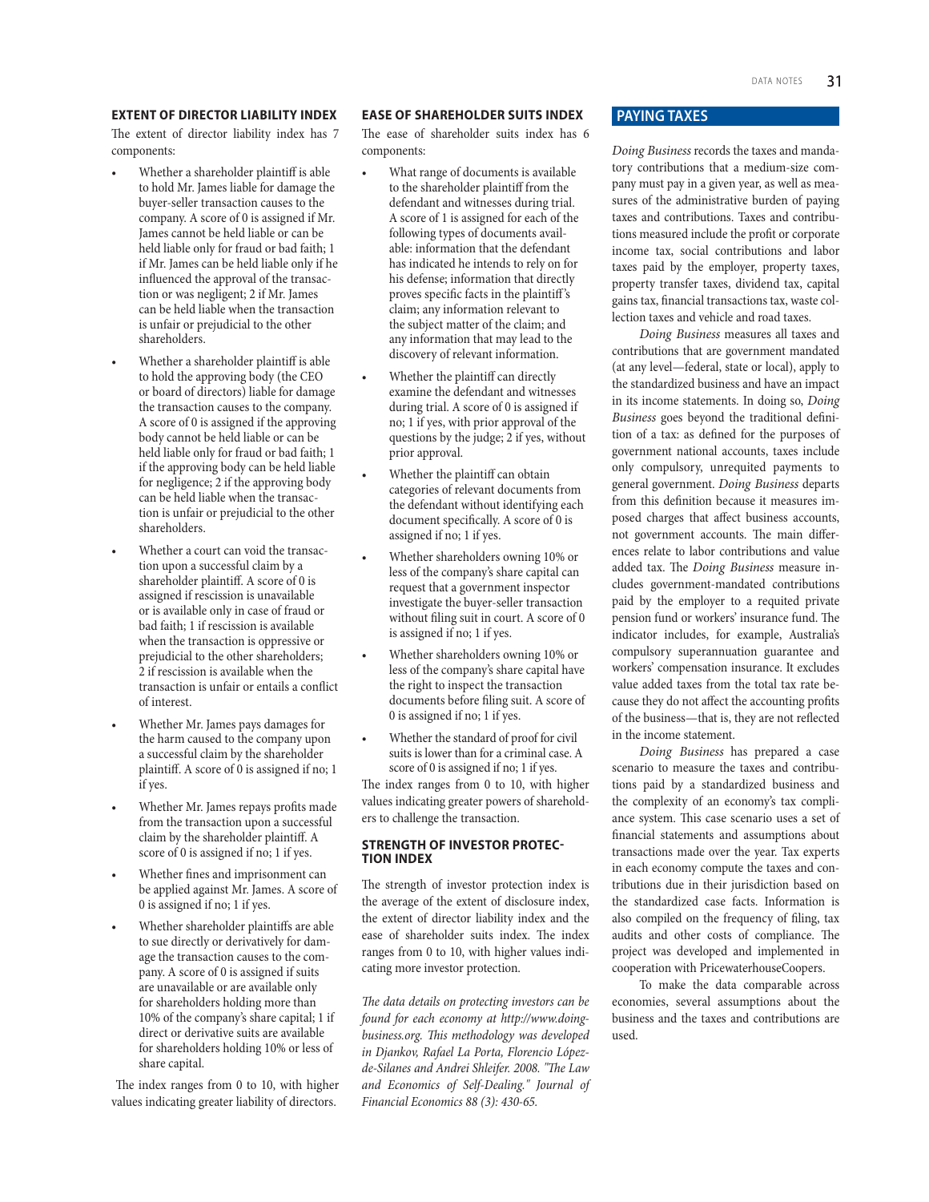### EXTENT OF DIRECTOR LIABILITY INDEX

The extent of director liability index has 7 components:

- Whether a shareholder plaintiff is able to hold Mr. James liable for damage the buyer-seller transaction causes to the company. A score of 0 is assigned if Mr. James cannot be held liable or can be held liable only for fraud or bad faith; 1 if Mr. James can be held liable only if he influenced the approval of the transaction or was negligent; 2 if Mr. James can be held liable when the transaction is unfair or prejudicial to the other shareholders.
- Whether a shareholder plaintiff is able to hold the approving body (the CEO or board of directors) liable for damage the transaction causes to the company. A score of 0 is assigned if the approving body cannot be held liable or can be held liable only for fraud or bad faith; 1 if the approving body can be held liable for negligence; 2 if the approving body can be held liable when the transaction is unfair or prejudicial to the other shareholders.
- Whether a court can void the transaction upon a successful claim by a shareholder plaintiff. A score of 0 is assigned if rescission is unavailable or is available only in case of fraud or bad faith; 1 if rescission is available when the transaction is oppressive or prejudicial to the other shareholders; 2 if rescission is available when the transaction is unfair or entails a conflict of interest.
- Whether Mr. James pays damages for the harm caused to the company upon a successful claim by the shareholder plaintiff. A score of 0 is assigned if no; 1 if yes.
- Whether Mr. James repays profits made from the transaction upon a successful claim by the shareholder plaintiff. A score of 0 is assigned if no; 1 if yes.
- Whether fines and imprisonment can be applied against Mr. James. A score of 0 is assigned if no; 1 if yes.
- Whether shareholder plaintiffs are able to sue directly or derivatively for damage the transaction causes to the company. A score of 0 is assigned if suits are unavailable or are available only for shareholders holding more than 10% of the company's share capital; 1 if direct or derivative suits are available for shareholders holding 10% or less of share capital.

The index ranges from 0 to 10, with higher values indicating greater liability of directors.

### EASE OF SHAREHOLDER SUITS INDEX

The ease of shareholder suits index has 6 components:

- What range of documents is available to the shareholder plaintiff from the defendant and witnesses during trial. A score of 1 is assigned for each of the following types of documents available: information that the defendant has indicated he intends to rely on for his defense; information that directly proves specific facts in the plaintiff's claim; any information relevant to the subject matter of the claim; and any information that may lead to the discovery of relevant information.
- Whether the plaintiff can directly examine the defendant and witnesses during trial. A score of 0 is assigned if no; 1 if yes, with prior approval of the questions by the judge; 2 if yes, without prior approval.
- Whether the plaintiff can obtain categories of relevant documents from the defendant without identifying each document specifically. A score of 0 is assigned if no; 1 if yes.
- Whether shareholders owning 10% or less of the company's share capital can request that a government inspector investigate the buyer-seller transaction without filing suit in court. A score of 0 is assigned if no; 1 if yes.
- Whether shareholders owning 10% or less of the company's share capital have the right to inspect the transaction documents before filing suit. A score of 0 is assigned if no; 1 if yes.
- Whether the standard of proof for civil suits is lower than for a criminal case. A score of 0 is assigned if no; 1 if yes.

The index ranges from 0 to 10, with higher values indicating greater powers of shareholders to challenge the transaction.

### STRENGTH OF INVESTOR PROTECTION INDEX

The strength of investor protection index is the average of the extent of disclosure index, the extent of director liability index and the ease of shareholder suits index. The index ranges from 0 to 10, with higher values indicating more investor protection.

*The data details on protecting investors can be found for each economy at http://www.doingbusiness.org. This methodology was developed in Djankov, Rafael La Porta, Florencio López-de-Silanes and Andrei Shleifer. 2008. "The Law and Economics of Self-Dealing." Journal of Financial Economics 88 (3): 430-65.*

## PAYING TAXES

*Doing Business* records the taxes and mandatory contributions that a medium-size company must pay in a given year, as well as measures of the administrative burden of paying taxes and contributions. Taxes and contributions measured include the profit or corporate income tax, social contributions and labor taxes paid by the employer, property taxes, property transfer taxes, dividend tax, capital gains tax, financial transactions tax, waste collection taxes and vehicle and road taxes.

*Doing Business* measures all taxes and contributions that are government mandated (at any level—federal, state or local), apply to the standardized business and have an impact in its income statements. In doing so, *Doing Business* goes beyond the traditional definition of a tax: as defined for the purposes of government national accounts, taxes include only compulsory, unrequited payments to general government. *Doing Business* departs from this definition because it measures imposed charges that affect business accounts, not government accounts. The main differences relate to labor contributions and value added tax. The *Doing Business* measure includes government-mandated contributions paid by the employer to a requited private pension fund or workers' insurance fund. The indicator includes, for example, Australia's compulsory superannuation guarantee and workers' compensation insurance. It excludes value added taxes from the total tax rate because they do not affect the accounting profits of the business—that is, they are not reflected in the income statement.

*Doing Business* has prepared a case scenario to measure the taxes and contributions paid by a standardized business and the complexity of an economy's tax compliance system. This case scenario uses a set of financial statements and assumptions about transactions made over the year. Tax experts in each economy compute the taxes and contributions due in their jurisdiction based on the standardized case facts. Information is also compiled on the frequency of filing, tax audits and other costs of compliance. The project was developed and implemented in cooperation with PricewaterhouseCoopers.

To make the data comparable across economies, several assumptions about the business and the taxes and contributions are used.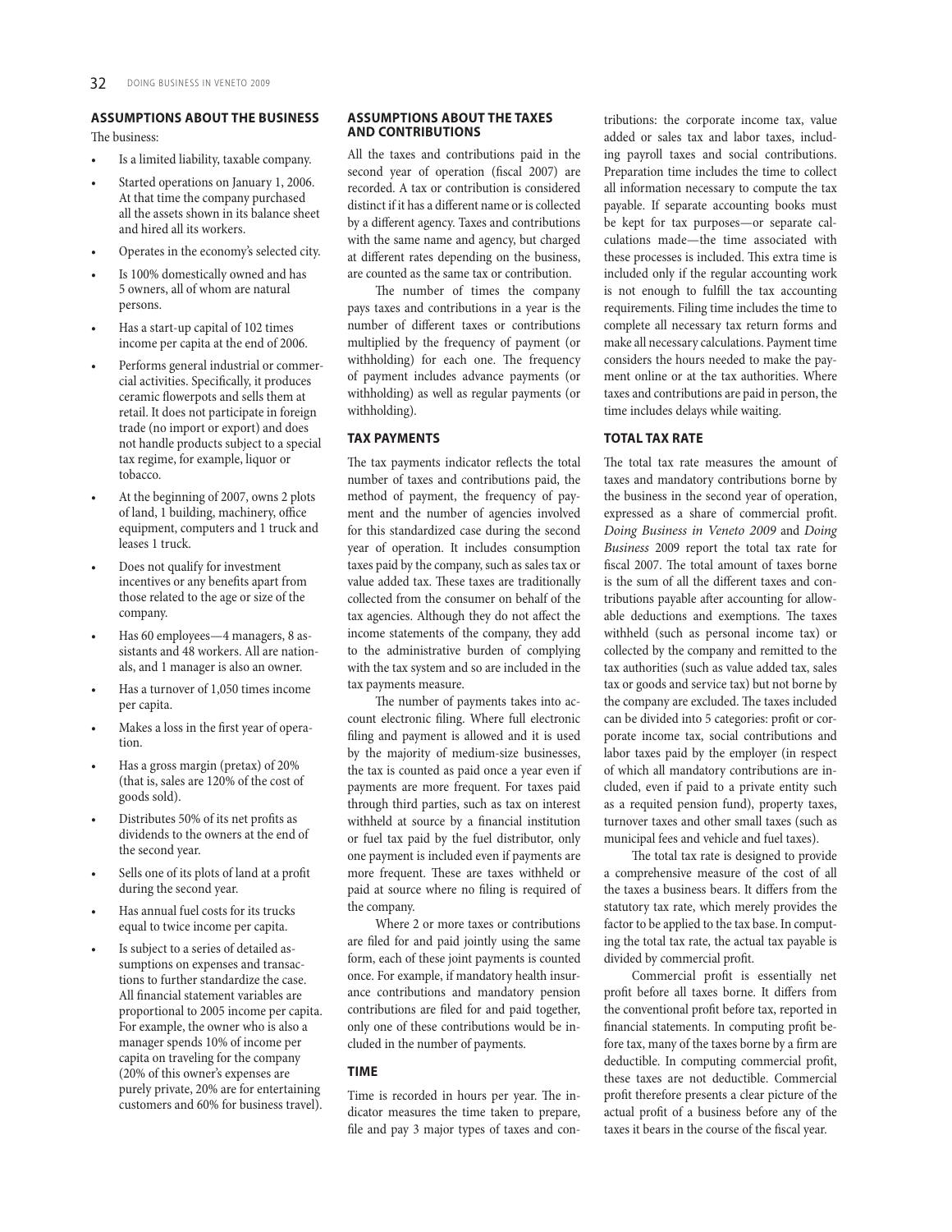### ASSUMPTIONS ABOUT THE BUSINESS

The business:

- Is a limited liability, taxable company.
- Started operations on January 1, 2006. At that time the company purchased all the assets shown in its balance sheet and hired all its workers.
- Operates in the economy's selected city.
- Is 100% domestically owned and has 5 owners, all of whom are natural persons.
- Has a start-up capital of 102 times income per capita at the end of 2006.
- Performs general industrial or commercial activities. Specifically, it produces ceramic flowerpots and sells them at retail. It does not participate in foreign trade (no import or export) and does not handle products subject to a special tax regime, for example, liquor or tobacco.
- At the beginning of 2007, owns 2 plots of land, 1 building, machinery, office equipment, computers and 1 truck and leases 1 truck.
- Does not qualify for investment incentives or any benefits apart from those related to the age or size of the company.
- Has 60 employees—4 managers, 8 assistants and 48 workers. All are nationals, and 1 manager is also an owner.
- Has a turnover of 1,050 times income per capita.
- Makes a loss in the first year of operation.
- Has a gross margin (pretax) of 20% (that is, sales are 120% of the cost of goods sold).
- Distributes 50% of its net profits as dividends to the owners at the end of the second year.
- Sells one of its plots of land at a profit during the second year.
- Has annual fuel costs for its trucks equal to twice income per capita.
- Is subject to a series of detailed assumptions on expenses and transactions to further standardize the case. All financial statement variables are proportional to 2005 income per capita. For example, the owner who is also a manager spends 10% of income per capita on traveling for the company (20% of this owner's expenses are purely private, 20% are for entertaining customers and 60% for business travel).

### ASSUMPTIONS ABOUT THE TAXES AND CONTRIBUTIONS

All the taxes and contributions paid in the second year of operation (fiscal 2007) are recorded. A tax or contribution is considered distinct if it has a different name or is collected by a different agency. Taxes and contributions with the same name and agency, but charged at different rates depending on the business, are counted as the same tax or contribution.

The number of times the company pays taxes and contributions in a year is the number of different taxes or contributions multiplied by the frequency of payment (or withholding) for each one. The frequency of payment includes advance payments (or withholding) as well as regular payments (or withholding).

### TAX PAYMENTS

The tax payments indicator reflects the total number of taxes and contributions paid, the method of payment, the frequency of payment and the number of agencies involved for this standardized case during the second year of operation. It includes consumption taxes paid by the company, such as sales tax or value added tax. These taxes are traditionally collected from the consumer on behalf of the tax agencies. Although they do not affect the income statements of the company, they add to the administrative burden of complying with the tax system and so are included in the tax payments measure.

The number of payments takes into account electronic filing. Where full electronic filing and payment is allowed and it is used by the majority of medium-size businesses, the tax is counted as paid once a year even if payments are more frequent. For taxes paid through third parties, such as tax on interest withheld at source by a financial institution or fuel tax paid by the fuel distributor, only one payment is included even if payments are more frequent. These are taxes withheld or paid at source where no filing is required of the company.

Where 2 or more taxes or contributions are filed for and paid jointly using the same form, each of these joint payments is counted once. For example, if mandatory health insurance contributions and mandatory pension contributions are filed for and paid together, only one of these contributions would be included in the number of payments.

### TIME

Time is recorded in hours per year. The indicator measures the time taken to prepare, file and pay 3 major types of taxes and contributions: the corporate income tax, value added or sales tax and labor taxes, including payroll taxes and social contributions. Preparation time includes the time to collect all information necessary to compute the tax payable. If separate accounting books must be kept for tax purposes—or separate calculations made—the time associated with these processes is included. This extra time is included only if the regular accounting work is not enough to fulfill the tax accounting requirements. Filing time includes the time to complete all necessary tax return forms and make all necessary calculations. Payment time considers the hours needed to make the payment online or at the tax authorities. Where taxes and contributions are paid in person, the time includes delays while waiting.

### TOTAL TAX RATE

The total tax rate measures the amount of taxes and mandatory contributions borne by the business in the second year of operation, expressed as a share of commercial profit. *Doing Business in Veneto 2009* and *Doing Business* 2009 report the total tax rate for fiscal 2007. The total amount of taxes borne is the sum of all the different taxes and contributions payable after accounting for allowable deductions and exemptions. The taxes withheld (such as personal income tax) or collected by the company and remitted to the tax authorities (such as value added tax, sales tax or goods and service tax) but not borne by the company are excluded. The taxes included can be divided into 5 categories: profit or corporate income tax, social contributions and labor taxes paid by the employer (in respect of which all mandatory contributions are included, even if paid to a private entity such as a requited pension fund), property taxes, turnover taxes and other small taxes (such as municipal fees and vehicle and fuel taxes).

The total tax rate is designed to provide a comprehensive measure of the cost of all the taxes a business bears. It differs from the statutory tax rate, which merely provides the factor to be applied to the tax base. In computing the total tax rate, the actual tax payable is divided by commercial profit.

Commercial profit is essentially net profit before all taxes borne. It differs from the conventional profit before tax, reported in financial statements. In computing profit before tax, many of the taxes borne by a firm are deductible. In computing commercial profit, these taxes are not deductible. Commercial profit therefore presents a clear picture of the actual profit of a business before any of the taxes it bears in the course of the fiscal year.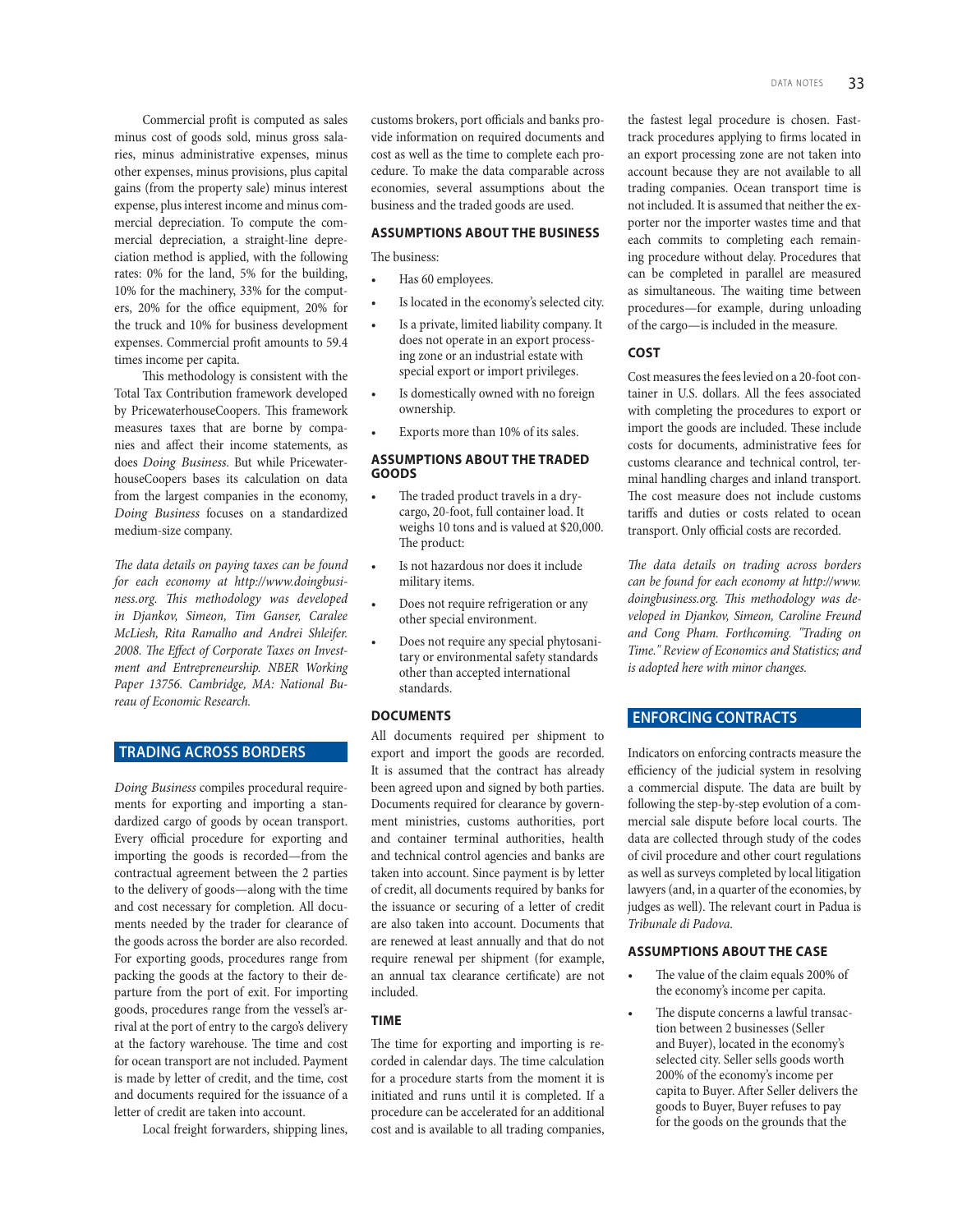Commercial profit is computed as sales minus cost of goods sold, minus gross salaries, minus administrative expenses, minus other expenses, minus provisions, plus capital gains (from the property sale) minus interest expense, plus interest income and minus commercial depreciation. To compute the commercial depreciation, a straight-line depreciation method is applied, with the following rates: 0% for the land, 5% for the building, 10% for the machinery, 33% for the computers, 20% for the office equipment, 20% for the truck and 10% for business development expenses. Commercial profit amounts to 59.4 times income per capita.

This methodology is consistent with the Total Tax Contribution framework developed by PricewaterhouseCoopers. This framework measures taxes that are borne by companies and affect their income statements, as does *Doing Business*. But while PricewaterhouseCoopers bases its calculation on data from the largest companies in the economy, *Doing Business* focuses on a standardized medium-size company.

*The data details on paying taxes can be found for each economy at http://www.doingbusiness.org. This methodology was developed in Djankov, Simeon, Tim Ganser, Caralee McLiesh, Rita Ramalho and Andrei Shleifer. 2008. The Effect of Corporate Taxes on Investment and Entrepreneurship. NBER Working Paper 13756. Cambridge, MA: National Bureau of Economic Research.*

## TRADING ACROSS BORDERS

*Doing Business* compiles procedural requirements for exporting and importing a standardized cargo of goods by ocean transport. Every official procedure for exporting and importing the goods is recorded—from the contractual agreement between the 2 parties to the delivery of goods—along with the time and cost necessary for completion. All documents needed by the trader for clearance of the goods across the border are also recorded. For exporting goods, procedures range from packing the goods at the factory to their departure from the port of exit. For importing goods, procedures range from the vessel's arrival at the port of entry to the cargo's delivery at the factory warehouse. The time and cost for ocean transport are not included. Payment is made by letter of credit, and the time, cost and documents required for the issuance of a letter of credit are taken into account.

Local freight forwarders, shipping lines, customs brokers, port officials and banks provide information on required documents and cost as well as the time to complete each procedure. To make the data comparable across economies, several assumptions about the business and the traded goods are used.

### ASSUMPTIONS ABOUT THE BUSINESS

The business:

- Has 60 employees.
- Is located in the economy's selected city.
- Is a private, limited liability company. It does not operate in an export processing zone or an industrial estate with special export or import privileges.
- Is domestically owned with no foreign ownership.
- Exports more than 10% of its sales.

### ASSUMPTIONS ABOUT THE TRADED GOODS

- The traded product travels in a dry-cargo, 20-foot, full container load. It weighs 10 tons and is valued at $20,000. The product:
- Is not hazardous nor does it include military items.
- Does not require refrigeration or any other special environment.
- Does not require any special phytosanitary or environmental safety standards other than accepted international standards.

### DOCUMENTS

All documents required per shipment to export and import the goods are recorded. It is assumed that the contract has already been agreed upon and signed by both parties. Documents required for clearance by government ministries, customs authorities, port and container terminal authorities, health and technical control agencies and banks are taken into account. Since payment is by letter of credit, all documents required by banks for the issuance or securing of a letter of credit are also taken into account. Documents that are renewed at least annually and that do not require renewal per shipment (for example, an annual tax clearance certificate) are not included.

### TIME

The time for exporting and importing is recorded in calendar days. The time calculation for a procedure starts from the moment it is initiated and runs until it is completed. If a procedure can be accelerated for an additional cost and is available to all trading companies, the fastest legal procedure is chosen. Fast-track procedures applying to firms located in an export processing zone are not taken into account because they are not available to all trading companies. Ocean transport time is not included. It is assumed that neither the exporter nor the importer wastes time and that each commits to completing each remaining procedure without delay. Procedures that can be completed in parallel are measured as simultaneous. The waiting time between procedures—for example, during unloading of the cargo—is included in the measure.

### COST

Cost measures the fees levied on a 20-foot container in U.S. dollars. All the fees associated with completing the procedures to export or import the goods are included. These include costs for documents, administrative fees for customs clearance and technical control, terminal handling charges and inland transport. The cost measure does not include customs tariffs and duties or costs related to ocean transport. Only official costs are recorded.

*The data details on trading across borders can be found for each economy at http://www.doingbusiness.org. This methodology was developed in Djankov, Simeon, Caroline Freund and Cong Pham. Forthcoming. "Trading on Time." Review of Economics and Statistics; and is adopted here with minor changes.*

## ENFORCING CONTRACTS

Indicators on enforcing contracts measure the efficiency of the judicial system in resolving a commercial dispute. The data are built by following the step-by-step evolution of a commercial sale dispute before local courts. The data are collected through study of the codes of civil procedure and other court regulations as well as surveys completed by local litigation lawyers (and, in a quarter of the economies, by judges as well). The relevant court in Padua is *Tribunale di Padova*.

### ASSUMPTIONS ABOUT THE CASE

- The value of the claim equals 200% of the economy's income per capita.
- The dispute concerns a lawful transaction between 2 businesses (Seller and Buyer), located in the economy's selected city. Seller sells goods worth 200% of the economy's income per capita to Buyer. After Seller delivers the goods to Buyer, Buyer refuses to pay for the goods on the grounds that the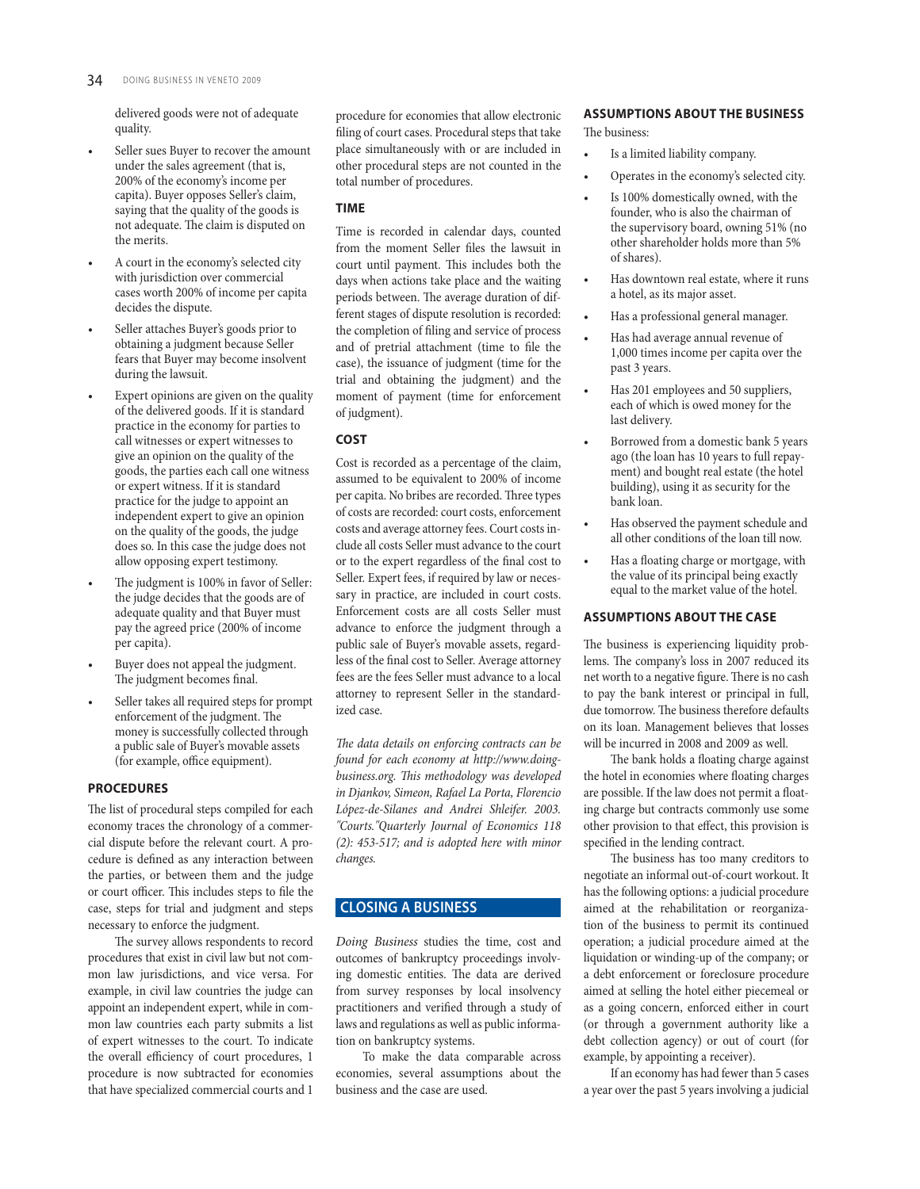delivered goods were not of adequate quality.

- Seller sues Buyer to recover the amount under the sales agreement (that is, 200% of the economy's income per capita). Buyer opposes Seller's claim, saying that the quality of the goods is not adequate. The claim is disputed on the merits.
- A court in the economy's selected city with jurisdiction over commercial cases worth 200% of income per capita decides the dispute.
- Seller attaches Buyer's goods prior to obtaining a judgment because Seller fears that Buyer may become insolvent during the lawsuit.
- Expert opinions are given on the quality of the delivered goods. If it is standard practice in the economy for parties to call witnesses or expert witnesses to give an opinion on the quality of the goods, the parties each call one witness or expert witness. If it is standard practice for the judge to appoint an independent expert to give an opinion on the quality of the goods, the judge does so. In this case the judge does not allow opposing expert testimony.
- The judgment is 100% in favor of Seller: the judge decides that the goods are of adequate quality and that Buyer must pay the agreed price (200% of income per capita).
- Buyer does not appeal the judgment. The judgment becomes final.
- Seller takes all required steps for prompt enforcement of the judgment. The money is successfully collected through a public sale of Buyer's movable assets (for example, office equipment).

### PROCEDURES

The list of procedural steps compiled for each economy traces the chronology of a commercial dispute before the relevant court. A procedure is defined as any interaction between the parties, or between them and the judge or court officer. This includes steps to file the case, steps for trial and judgment and steps necessary to enforce the judgment.

The survey allows respondents to record procedures that exist in civil law but not common law jurisdictions, and vice versa. For example, in civil law countries the judge can appoint an independent expert, while in common law countries each party submits a list of expert witnesses to the court. To indicate the overall efficiency of court procedures, 1 procedure is now subtracted for economies that have specialized commercial courts and 1 procedure for economies that allow electronic filing of court cases. Procedural steps that take place simultaneously with or are included in other procedural steps are not counted in the total number of procedures.

### TIME

Time is recorded in calendar days, counted from the moment Seller files the lawsuit in court until payment. This includes both the days when actions take place and the waiting periods between. The average duration of different stages of dispute resolution is recorded: the completion of filing and service of process and of pretrial attachment (time to file the case), the issuance of judgment (time for the trial and obtaining the judgment) and the moment of payment (time for enforcement of judgment).

### COST

Cost is recorded as a percentage of the claim, assumed to be equivalent to 200% of income per capita. No bribes are recorded. Three types of costs are recorded: court costs, enforcement costs and average attorney fees. Court costs include all costs Seller must advance to the court or to the expert regardless of the final cost to Seller. Expert fees, if required by law or necessary in practice, are included in court costs. Enforcement costs are all costs Seller must advance to enforce the judgment through a public sale of Buyer's movable assets, regardless of the final cost to Seller. Average attorney fees are the fees Seller must advance to a local attorney to represent Seller in the standardized case.

*The data details on enforcing contracts can be found for each economy at http://www.doingbusiness.org. This methodology was developed in Djankov, Simeon, Rafael La Porta, Florencio López-de-Silanes and Andrei Shleifer. 2003. "Courts."Quarterly Journal of Economics 118 (2): 453-517; and is adopted here with minor changes.*

## CLOSING A BUSINESS

*Doing Business* studies the time, cost and outcomes of bankruptcy proceedings involving domestic entities. The data are derived from survey responses by local insolvency practitioners and verified through a study of laws and regulations as well as public information on bankruptcy systems.

To make the data comparable across economies, several assumptions about the business and the case are used.

### ASSUMPTIONS ABOUT THE BUSINESS

The business:

- Is a limited liability company.
- Operates in the economy's selected city.
- Is 100% domestically owned, with the founder, who is also the chairman of the supervisory board, owning 51% (no other shareholder holds more than 5% of shares).
- Has downtown real estate, where it runs a hotel, as its major asset.
- Has a professional general manager.
- Has had average annual revenue of 1,000 times income per capita over the past 3 years.
- Has 201 employees and 50 suppliers, each of which is owed money for the last delivery.
- Borrowed from a domestic bank 5 years ago (the loan has 10 years to full repayment) and bought real estate (the hotel building), using it as security for the bank loan.
- Has observed the payment schedule and all other conditions of the loan till now.
- Has a floating charge or mortgage, with the value of its principal being exactly equal to the market value of the hotel.

### ASSUMPTIONS ABOUT THE CASE

The business is experiencing liquidity problems. The company's loss in 2007 reduced its net worth to a negative figure. There is no cash to pay the bank interest or principal in full, due tomorrow. The business therefore defaults on its loan. Management believes that losses will be incurred in 2008 and 2009 as well.

The bank holds a floating charge against the hotel in economies where floating charges are possible. If the law does not permit a floating charge but contracts commonly use some other provision to that effect, this provision is specified in the lending contract.

The business has too many creditors to negotiate an informal out-of-court workout. It has the following options: a judicial procedure aimed at the rehabilitation or reorganization of the business to permit its continued operation; a judicial procedure aimed at the liquidation or winding-up of the company; or a debt enforcement or foreclosure procedure aimed at selling the hotel either piecemeal or as a going concern, enforced either in court (or through a government authority like a debt collection agency) or out of court (for example, by appointing a receiver).

If an economy has had fewer than 5 cases a year over the past 5 years involving a judicial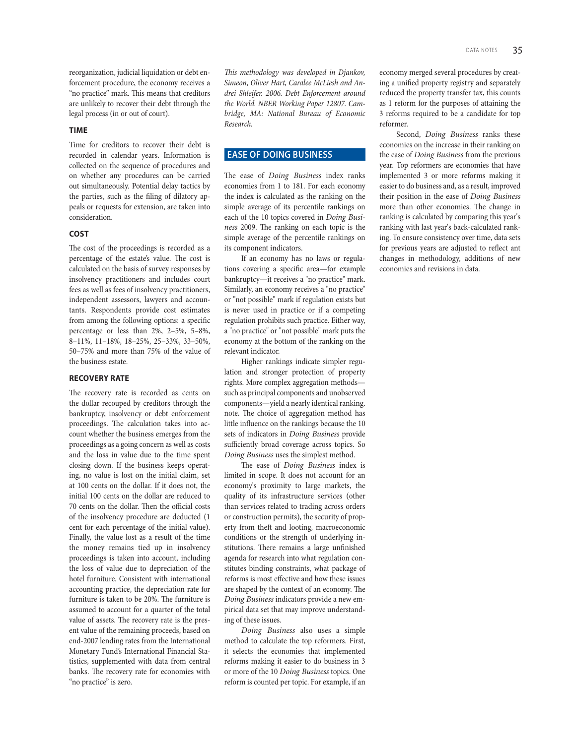reorganization, judicial liquidation or debt enforcement procedure, the economy receives a "no practice" mark. This means that creditors are unlikely to recover their debt through the legal process (in or out of court).

### TIME

Time for creditors to recover their debt is recorded in calendar years. Information is collected on the sequence of procedures and on whether any procedures can be carried out simultaneously. Potential delay tactics by the parties, such as the filing of dilatory appeals or requests for extension, are taken into consideration.

### COST

The cost of the proceedings is recorded as a percentage of the estate's value. The cost is calculated on the basis of survey responses by insolvency practitioners and includes court fees as well as fees of insolvency practitioners, independent assessors, lawyers and accountants. Respondents provide cost estimates from among the following options: a specific percentage or less than 2%, 2–5%, 5–8%, 8–11%, 11–18%, 18–25%, 25–33%, 33–50%, 50–75% and more than 75% of the value of the business estate.

### RECOVERY RATE

The recovery rate is recorded as cents on the dollar recouped by creditors through the bankruptcy, insolvency or debt enforcement proceedings. The calculation takes into account whether the business emerges from the proceedings as a going concern as well as costs and the loss in value due to the time spent closing down. If the business keeps operating, no value is lost on the initial claim, set at 100 cents on the dollar. If it does not, the initial 100 cents on the dollar are reduced to 70 cents on the dollar. Then the official costs of the insolvency procedure are deducted (1 cent for each percentage of the initial value). Finally, the value lost as a result of the time the money remains tied up in insolvency proceedings is taken into account, including the loss of value due to depreciation of the hotel furniture. Consistent with international accounting practice, the depreciation rate for furniture is taken to be 20%. The furniture is assumed to account for a quarter of the total value of assets. The recovery rate is the present value of the remaining proceeds, based on end-2007 lending rates from the International Monetary Fund's International Financial Statistics, supplemented with data from central banks. The recovery rate for economies with "no practice" is zero.

*This methodology was developed in Djankov, Simeon, Oliver Hart, Caralee McLiesh and Andrei Shleifer. 2006. Debt Enforcement around the World. NBER Working Paper 12807. Cambridge, MA: National Bureau of Economic Research.*

## EASE OF DOING BUSINESS

The ease of *Doing Business* index ranks economies from 1 to 181. For each economy the index is calculated as the ranking on the simple average of its percentile rankings on each of the 10 topics covered in *Doing Business* 2009. The ranking on each topic is the simple average of the percentile rankings on its component indicators.

If an economy has no laws or regulations covering a specific area—for example bankruptcy—it receives a "no practice" mark. Similarly, an economy receives a "no practice" or "not possible" mark if regulation exists but is never used in practice or if a competing regulation prohibits such practice. Either way, a "no practice" or "not possible" mark puts the economy at the bottom of the ranking on the relevant indicator.

Higher rankings indicate simpler regulation and stronger protection of property rights. More complex aggregation methods—such as principal components and unobserved components—yield a nearly identical ranking. note. The choice of aggregation method has little influence on the rankings because the 10 sets of indicators in *Doing Business* provide sufficiently broad coverage across topics. So *Doing Business* uses the simplest method.

The ease of *Doing Business* index is limited in scope. It does not account for an economy's proximity to large markets, the quality of its infrastructure services (other than services related to trading across orders or construction permits), the security of property from theft and looting, macroeconomic conditions or the strength of underlying institutions. There remains a large unfinished agenda for research into what regulation constitutes binding constraints, what package of reforms is most effective and how these issues are shaped by the context of an economy. The *Doing Business* indicators provide a new empirical data set that may improve understanding of these issues.

*Doing Business* also uses a simple method to calculate the top reformers. First, it selects the economies that implemented reforms making it easier to do business in 3 or more of the 10 *Doing Business* topics. One reform is counted per topic. For example, if an economy merged several procedures by creating a unified property registry and separately reduced the property transfer tax, this counts as 1 reform for the purposes of attaining the 3 reforms required to be a candidate for top reformer.

Second, *Doing Business* ranks these economies on the increase in their ranking on the ease of *Doing Business* from the previous year. Top reformers are economies that have implemented 3 or more reforms making it easier to do business and, as a result, improved their position in the ease of *Doing Business* more than other economies. The change in ranking is calculated by comparing this year's ranking with last year's back-calculated ranking. To ensure consistency over time, data sets for previous years are adjusted to reflect ant changes in methodology, additions of new economies and revisions in data.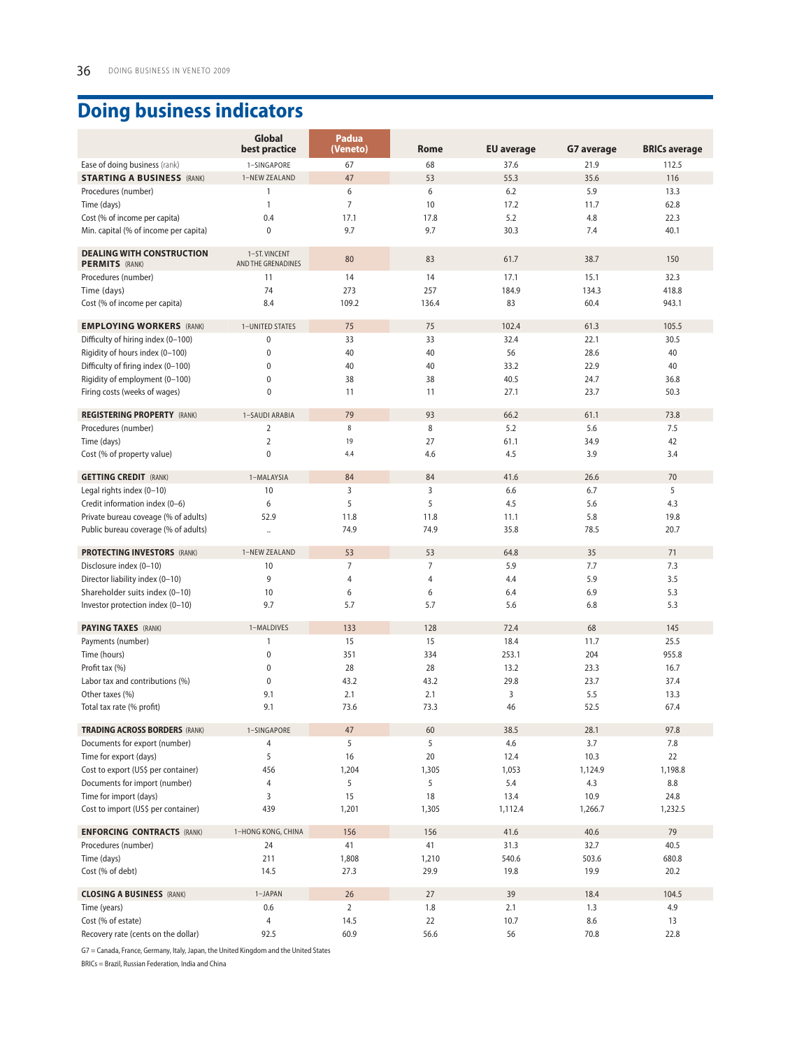# Doing business indicators

| | Global best practice | Padua (Veneto) | Rome | EU average | G7 average | BRICs average |
|---|---|---|---|---|---|---|
| Ease of doing business (rank) | 1–SINGAPORE | 67 | 68 | 37.6 | 21.9 | 112.5 |
| **STARTING A BUSINESS** (RANK) | 1–NEW ZEALAND | 47 | 53 | 55.3 | 35.6 | 116 |
| Procedures (number) | 1 | 6 | 6 | 6.2 | 5.9 | 13.3 |
| Time (days) | 1 | 7 | 10 | 17.2 | 11.7 | 62.8 |
| Cost (% of income per capita) | 0.4 | 17.1 | 17.8 | 5.2 | 4.8 | 22.3 |
| Min. capital (% of income per capita) | 0 | 9.7 | 9.7 | 30.3 | 7.4 | 40.1 |
| **DEALING WITH CONSTRUCTION PERMITS** (RANK) | 1–ST. VINCENT AND THE GRENADINES | 80 | 83 | 61.7 | 38.7 | 150 |
| Procedures (number) | 11 | 14 | 14 | 17.1 | 15.1 | 32.3 |
| Time (days) | 74 | 273 | 257 | 184.9 | 134.3 | 418.8 |
| Cost (% of income per capita) | 8.4 | 109.2 | 136.4 | 83 | 60.4 | 943.1 |
| **EMPLOYING WORKERS** (RANK) | 1–UNITED STATES | 75 | 75 | 102.4 | 61.3 | 105.5 |
| Difficulty of hiring index (0–100) | 0 | 33 | 33 | 32.4 | 22.1 | 30.5 |
| Rigidity of hours index (0–100) | 0 | 40 | 40 | 56 | 28.6 | 40 |
| Difficulty of firing index (0–100) | 0 | 40 | 40 | 33.2 | 22.9 | 40 |
| Rigidity of employment (0–100) | 0 | 38 | 38 | 40.5 | 24.7 | 36.8 |
| Firing costs (weeks of wages) | 0 | 11 | 11 | 27.1 | 23.7 | 50.3 |
| **REGISTERING PROPERTY** (RANK) | 1–SAUDI ARABIA | 79 | 93 | 66.2 | 61.1 | 73.8 |
| Procedures (number) | 2 | 8 | 8 | 5.2 | 5.6 | 7.5 |
| Time (days) | 2 | 19 | 27 | 61.1 | 34.9 | 42 |
| Cost (% of property value) | 0 | 4.4 | 4.6 | 4.5 | 3.9 | 3.4 |
| **GETTING CREDIT** (RANK) | 1–MALAYSIA | 84 | 84 | 41.6 | 26.6 | 70 |
| Legal rights index (0–10) | 10 | 3 | 3 | 6.6 | 6.7 | 5 |
| Credit information index (0–6) | 6 | 5 | 5 | 4.5 | 5.6 | 4.3 |
| Private bureau coveage (% of adults) | 52.9 | 11.8 | 11.8 | 11.1 | 5.8 | 19.8 |
| Public bureau coverage (% of adults) | .. | 74.9 | 74.9 | 35.8 | 78.5 | 20.7 |
| **PROTECTING INVESTORS** (RANK) | 1–NEW ZEALAND | 53 | 53 | 64.8 | 35 | 71 |
| Disclosure index (0–10) | 10 | 7 | 7 | 5.9 | 7.7 | 7.3 |
| Director liability index (0–10) | 9 | 4 | 4 | 4.4 | 5.9 | 3.5 |
| Shareholder suits index (0–10) | 10 | 6 | 6 | 6.4 | 6.9 | 5.3 |
| Investor protection index (0–10) | 9.7 | 5.7 | 5.7 | 5.6 | 6.8 | 5.3 |
| **PAYING TAXES** (RANK) | 1–MALDIVES | 133 | 128 | 72.4 | 68 | 145 |
| Payments (number) | 1 | 15 | 15 | 18.4 | 11.7 | 25.5 |
| Time (hours) | 0 | 351 | 334 | 253.1 | 204 | 955.8 |
| Profit tax (%) | 0 | 28 | 28 | 13.2 | 23.3 | 16.7 |
| Labor tax and contributions (%) | 0 | 43.2 | 43.2 | 29.8 | 23.7 | 37.4 |
| Other taxes (%) | 9.1 | 2.1 | 2.1 | 3 | 5.5 | 13.3 |
| Total tax rate (% profit) | 9.1 | 73.6 | 73.3 | 46 | 52.5 | 67.4 |
| **TRADING ACROSS BORDERS** (RANK) | 1–SINGAPORE | 47 | 60 | 38.5 | 28.1 | 97.8 |
| Documents for export (number) | 4 | 5 | 5 | 4.6 | 3.7 | 7.8 |
| Time for export (days) | 5 | 16 | 20 | 12.4 | 10.3 | 22 |
| Cost to export (US$ per container) | 456 | 1,204 | 1,305 | 1,053 | 1,124.9 | 1,198.8 |
| Documents for import (number) | 4 | 5 | 5 | 5.4 | 4.3 | 8.8 |
| Time for import (days) | 3 | 15 | 18 | 13.4 | 10.9 | 24.8 |
| Cost to import (US$ per container) | 439 | 1,201 | 1,305 | 1,112.4 | 1,266.7 | 1,232.5 |
| **ENFORCING CONTRACTS** (RANK) | 1–HONG KONG, CHINA | 156 | 156 | 41.6 | 40.6 | 79 |
| Procedures (number) | 24 | 41 | 41 | 31.3 | 32.7 | 40.5 |
| Time (days) | 211 | 1,808 | 1,210 | 540.6 | 503.6 | 680.8 |
| Cost (% of debt) | 14.5 | 27.3 | 29.9 | 19.8 | 19.9 | 20.2 |
| **CLOSING A BUSINESS** (RANK) | 1–JAPAN | 26 | 27 | 39 | 18.4 | 104.5 |
| Time (years) | 0.6 | 2 | 1.8 | 2.1 | 1.3 | 4.9 |
| Cost (% of estate) | 4 | 14.5 | 22 | 10.7 | 8.6 | 13 |
| Recovery rate (cents on the dollar) | 92.5 | 60.9 | 56.6 | 56 | 70.8 | 22.8 |

G7 = Canada, France, Germany, Italy, Japan, the United Kingdom and the United States

BRICs = Brazil, Russian Federation, India and China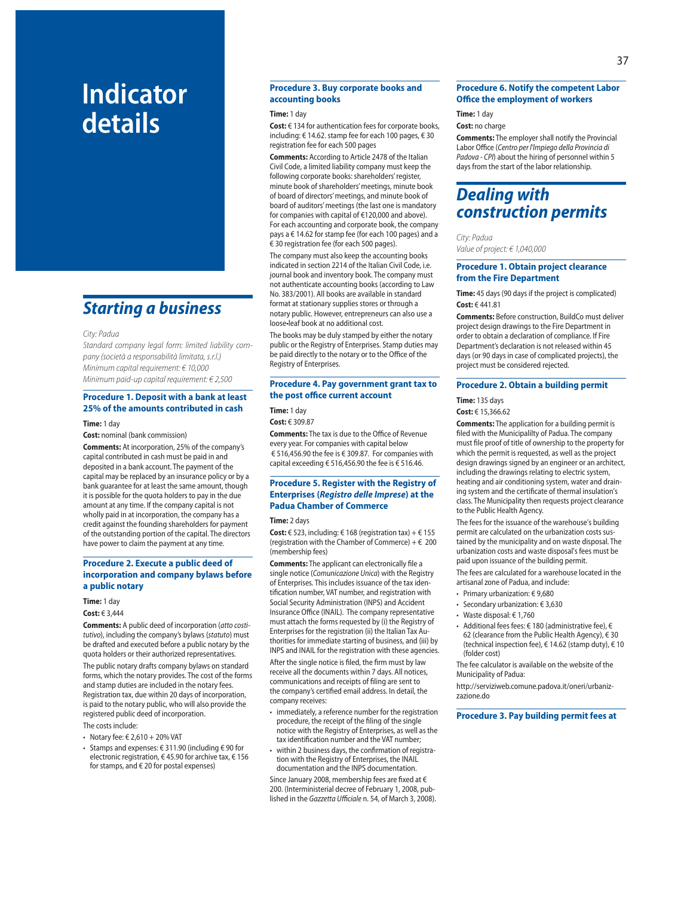# Indicator details

## Starting a business

*City: Padua*

*Standard company legal form: limited liability company (società a responsabilità limitata, s.r.l.)*

*Minimum capital requirement: € 10,000*

*Minimum paid-up capital requirement: € 2,500*

### Procedure 1. Deposit with a bank at least 25% of the amounts contributed in cash

**Time:** 1 day

**Cost:** nominal (bank commission)

**Comments:** At incorporation, 25% of the company's capital contributed in cash must be paid in and deposited in a bank account. The payment of the capital may be replaced by an insurance policy or by a bank guarantee for at least the same amount, though it is possible for the quota holders to pay in the due amount at any time. If the company capital is not wholly paid in at incorporation, the company has a credit against the founding shareholders for payment of the outstanding portion of the capital. The directors have power to claim the payment at any time.

### Procedure 2. Execute a public deed of incorporation and company bylaws before a public notary

**Time:** 1 day

**Cost:** € 3,444

**Comments:** A public deed of incorporation (*atto costitutivo*), including the company's bylaws (*statuto*) must be drafted and executed before a public notary by the quota holders or their authorized representatives.

The public notary drafts company bylaws on standard forms, which the notary provides. The cost of the forms and stamp duties are included in the notary fees. Registration tax, due within 20 days of incorporation, is paid to the notary public, who will also provide the registered public deed of incorporation.

The costs include:

- Notary fee: € 2,610 + 20% VAT
- Stamps and expenses: € 311.90 (including € 90 for electronic registration, € 45.90 for archive tax, € 156 for stamps, and € 20 for postal expenses)

### Procedure 3. Buy corporate books and accounting books

**Time:** 1 day

**Cost:** € 134 for authentication fees for corporate books, including: € 14.62. stamp fee for each 100 pages, € 30 registration fee for each 500 pages

**Comments:** According to Article 2478 of the Italian Civil Code, a limited liability company must keep the following corporate books: shareholders' register, minute book of shareholders' meetings, minute book of board of directors' meetings, and minute book of board of auditors' meetings (the last one is mandatory for companies with capital of €120,000 and above). For each accounting and corporate book, the company pays a € 14.62 for stamp fee (for each 100 pages) and a € 30 registration fee (for each 500 pages).

The company must also keep the accounting books indicated in section 2214 of the Italian Civil Code, i.e. journal book and inventory book. The company must not authenticate accounting books (according to Law No. 383/2001). All books are available in standard format at stationary supplies stores or through a notary public. However, entrepreneurs can also use a loose•leaf book at no additional cost.

The books may be duly stamped by either the notary public or the Registry of Enterprises. Stamp duties may be paid directly to the notary or to the Office of the Registry of Enterprises.

### Procedure 4. Pay government grant tax to the post office current account

**Time:** 1 day

**Cost:** € 309.87

**Comments:** The tax is due to the Office of Revenue every year. For companies with capital below € 516,456.90 the fee is € 309.87. For companies with capital exceeding € 516,456.90 the fee is € 516.46.

### Procedure 5. Register with the Registry of Enterprises (*Registro delle Imprese*) at the Padua Chamber of Commerce

**Time:** 2 days

**Cost:** € 523, including: € 168 (registration tax) + € 155 (registration with the Chamber of Commerce) + € 200 (membership fees)

**Comments:** The applicant can electronically file a single notice (*Comunicazione Unica*) with the Registry of Enterprises. This includes issuance of the tax identification number, VAT number, and registration with Social Security Administration (INPS) and Accident Insurance Office (INAIL). The company representative must attach the forms requested by (i) the Registry of Enterprises for the registration (ii) the Italian Tax Authorities for immediate starting of business, and (iii) by INPS and INAIL for the registration with these agencies.

After the single notice is filed, the firm must by law receive all the documents within 7 days. All notices, communications and receipts of filing are sent to the company's certified email address. In detail, the company receives:

- immediately, a reference number for the registration procedure, the receipt of the filing of the single notice with the Registry of Enterprises, as well as the tax identification number and the VAT number;
- within 2 business days, the confirmation of registration with the Registry of Enterprises, the INAIL documentation and the INPS documentation.

Since January 2008, membership fees are fixed at € 200. (Interministerial decree of February 1, 2008, published in the *Gazzetta Ufficiale* n. 54, of March 3, 2008).

### Procedure 6. Notify the competent Labor Office the employment of workers

**Time:** 1 day

**Cost:** no charge

**Comments:** The employer shall notify the Provincial Labor Office (*Centro per l'Impiego della Provincia di Padova - CPI*) about the hiring of personnel within 5 days from the start of the labor relationship.

## Dealing with construction permits

*City: Padua*

*Value of project: € 1,040,000*

### Procedure 1. Obtain project clearance from the Fire Department

**Time:** 45 days (90 days if the project is complicated)

**Cost:** € 441.81

**Comments:** Before construction, BuildCo must deliver project design drawings to the Fire Department in order to obtain a declaration of compliance. If Fire Department's declaration is not released within 45 days (or 90 days in case of complicated projects), the project must be considered rejected.

### Procedure 2. Obtain a building permit

**Time:** 135 days

**Cost:** € 15,366.62

**Comments:** The application for a building permit is filed with the Municipalilty of Padua. The company must file proof of title of ownership to the property for which the permit is requested, as well as the project design drawings signed by an engineer or an architect, including the drawings relating to electric system, heating and air conditioning system, water and draining system and the certificate of thermal insulation's class. The Municipality then requests project clearance to the Public Health Agency.

The fees for the issuance of the warehouse's building permit are calculated on the urbanization costs sustained by the municipality and on waste disposal. The urbanization costs and waste disposal's fees must be paid upon issuance of the building permit.

The fees are calculated for a warehouse located in the artisanal zone of Padua, and include:

- Primary urbanization: € 9,680
- Secondary urbanization: € 3,630
- Waste disposal: € 1,760
- Additional fees fees: € 180 (administrative fee), € 62 (clearance from the Public Health Agency), € 30 (technical inspection fee), € 14.62 (stamp duty), € 10 (folder cost)

The fee calculator is available on the website of the Municipality of Padua:

http://serviziweb.comune.padova.it/oneri/urbanizzazione.do

### Procedure 3. Pay building permit fees at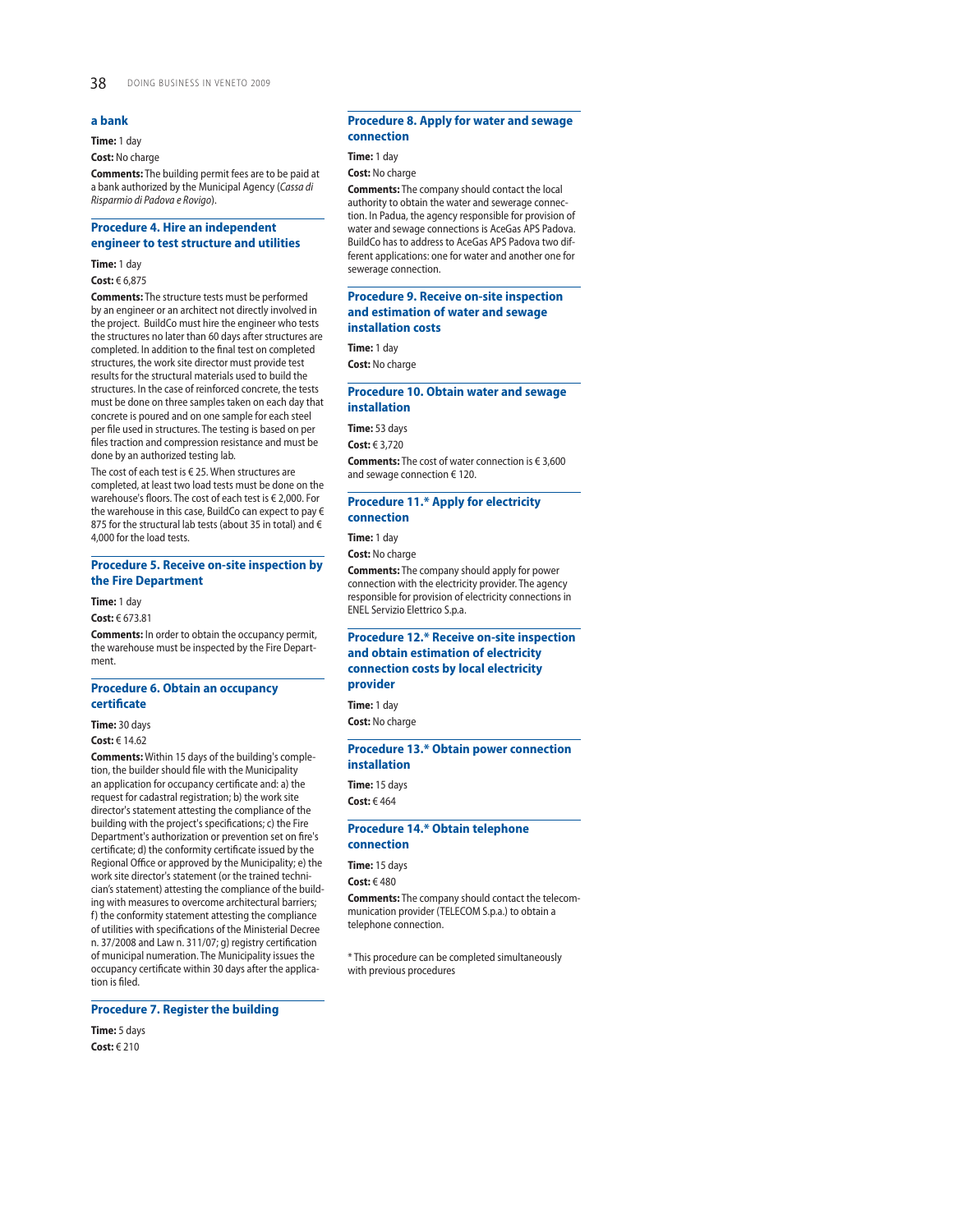### a bank

**Time:** 1 day

**Cost:** No charge

**Comments:** The building permit fees are to be paid at a bank authorized by the Municipal Agency (*Cassa di Risparmio di Padova e Rovigo*).

### Procedure 4. Hire an independent engineer to test structure and utilities

**Time:** 1 day

**Cost:** € 6,875

**Comments:** The structure tests must be performed by an engineer or an architect not directly involved in the project. BuildCo must hire the engineer who tests the structures no later than 60 days after structures are completed. In addition to the final test on completed structures, the work site director must provide test results for the structural materials used to build the structures. In the case of reinforced concrete, the tests must be done on three samples taken on each day that concrete is poured and on one sample for each steel per file used in structures. The testing is based on per files traction and compression resistance and must be done by an authorized testing lab.

The cost of each test is € 25. When structures are completed, at least two load tests must be done on the warehouse's floors. The cost of each test is € 2,000. For the warehouse in this case, BuildCo can expect to pay € 875 for the structural lab tests (about 35 in total) and € 4,000 for the load tests.

### Procedure 5. Receive on-site inspection by the Fire Department

**Time:** 1 day

**Cost:** € 673.81

**Comments:** In order to obtain the occupancy permit, the warehouse must be inspected by the Fire Department.

### Procedure 6. Obtain an occupancy certificate

**Time:** 30 days

**Cost:** € 14.62

**Comments:** Within 15 days of the building's completion, the builder should file with the Municipality an application for occupancy certificate and: a) the request for cadastral registration; b) the work site director's statement attesting the compliance of the building with the project's specifications; c) the Fire Department's authorization or prevention set on fire's certificate; d) the conformity certificate issued by the Regional Office or approved by the Municipality; e) the work site director's statement (or the trained technician's statement) attesting the compliance of the building with measures to overcome architectural barriers; f) the conformity statement attesting the compliance of utilities with specifications of the Ministerial Decree n. 37/2008 and Law n. 311/07; g) registry certification of municipal numeration. The Municipality issues the occupancy certificate within 30 days after the application is filed.

### Procedure 7. Register the building

**Time:** 5 days

**Cost:** € 210

### Procedure 8. Apply for water and sewage connection

**Time:** 1 day

**Cost:** No charge

**Comments:** The company should contact the local authority to obtain the water and sewerage connection. In Padua, the agency responsible for provision of water and sewage connections is AceGas APS Padova. BuildCo has to address to AceGas APS Padova two different applications: one for water and another one for sewerage connection.

### Procedure 9. Receive on-site inspection and estimation of water and sewage installation costs

**Time:** 1 day

**Cost:** No charge

### Procedure 10. Obtain water and sewage installation

**Time:** 53 days

**Cost:** € 3,720

**Comments:** The cost of water connection is € 3,600 and sewage connection € 120.

### Procedure 11.* Apply for electricity connection

**Time:** 1 day

**Cost:** No charge

**Comments:** The company should apply for power connection with the electricity provider. The agency responsible for provision of electricity connections in ENEL Servizio Elettrico S.p.a.

### Procedure 12.* Receive on-site inspection and obtain estimation of electricity connection costs by local electricity provider

**Time:** 1 day

**Cost:** No charge

### Procedure 13.* Obtain power connection installation

**Time:** 15 days

**Cost:** € 464

### Procedure 14.* Obtain telephone connection

**Time:** 15 days

**Cost:** € 480

**Comments:** The company should contact the telecommunication provider (TELECOM S.p.a.) to obtain a telephone connection.

* This procedure can be completed simultaneously with previous procedures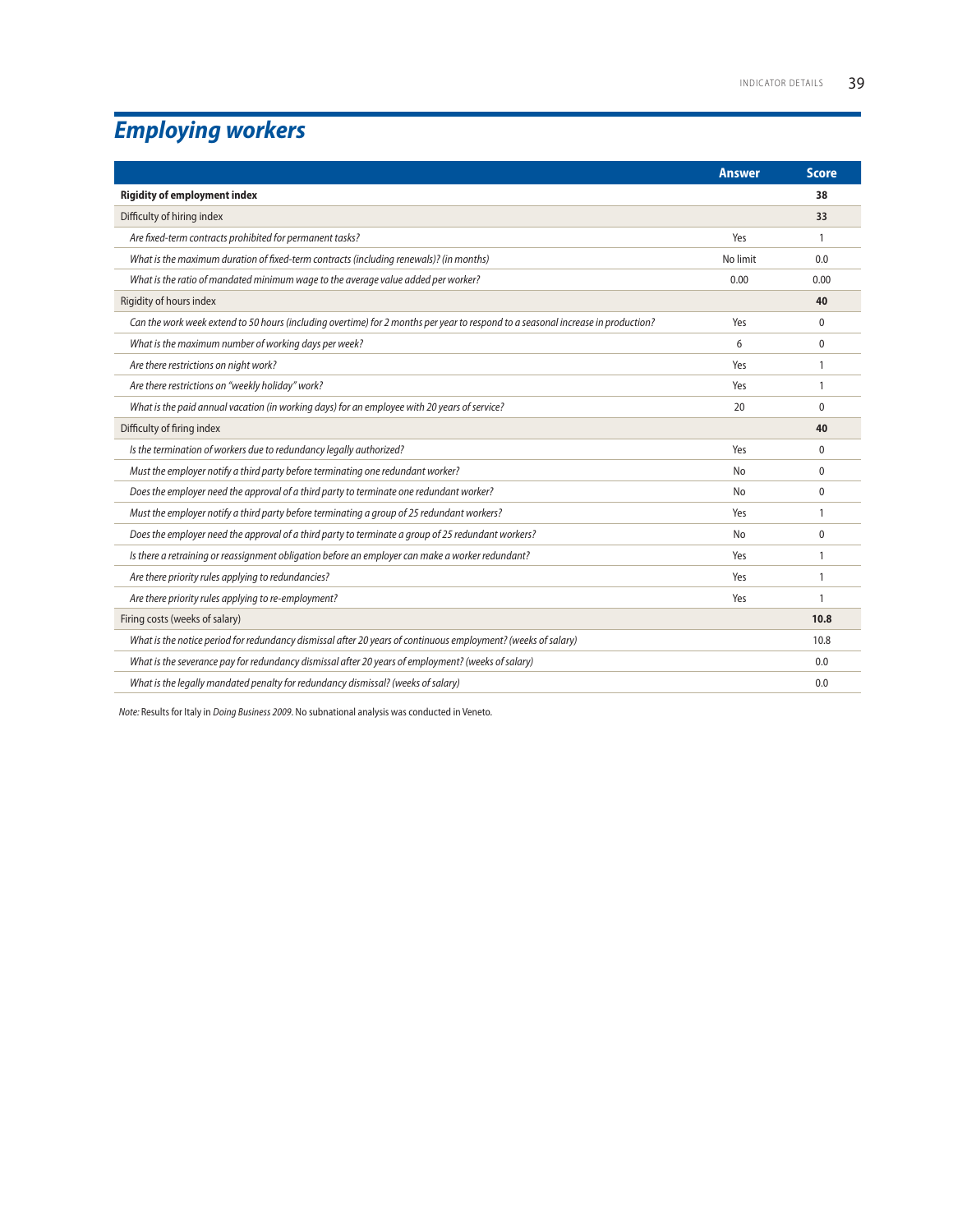## *Employing workers*

| | Answer | Score |
|---|---|---|
| **Rigidity of employment index** | | **38** |
| Difficulty of hiring index | | **33** |
| *Are fixed-term contracts prohibited for permanent tasks?* | Yes | 1 |
| *What is the maximum duration of fixed-term contracts (including renewals)? (in months)* | No limit | 0.0 |
| *What is the ratio of mandated minimum wage to the average value added per worker?* | 0.00 | 0.00 |
| Rigidity of hours index | | **40** |
| *Can the work week extend to 50 hours (including overtime) for 2 months per year to respond to a seasonal increase in production?* | Yes | 0 |
| *What is the maximum number of working days per week?* | 6 | 0 |
| *Are there restrictions on night work?* | Yes | 1 |
| *Are there restrictions on "weekly holiday" work?* | Yes | 1 |
| *What is the paid annual vacation (in working days) for an employee with 20 years of service?* | 20 | 0 |
| Difficulty of firing index | | **40** |
| *Is the termination of workers due to redundancy legally authorized?* | Yes | 0 |
| *Must the employer notify a third party before terminating one redundant worker?* | No | 0 |
| *Does the employer need the approval of a third party to terminate one redundant worker?* | No | 0 |
| *Must the employer notify a third party before terminating a group of 25 redundant workers?* | Yes | 1 |
| *Does the employer need the approval of a third party to terminate a group of 25 redundant workers?* | No | 0 |
| *Is there a retraining or reassignment obligation before an employer can make a worker redundant?* | Yes | 1 |
| *Are there priority rules applying to redundancies?* | Yes | 1 |
| *Are there priority rules applying to re-employment?* | Yes | 1 |
| Firing costs (weeks of salary) | | **10.8** |
| *What is the notice period for redundancy dismissal after 20 years of continuous employment? (weeks of salary)* | | 10.8 |
| *What is the severance pay for redundancy dismissal after 20 years of employment? (weeks of salary)* | | 0.0 |
| *What is the legally mandated penalty for redundancy dismissal? (weeks of salary)* | | 0.0 |

*Note:* Results for Italy in *Doing Business 2009*. No subnational analysis was conducted in Veneto.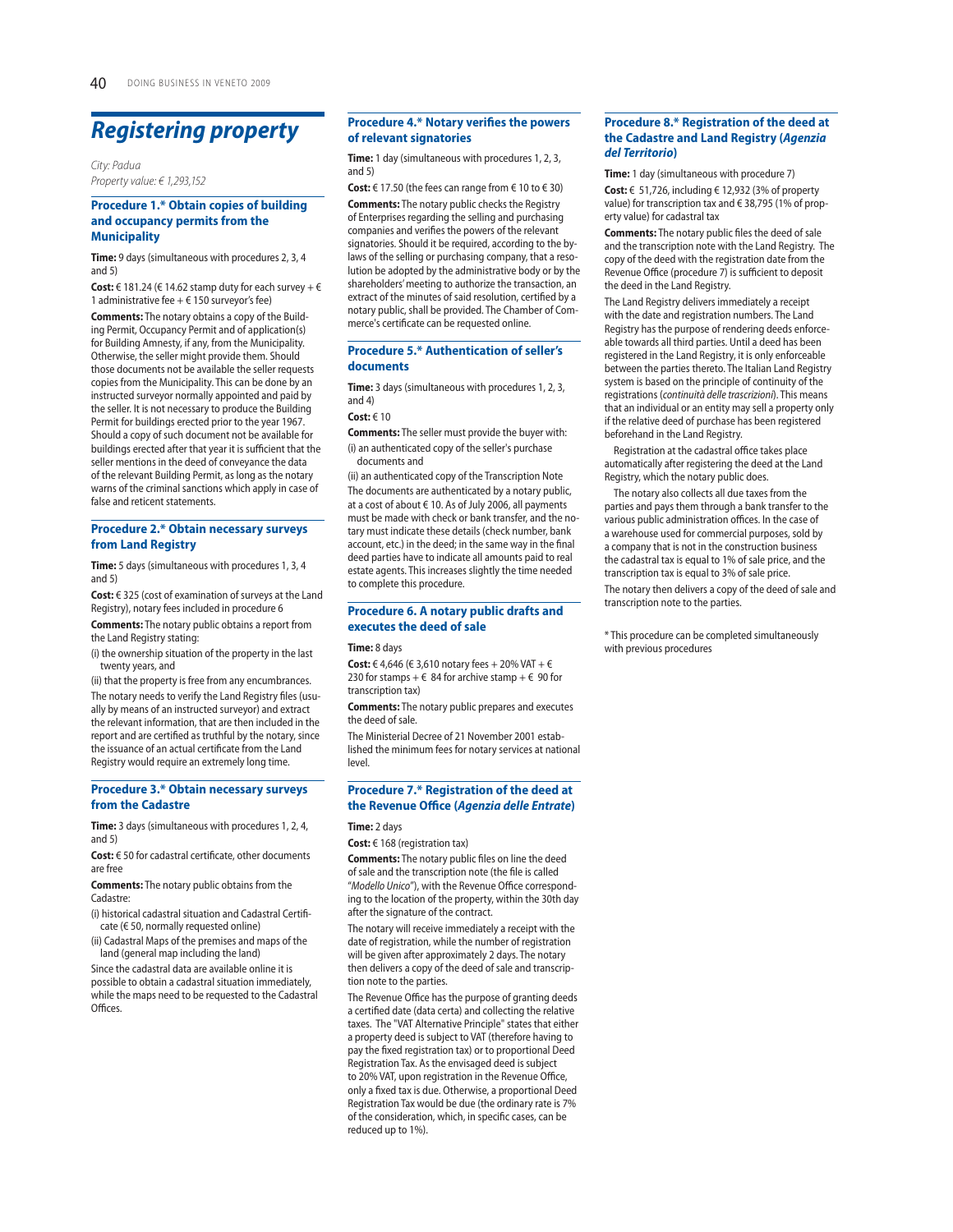# Registering property

*City: Padua*
*Property value: € 1,293,152*

### Procedure 1.* Obtain copies of building and occupancy permits from the Municipality

**Time:** 9 days (simultaneous with procedures 2, 3, 4 and 5)

**Cost:** € 181.24 (€ 14.62 stamp duty for each survey + € 1 administrative fee + € 150 surveyor's fee)

**Comments:** The notary obtains a copy of the Building Permit, Occupancy Permit and of application(s) for Building Amnesty, if any, from the Municipality. Otherwise, the seller might provide them. Should those documents not be available the seller requests copies from the Municipality. This can be done by an instructed surveyor normally appointed and paid by the seller. It is not necessary to produce the Building Permit for buildings erected prior to the year 1967. Should a copy of such document not be available for buildings erected after that year it is sufficient that the seller mentions in the deed of conveyance the data of the relevant Building Permit, as long as the notary warns of the criminal sanctions which apply in case of false and reticent statements.

### Procedure 2.* Obtain necessary surveys from Land Registry

**Time:** 5 days (simultaneous with procedures 1, 3, 4 and 5)

**Cost:** € 325 (cost of examination of surveys at the Land Registry), notary fees included in procedure 6

**Comments:** The notary public obtains a report from the Land Registry stating:

(i) the ownership situation of the property in the last twenty years, and

(ii) that the property is free from any encumbrances.

The notary needs to verify the Land Registry files (usually by means of an instructed surveyor) and extract the relevant information, that are then included in the report and are certified as truthful by the notary, since the issuance of an actual certificate from the Land Registry would require an extremely long time.

### Procedure 3.* Obtain necessary surveys from the Cadastre

**Time:** 3 days (simultaneous with procedures 1, 2, 4, and 5)

**Cost:** € 50 for cadastral certificate, other documents are free

**Comments:** The notary public obtains from the Cadastre:

(i) historical cadastral situation and Cadastral Certificate (€ 50, normally requested online)

(ii) Cadastral Maps of the premises and maps of the land (general map including the land)

Since the cadastral data are available online it is possible to obtain a cadastral situation immediately, while the maps need to be requested to the Cadastral Offices.

### Procedure 4.* Notary verifies the powers of relevant signatories

**Time:** 1 day (simultaneous with procedures 1, 2, 3, and 5)

**Cost:** € 17.50 (the fees can range from € 10 to € 30)

**Comments:** The notary public checks the Registry of Enterprises regarding the selling and purchasing companies and verifies the powers of the relevant signatories. Should it be required, according to the by-laws of the selling or purchasing company, that a resolution be adopted by the administrative body or by the shareholders' meeting to authorize the transaction, an extract of the minutes of said resolution, certified by a notary public, shall be provided. The Chamber of Commerce's certificate can be requested online.

### Procedure 5.* Authentication of seller's documents

**Time:** 3 days (simultaneous with procedures 1, 2, 3, and 4)

**Cost:** € 10

**Comments:** The seller must provide the buyer with:

(i) an authenticated copy of the seller's purchase documents and

(ii) an authenticated copy of the Transcription Note

The documents are authenticated by a notary public, at a cost of about € 10. As of July 2006, all payments must be made with check or bank transfer, and the notary must indicate these details (check number, bank account, etc.) in the deed; in the same way in the final deed parties have to indicate all amounts paid to real estate agents. This increases slightly the time needed to complete this procedure.

### Procedure 6. A notary public drafts and executes the deed of sale

**Time:** 8 days

**Cost:** € 4,646 (€ 3,610 notary fees + 20% VAT + € 230 for stamps + € 84 for archive stamp + € 90 for transcription tax)

**Comments:** The notary public prepares and executes the deed of sale.

The Ministerial Decree of 21 November 2001 established the minimum fees for notary services at national level.

### Procedure 7.* Registration of the deed at the Revenue Office (*Agenzia delle Entrate*)

**Time:** 2 days

**Cost:** € 168 (registration tax)

**Comments:** The notary public files on line the deed of sale and the transcription note (the file is called "*Modello Unico*"), with the Revenue Office corresponding to the location of the property, within the 30th day after the signature of the contract.

The notary will receive immediately a receipt with the date of registration, while the number of registration will be given after approximately 2 days. The notary then delivers a copy of the deed of sale and transcription note to the parties.

The Revenue Office has the purpose of granting deeds a certified date (data certa) and collecting the relative taxes. The "VAT Alternative Principle" states that either a property deed is subject to VAT (therefore having to pay the fixed registration tax) or to proportional Deed Registration Tax. As the envisaged deed is subject to 20% VAT, upon registration in the Revenue Office, only a fixed tax is due. Otherwise, a proportional Deed Registration Tax would be due (the ordinary rate is 7% of the consideration, which, in specific cases, can be reduced up to 1%).

### Procedure 8.* Registration of the deed at the Cadastre and Land Registry (*Agenzia del Territorio*)

**Time:** 1 day (simultaneous with procedure 7)

**Cost:** € 51,726, including € 12,932 (3% of property value) for transcription tax and € 38,795 (1% of property value) for cadastral tax

**Comments:** The notary public files the deed of sale and the transcription note with the Land Registry. The copy of the deed with the registration date from the Revenue Office (procedure 7) is sufficient to deposit the deed in the Land Registry.

The Land Registry delivers immediately a receipt with the date and registration numbers. The Land Registry has the purpose of rendering deeds enforceable towards all third parties. Until a deed has been registered in the Land Registry, it is only enforceable between the parties thereto. The Italian Land Registry system is based on the principle of continuity of the registrations (*continuità delle trascrizioni*). This means that an individual or an entity may sell a property only if the relative deed of purchase has been registered beforehand in the Land Registry.

Registration at the cadastral office takes place automatically after registering the deed at the Land Registry, which the notary public does.

The notary also collects all due taxes from the parties and pays them through a bank transfer to the various public administration offices. In the case of a warehouse used for commercial purposes, sold by a company that is not in the construction business the cadastral tax is equal to 1% of sale price, and the transcription tax is equal to 3% of sale price.

The notary then delivers a copy of the deed of sale and transcription note to the parties.

* This procedure can be completed simultaneously with previous procedures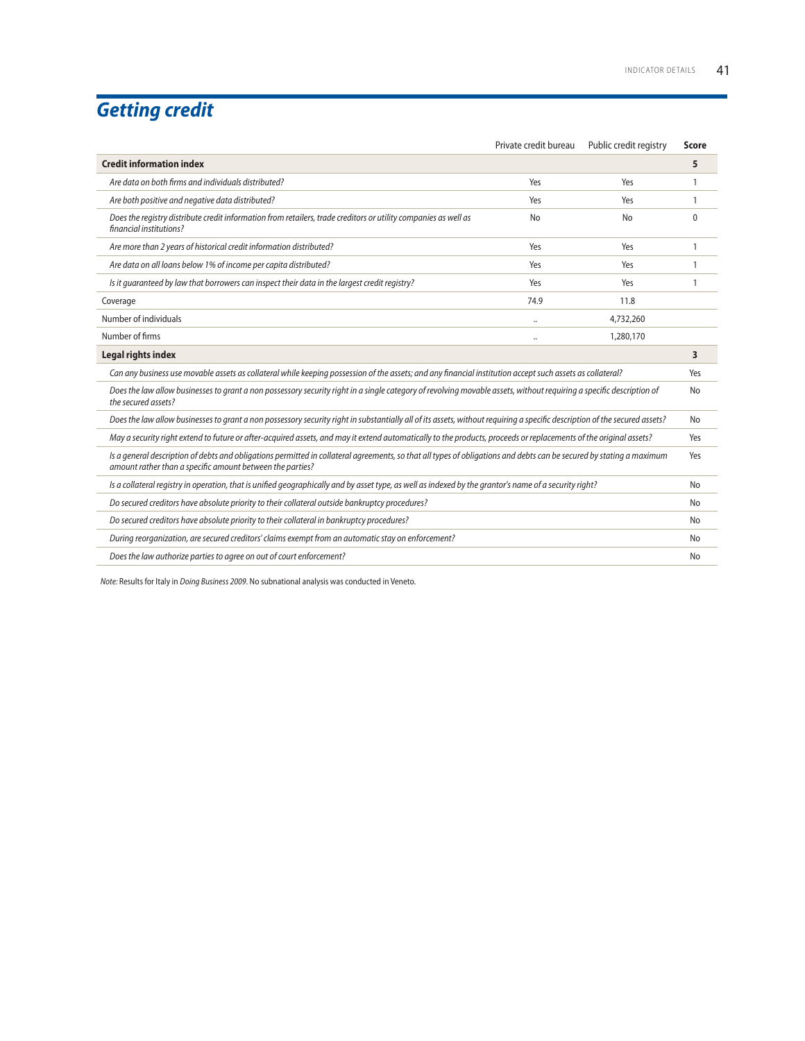## Getting credit

| | Private credit bureau | Public credit registry | Score |
|---|---|---|---|
| **Credit information index** | | | **5** |
| *Are data on both firms and individuals distributed?* | Yes | Yes | 1 |
| *Are both positive and negative data distributed?* | Yes | Yes | 1 |
| *Does the registry distribute credit information from retailers, trade creditors or utility companies as well as financial institutions?* | No | No | 0 |
| *Are more than 2 years of historical credit information distributed?* | Yes | Yes | 1 |
| *Are data on all loans below 1% of income per capita distributed?* | Yes | Yes | 1 |
| *Is it guaranteed by law that borrowers can inspect their data in the largest credit registry?* | Yes | Yes | 1 |
| Coverage | 74.9 | 11.8 | |
| Number of individuals | .. | 4,732,260 | |
| Number of firms | .. | 1,280,170 | |
| **Legal rights index** | | | **3** |
| *Can any business use movable assets as collateral while keeping possession of the assets; and any financial institution accept such assets as collateral?* | | | Yes |
| *Does the law allow businesses to grant a non possessory security right in a single category of revolving movable assets, without requiring a specific description of the secured assets?* | | | No |
| *Does the law allow businesses to grant a non possessory security right in substantially all of its assets, without requiring a specific description of the secured assets?* | | | No |
| *May a security right extend to future or after-acquired assets, and may it extend automatically to the products, proceeds or replacements of the original assets?* | | | Yes |
| *Is a general description of debts and obligations permitted in collateral agreements, so that all types of obligations and debts can be secured by stating a maximum amount rather than a specific amount between the parties?* | | | Yes |
| *Is a collateral registry in operation, that is unified geographically and by asset type, as well as indexed by the grantor's name of a security right?* | | | No |
| *Do secured creditors have absolute priority to their collateral outside bankruptcy procedures?* | | | No |
| *Do secured creditors have absolute priority to their collateral in bankruptcy procedures?* | | | No |
| *During reorganization, are secured creditors' claims exempt from an automatic stay on enforcement?* | | | No |
| *Does the law authorize parties to agree on out of court enforcement?* | | | No |

*Note:* Results for Italy in *Doing Business 2009*. No subnational analysis was conducted in Veneto.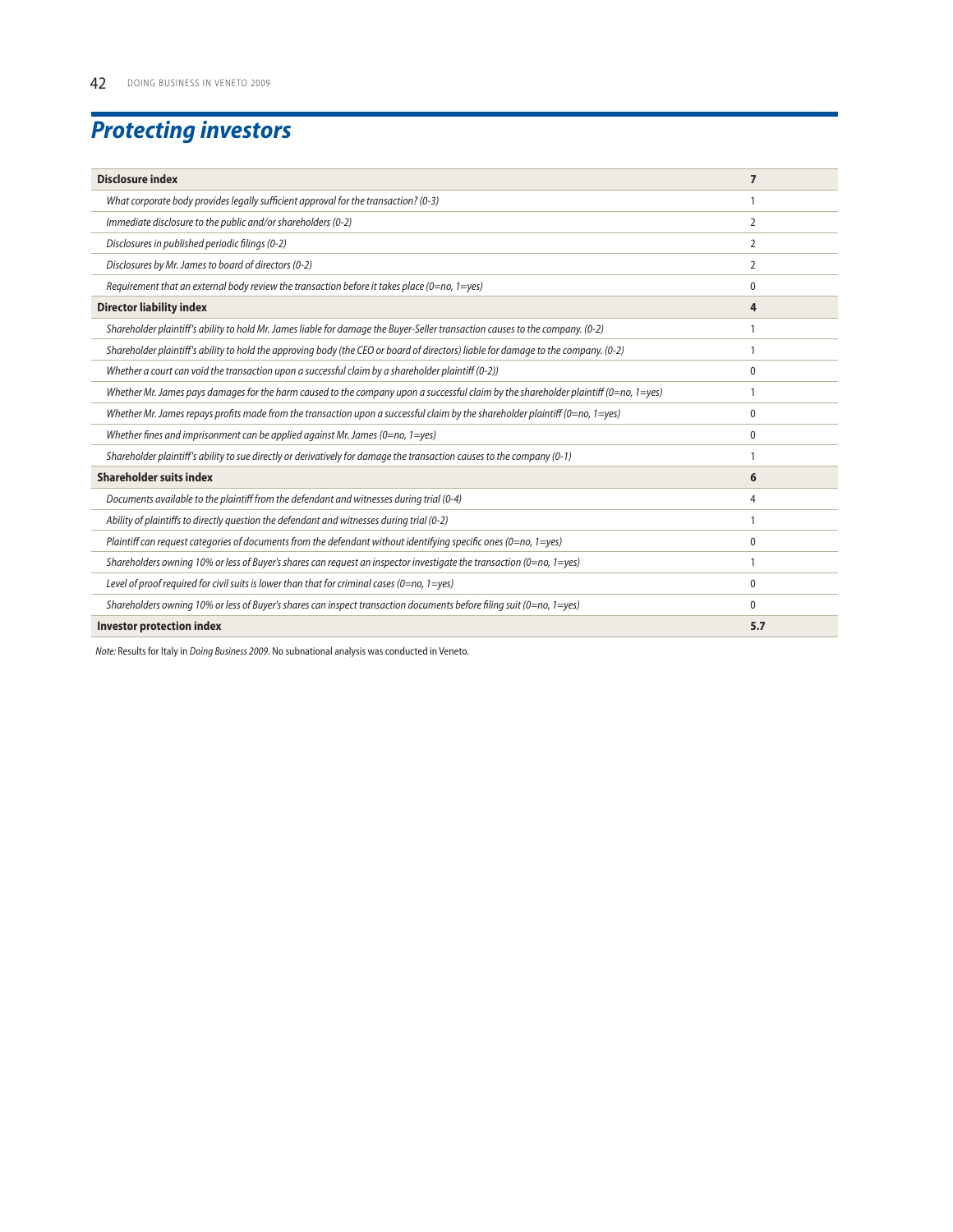## Protecting investors

| Indicator | Value |
|---|---|
| **Disclosure index** | **7** |
| *What corporate body provides legally sufficient approval for the transaction? (0-3)* | 1 |
| *Immediate disclosure to the public and/or shareholders (0-2)* | 2 |
| *Disclosures in published periodic filings (0-2)* | 2 |
| *Disclosures by Mr. James to board of directors (0-2)* | 2 |
| *Requirement that an external body review the transaction before it takes place (0=no, 1=yes)* | 0 |
| **Director liability index** | **4** |
| *Shareholder plaintiff's ability to hold Mr. James liable for damage the Buyer-Seller transaction causes to the company. (0-2)* | 1 |
| *Shareholder plaintiff's ability to hold the approving body (the CEO or board of directors) liable for damage to the company. (0-2)* | 1 |
| *Whether a court can void the transaction upon a successful claim by a shareholder plaintiff (0-2))* | 0 |
| *Whether Mr. James pays damages for the harm caused to the company upon a successful claim by the shareholder plaintiff (0=no, 1=yes)* | 1 |
| *Whether Mr. James repays profits made from the transaction upon a successful claim by the shareholder plaintiff (0=no, 1=yes)* | 0 |
| *Whether fines and imprisonment can be applied against Mr. James (0=no, 1=yes)* | 0 |
| *Shareholder plaintiff's ability to sue directly or derivatively for damage the transaction causes to the company (0-1)* | 1 |
| **Shareholder suits index** | **6** |
| *Documents available to the plaintiff from the defendant and witnesses during trial (0-4)* | 4 |
| *Ability of plaintiffs to directly question the defendant and witnesses during trial (0-2)* | 1 |
| *Plaintiff can request categories of documents from the defendant without identifying specific ones (0=no, 1=yes)* | 0 |
| *Shareholders owning 10% or less of Buyer's shares can request an inspector investigate the transaction (0=no, 1=yes)* | 1 |
| *Level of proof required for civil suits is lower than that for criminal cases (0=no, 1=yes)* | 0 |
| *Shareholders owning 10% or less of Buyer's shares can inspect transaction documents before filing suit (0=no, 1=yes)* | 0 |
| **Investor protection index** | **5.7** |

*Note:* Results for Italy in *Doing Business 2009*. No subnational analysis was conducted in Veneto.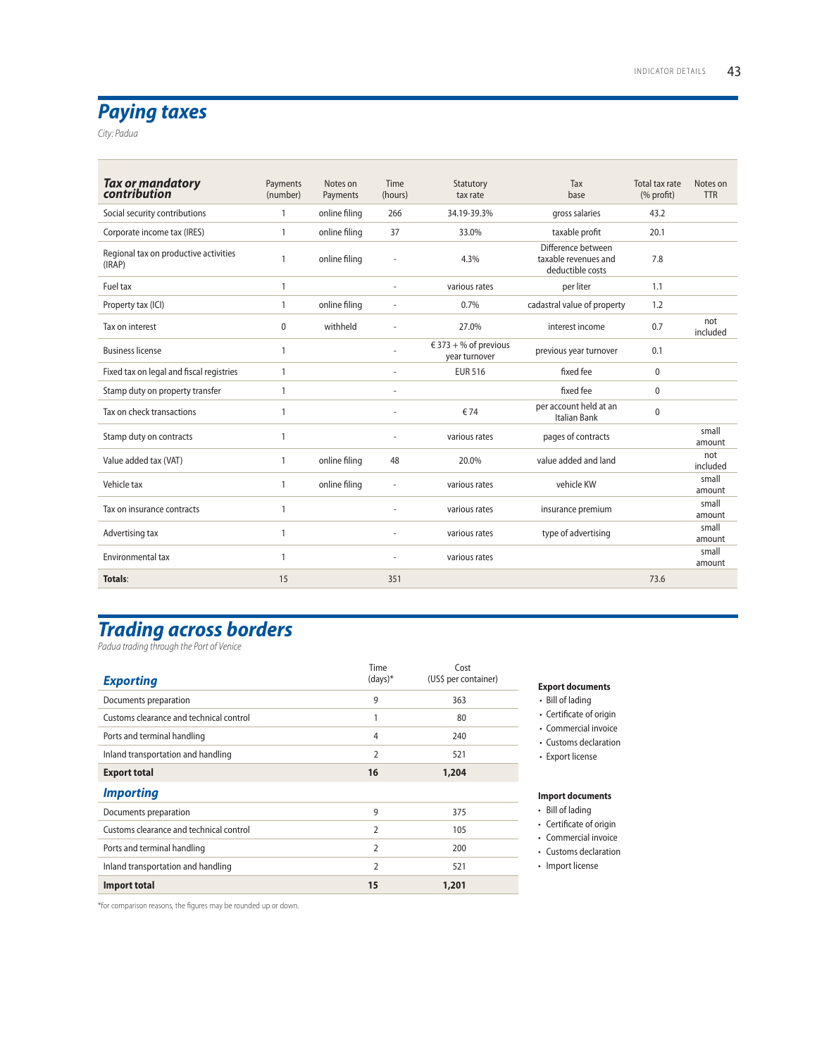## Paying taxes

*City: Padua*

| Tax or mandatory contribution | Payments (number) | Notes on Payments | Time (hours) | Statutory tax rate | Tax base | Total tax rate (% profit) | Notes on TTR |
|---|---|---|---|---|---|---|---|
| Social security contributions | 1 | online filing | 266 | 34.19-39.3% | gross salaries | 43.2 | |
| Corporate income tax (IRES) | 1 | online filing | 37 | 33.0% | taxable profit | 20.1 | |
| Regional tax on productive activities (IRAP) | 1 | online filing | - | 4.3% | Difference between taxable revenues and deductible costs | 7.8 | |
| Fuel tax | 1 | | - | various rates | per liter | 1.1 | |
| Property tax (ICI) | 1 | online filing | - | 0.7% | cadastral value of property | 1.2 | |
| Tax on interest | 0 | withheld | - | 27.0% | interest income | 0.7 | not included |
| Business license | 1 | | - | € 373 + % of previous year turnover | previous year turnover | 0.1 | |
| Fixed tax on legal and fiscal registries | 1 | | - | EUR 516 | fixed fee | 0 | |
| Stamp duty on property transfer | 1 | | - | | fixed fee | 0 | |
| Tax on check transactions | 1 | | - | € 74 | per account held at an Italian Bank | 0 | |
| Stamp duty on contracts | 1 | | - | various rates | pages of contracts | | small amount |
| Value added tax (VAT) | 1 | online filing | 48 | 20.0% | value added and land | | not included |
| Vehicle tax | 1 | online filing | - | various rates | vehicle KW | | small amount |
| Tax on insurance contracts | 1 | | - | various rates | insurance premium | | small amount |
| Advertising tax | 1 | | - | various rates | type of advertising | | small amount |
| Environmental tax | 1 | | - | various rates | | | small amount |
| **Totals**: | 15 | | 351 | | | 73.6 | |

## Trading across borders

*Padua trading through the Port of Venice*

| | Time (days)* | Cost (US$ per container) |
|---|---|---|
| ***Exporting*** | | |
| Documents preparation | 9 | 363 |
| Customs clearance and technical control | 1 | 80 |
| Ports and terminal handling | 4 | 240 |
| Inland transportation and handling | 2 | 521 |
| **Export total** | **16** | **1,204** |
| ***Importing*** | | |
| Documents preparation | 9 | 375 |
| Customs clearance and technical control | 2 | 105 |
| Ports and terminal handling | 2 | 200 |
| Inland transportation and handling | 2 | 521 |
| **Import total** | **15** | **1,201** |

**Export documents**

- Bill of lading
- Certificate of origin
- Commercial invoice
- Customs declaration
- Export license

**Import documents**

- Bill of lading
- Certificate of origin
- Commercial invoice
- Customs declaration
- Import license

*for comparison reasons, the figures may be rounded up or down.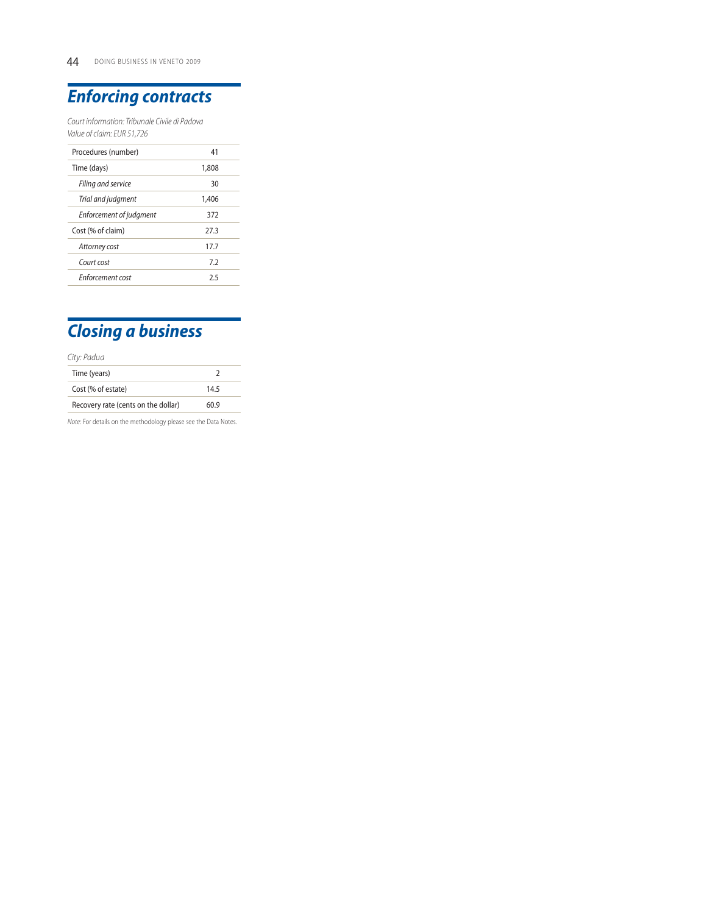## Enforcing contracts

*Court information: Tribunale Civile di Padova*
*Value of claim: EUR 51,726*

| | |
|---|---|
| Procedures (number) | 41 |
| Time (days) | 1,808 |
| *Filing and service* | 30 |
| *Trial and judgment* | 1,406 |
| *Enforcement of judgment* | 372 |
| Cost (% of claim) | 27.3 |
| *Attorney cost* | 17.7 |
| *Court cost* | 7.2 |
| *Enforcement cost* | 2.5 |

## Closing a business

*City: Padua*

| | |
|---|---|
| Time (years) | 2 |
| Cost (% of estate) | 14.5 |
| Recovery rate (cents on the dollar) | 60.9 |

*Note:* For details on the methodology please see the Data Notes.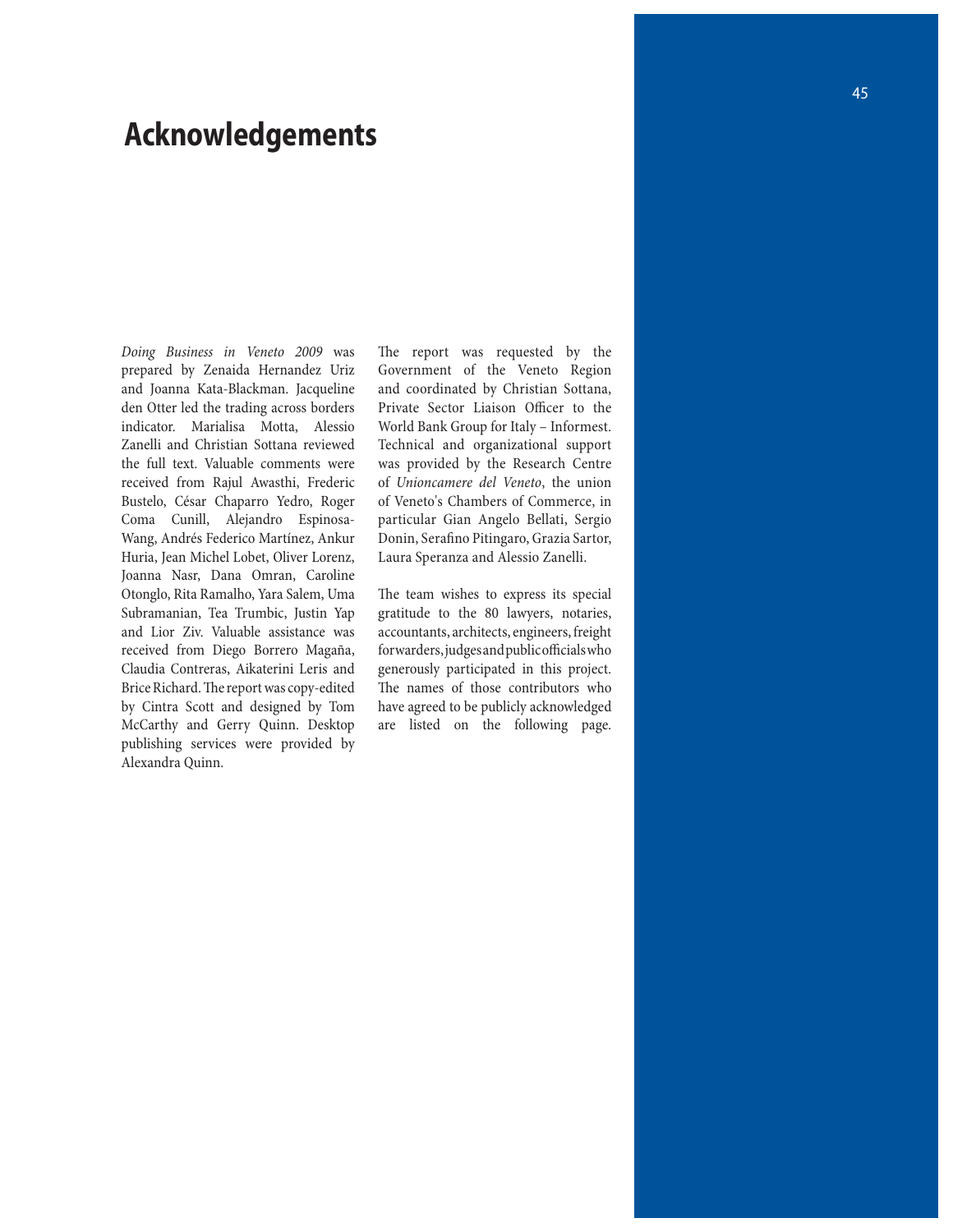# Acknowledgements

*Doing Business in Veneto 2009* was prepared by Zenaida Hernandez Uriz and Joanna Kata-Blackman. Jacqueline den Otter led the trading across borders indicator. Marialisa Motta, Alessio Zanelli and Christian Sottana reviewed the full text. Valuable comments were received from Rajul Awasthi, Frederic Bustelo, César Chaparro Yedro, Roger Coma Cunill, Alejandro Espinosa-Wang, Andrés Federico Martínez, Ankur Huria, Jean Michel Lobet, Oliver Lorenz, Joanna Nasr, Dana Omran, Caroline Otonglo, Rita Ramalho, Yara Salem, Uma Subramanian, Tea Trumbic, Justin Yap and Lior Ziv. Valuable assistance was received from Diego Borrero Magaña, Claudia Contreras, Aikaterini Leris and Brice Richard. The report was copy-edited by Cintra Scott and designed by Tom McCarthy and Gerry Quinn. Desktop publishing services were provided by Alexandra Quinn.

The report was requested by the Government of the Veneto Region and coordinated by Christian Sottana, Private Sector Liaison Officer to the World Bank Group for Italy – Informest. Technical and organizational support was provided by the Research Centre of *Unioncamere del Veneto*, the union of Veneto's Chambers of Commerce, in particular Gian Angelo Bellati, Sergio Donin, Serafino Pitingaro, Grazia Sartor, Laura Speranza and Alessio Zanelli.

The team wishes to express its special gratitude to the 80 lawyers, notaries, accountants, architects, engineers, freight forwarders, judges and public officials who generously participated in this project. The names of those contributors who have agreed to be publicly acknowledged are listed on the following page.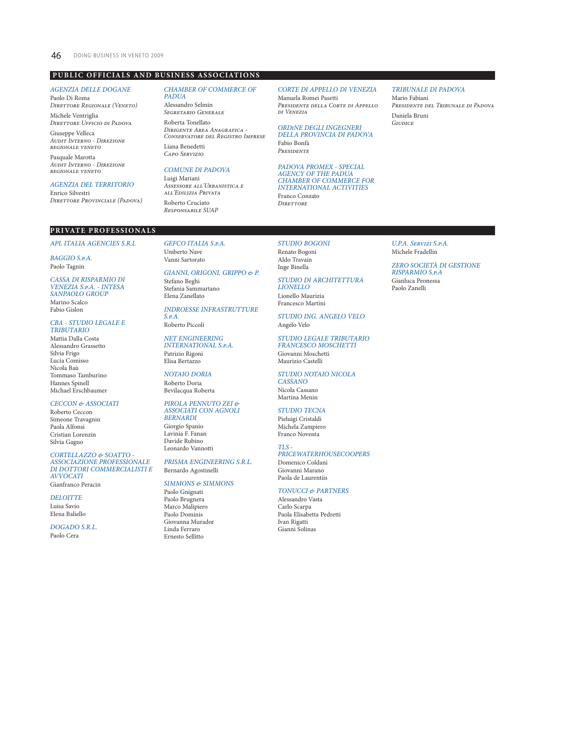## PUBLIC OFFICIALS AND BUSINESS ASSOCIATIONS

*AGENZIA DELLE DOGANE*
Paolo Di Roma
*Direttore Regionale (Veneto)*

Michele Ventriglia
*Direttore Ufficio di Padova*

Giuseppe Velleca
*Audit Interno - Direzione regionale veneto*

Pasquale Marotta
*Audit Interno - Direzione regionale veneto*

*AGENZIA DEL TERRITORIO*
Enrico Silvestri
*Direttore Provinciale (Padova)*

*CHAMBER OF COMMERCE OF PADUA*
Alessandro Selmin
*Segretario Generale*

Roberta Tonellato
*Dirigente Area Anagrafica - Conservatore del Registro Imprese*

Liana Benedetti
*Capo Servizio*

*COMUNE DI PADOVA*
Luigi Mariani
*Assessore all'Urbanistica e all'Edilizia Privata*

Roberto Cruciato
*Responsabile SUAP*

*CORTE DI APPELLO DI VENEZIA*
Manuela Romei Pasetti
*Presidente della Corte di Appello di Venezia*

*ORDINE DEGLI INGEGNERI DELLA PROVINCIA DI PADOVA*
Fabio Bonfà
*Presidente*

*PADOVA PROMEX - SPECIAL AGENCY OF THE PADUA CHAMBER OF COMMERCE FOR INTERNATIONAL ACTIVITIES*
Franco Conzato
*Direttore*

*TRIBUNALE DI PADOVA*
Mario Fabiani
*Presidente del Tribunale di Padova*

Daniela Bruni
*Giudice*

## PRIVATE PROFESSIONALS

*APL ITALIA AGENCIES S.R.L*

*BAGGIO S.P.A.*
Paolo Tagnin

*CASSA DI RISPARMIO DI VENEZIA S.P.A. - INTESA SANPAOLO GROUP*
Marino Scalco
Fabio Gislon

*CBA - STUDIO LEGALE E TRIBUTARIO*
Mattia Dalla Costa
Alessandro Grassetto
Silvia Frigo
Lucia Comisso
Nicola Baù
Tommaso Tamburino
Hannes Spinell
Michael Erschbaumer

*CECCON & ASSOCIATI*
Roberto Ceccon
Simeone Travagnin
Paola Alfonsi
Cristian Lorenzin
Silvia Gagno

*CORTELLAZZO & SOATTO - ASSOCIAZIONE PROFESSIONALE DI DOTTORI COMMERCIALISTI E AVVOCATI*
Gianfranco Peracin

*DELOITTE*
Luisa Savio
Elena Baliello

*DOGADO S.R.L.*
Paolo Cera

*GEFCO ITALIA S.P.A.*
Umberto Nave
Vanni Sartorato

*GIANNI, ORIGONI, GRIPPO & P.*
Stefano Beghi
Stefania Sammartano
Elena Zanellato

*INDROESSE INFRASTRUTTURE S.P.A.*
Roberto Piccoli

*NET ENGINEERING INTERNATIONAL S.P.A.*
Patrizio Rigoni
Elisa Bertazzo

*NOTAIO DORIA*
Roberto Doria
Bevilacqua Roberta

*PIROLA PENNUTO ZEI & ASSOCIATI CON AGNOLI BERNARDI*
Giorgio Spanio
Lavinia F. Fanan
Davide Rubino
Leonardo Vannotti

*PRISMA ENGINEERING S.R.L.*
Bernardo Agostinelli

*SIMMONS & SIMMONS*
Paolo Gnignati
Paolo Brugnera
Marco Malipiero
Paolo Dominis
Giovanna Murador
Linda Ferraro
Ernesto Sellitto

*STUDIO BOGONI*
Renato Bogoni
Aldo Travain
Inge Binella

*STUDIO DI ARCHITETTURA LIONELLO*
Lionello Maurizia
Francesco Martini

*STUDIO ING. ANGELO VELO*
Angelo Velo

*STUDIO LEGALE TRIBUTARIO FRANCESCO MOSCHETTI*
Giovanni Moschetti
Maurizio Castelli

*STUDIO NOTAIO NICOLA CASSANO*
Nicola Cassano
Martina Menin

*STUDIO TECNA*
Pieluigi Cristaldi
Michela Zampiero
Franco Noventa

*TLS - PRICEWATERHOUSECOOPERS*
Domenico Coldani
Giovanni Marano
Paola de Laurentiis

*TONUCCI & PARTNERS*
Alessandro Vasta
Carlo Scarpa
Paola Elisabetta Pedretti
Ivan Rigatti
Gianni Solinas

*U.P.A. SERVIZI S.P.A.*
Michele Fradellin

*ZERO SOCIETÀ DI GESTIONE RISPARMIO S.P.A*
Gianluca Peonessa
Paolo Zanelli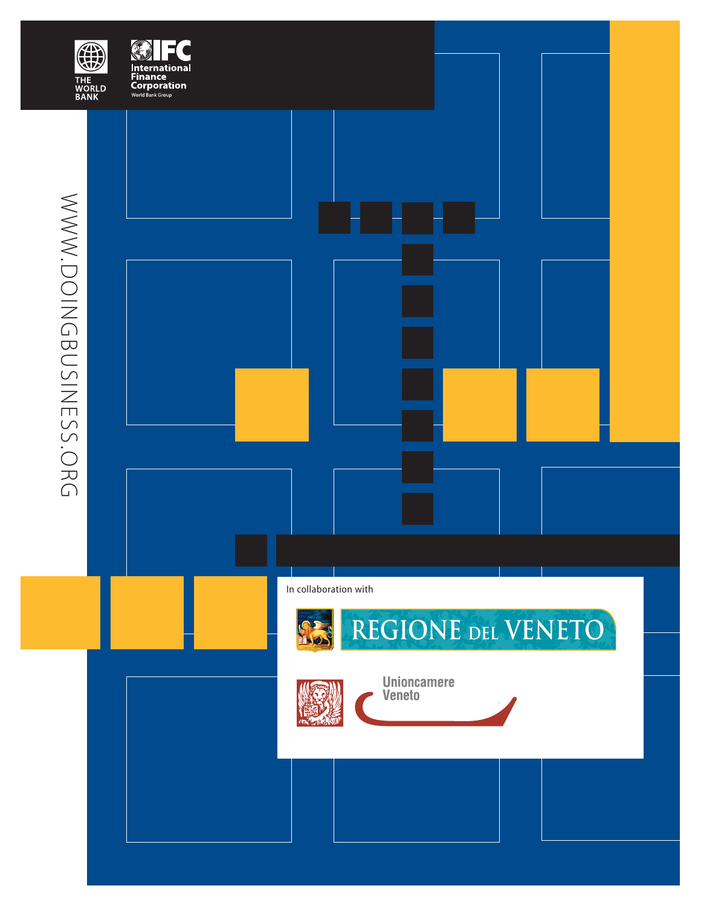THE WORLD BANK

IFC International Finance Corporation World Bank Group

WWW.DOINGBUSINESS.ORG

In collaboration with

REGIONE DEL VENETO

Unioncamere Veneto